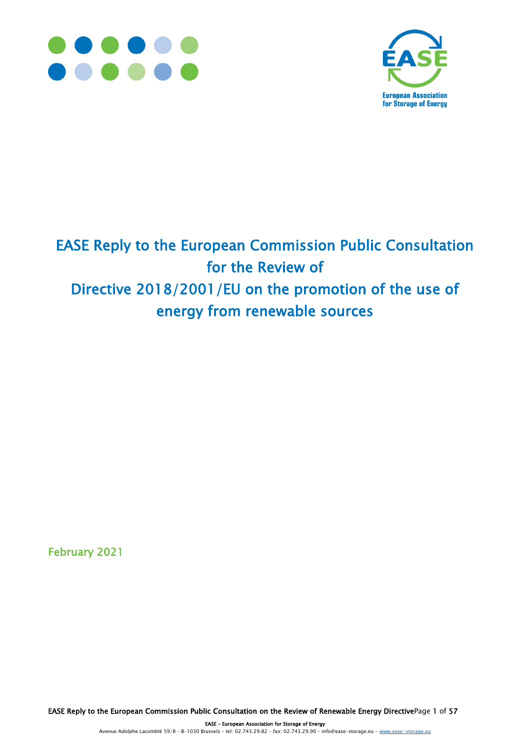# EASE Reply to the European Commission Public Consultation for the Review of Directive 2018/2001/EU on the promotion of the use of energy from renewable sources

February 2021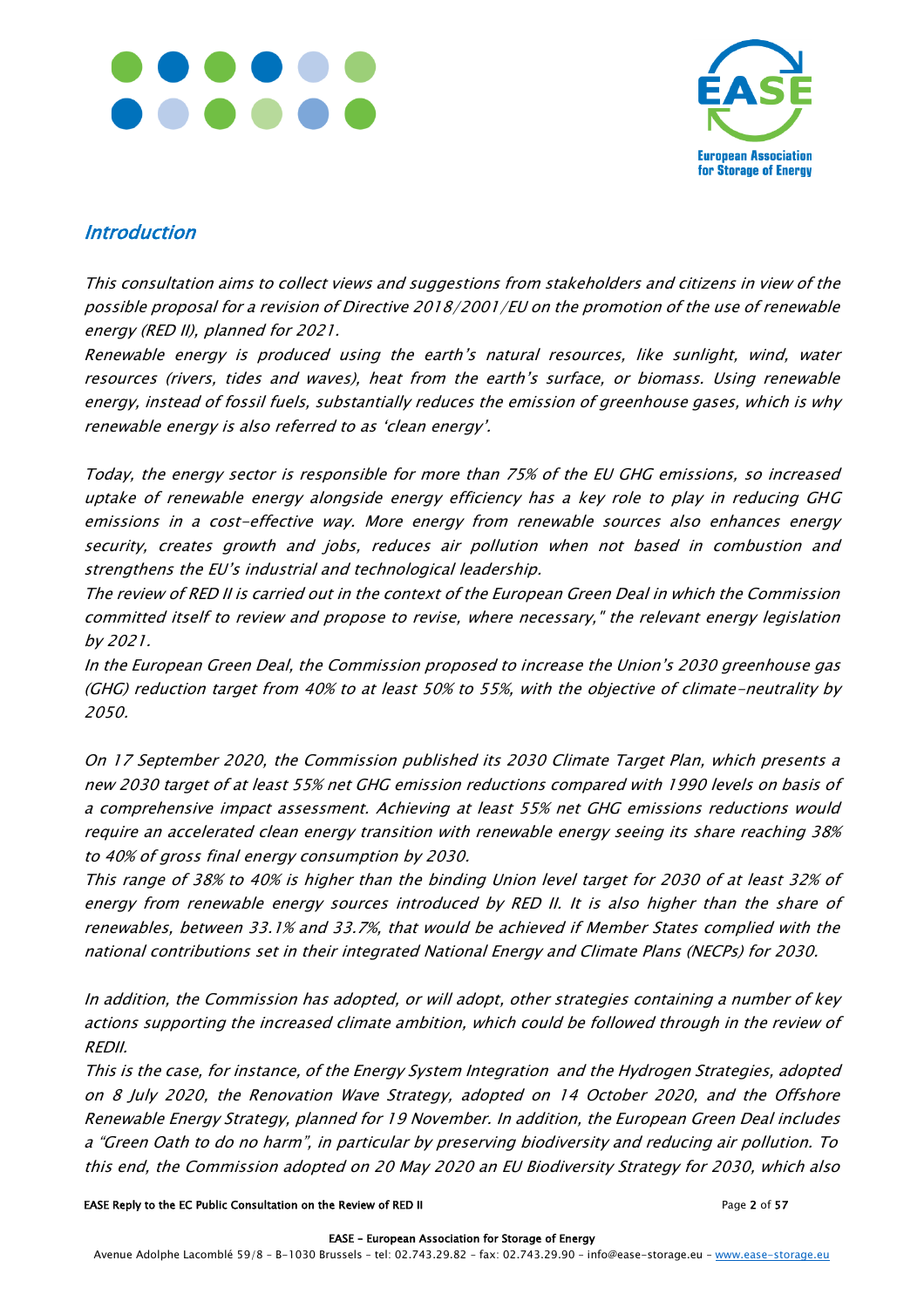## *Introduction*

*This consultation aims to collect views and suggestions from stakeholders and citizens in view of the possible proposal for a revision of Directive 2018/2001/EU on the promotion of the use of renewable energy (RED II), planned for 2021.*

*Renewable energy is produced using the earth's natural resources, like sunlight, wind, water resources (rivers, tides and waves), heat from the earth's surface, or biomass. Using renewable energy, instead of fossil fuels, substantially reduces the emission of greenhouse gases, which is why renewable energy is also referred to as 'clean energy'.*

*Today, the energy sector is responsible for more than 75% of the EU GHG emissions, so increased uptake of renewable energy alongside energy efficiency has a key role to play in reducing GHG emissions in a cost-effective way. More energy from renewable sources also enhances energy security, creates growth and jobs, reduces air pollution when not based in combustion and strengthens the EU's industrial and technological leadership.*

*The review of RED II is carried out in the context of the European Green Deal in which the Commission committed itself to review and propose to revise, where necessary," the relevant energy legislation by 2021.*

*In the European Green Deal, the Commission proposed to increase the Union's 2030 greenhouse gas (GHG) reduction target from 40% to at least 50% to 55%, with the objective of climate-neutrality by 2050.*

*On 17 September 2020, the Commission published its 2030 Climate Target Plan, which presents a new 2030 target of at least 55% net GHG emission reductions compared with 1990 levels on basis of a comprehensive impact assessment. Achieving at least 55% net GHG emissions reductions would require an accelerated clean energy transition with renewable energy seeing its share reaching 38% to 40% of gross final energy consumption by 2030.*

*This range of 38% to 40% is higher than the binding Union level target for 2030 of at least 32% of energy from renewable energy sources introduced by RED II. It is also higher than the share of renewables, between 33.1% and 33.7%, that would be achieved if Member States complied with the national contributions set in their integrated National Energy and Climate Plans (NECPs) for 2030.*

*In addition, the Commission has adopted, or will adopt, other strategies containing a number of key actions supporting the increased climate ambition, which could be followed through in the review of REDII.*

*This is the case, for instance, of the Energy System Integration and the Hydrogen Strategies, adopted on 8 July 2020, the Renovation Wave Strategy, adopted on 14 October 2020, and the Offshore Renewable Energy Strategy, planned for 19 November. In addition, the European Green Deal includes a "Green Oath to do no harm", in particular by preserving biodiversity and reducing air pollution. To this end, the Commission adopted on 20 May 2020 an EU Biodiversity Strategy for 2030, which also*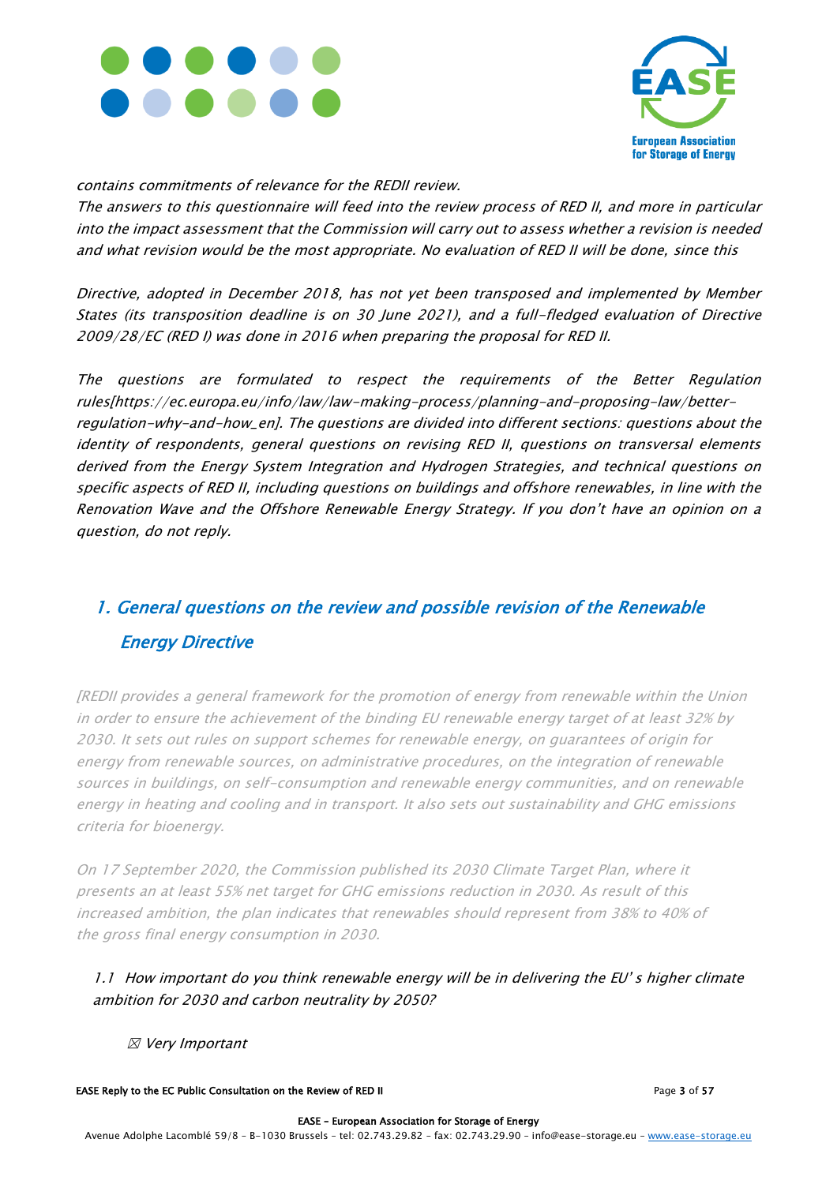*contains commitments of relevance for the REDII review.*

*The answers to this questionnaire will feed into the review process of RED II, and more in particular into the impact assessment that the Commission will carry out to assess whether a revision is needed and what revision would be the most appropriate. No evaluation of RED II will be done, since this*

*Directive, adopted in December 2018, has not yet been transposed and implemented by Member States (its transposition deadline is on 30 June 2021), and a full-fledged evaluation of Directive 2009/28/EC (RED I) was done in 2016 when preparing the proposal for RED II.*

*The questions are formulated to respect the requirements of the Better Regulation rules[https://ec.europa.eu/info/law/law-making-process/planning-and-proposing-law/better-regulation-why-and-how_en]. The questions are divided into different sections: questions about the identity of respondents, general questions on revising RED II, questions on transversal elements derived from the Energy System Integration and Hydrogen Strategies, and technical questions on specific aspects of RED II, including questions on buildings and offshore renewables, in line with the Renovation Wave and the Offshore Renewable Energy Strategy. If you don't have an opinion on a question, do not reply.*

## *1. General questions on the review and possible revision of the Renewable Energy Directive*

*[REDII provides a general framework for the promotion of energy from renewable within the Union in order to ensure the achievement of the binding EU renewable energy target of at least 32% by 2030. It sets out rules on support schemes for renewable energy, on guarantees of origin for energy from renewable sources, on administrative procedures, on the integration of renewable sources in buildings, on self-consumption and renewable energy communities, and on renewable energy in heating and cooling and in transport. It also sets out sustainability and GHG emissions criteria for bioenergy.*

*On 17 September 2020, the Commission published its 2030 Climate Target Plan, where it presents an at least 55% net target for GHG emissions reduction in 2030. As result of this increased ambition, the plan indicates that renewables should represent from 38% to 40% of the gross final energy consumption in 2030.*

*1.1 How important do you think renewable energy will be in delivering the EU's higher climate ambition for 2030 and carbon neutrality by 2050?*

☒ *Very Important*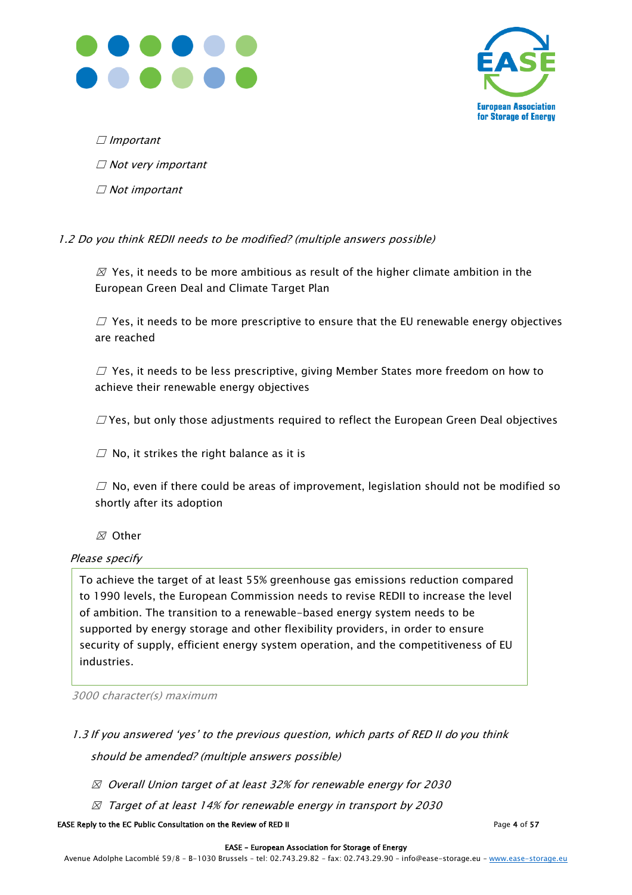☐ *Important*

☐ *Not very important*

☐ *Not important*

*1.2 Do you think REDII needs to be modified? (multiple answers possible)*

☒ Yes, it needs to be more ambitious as result of the higher climate ambition in the European Green Deal and Climate Target Plan

☐ Yes, it needs to be more prescriptive to ensure that the EU renewable energy objectives are reached

☐ Yes, it needs to be less prescriptive, giving Member States more freedom on how to achieve their renewable energy objectives

☐ Yes, but only those adjustments required to reflect the European Green Deal objectives

☐ No, it strikes the right balance as it is

☐ No, even if there could be areas of improvement, legislation should not be modified so shortly after its adoption

☒ Other

*Please specify*

To achieve the target of at least 55% greenhouse gas emissions reduction compared to 1990 levels, the European Commission needs to revise REDII to increase the level of ambition. The transition to a renewable-based energy system needs to be supported by energy storage and other flexibility providers, in order to ensure security of supply, efficient energy system operation, and the competitiveness of EU industries.

*3000 character(s) maximum*

*1.3 If you answered 'yes' to the previous question, which parts of RED II do you think should be amended? (multiple answers possible)*

☒ *Overall Union target of at least 32% for renewable energy for 2030*

☒ *Target of at least 14% for renewable energy in transport by 2030*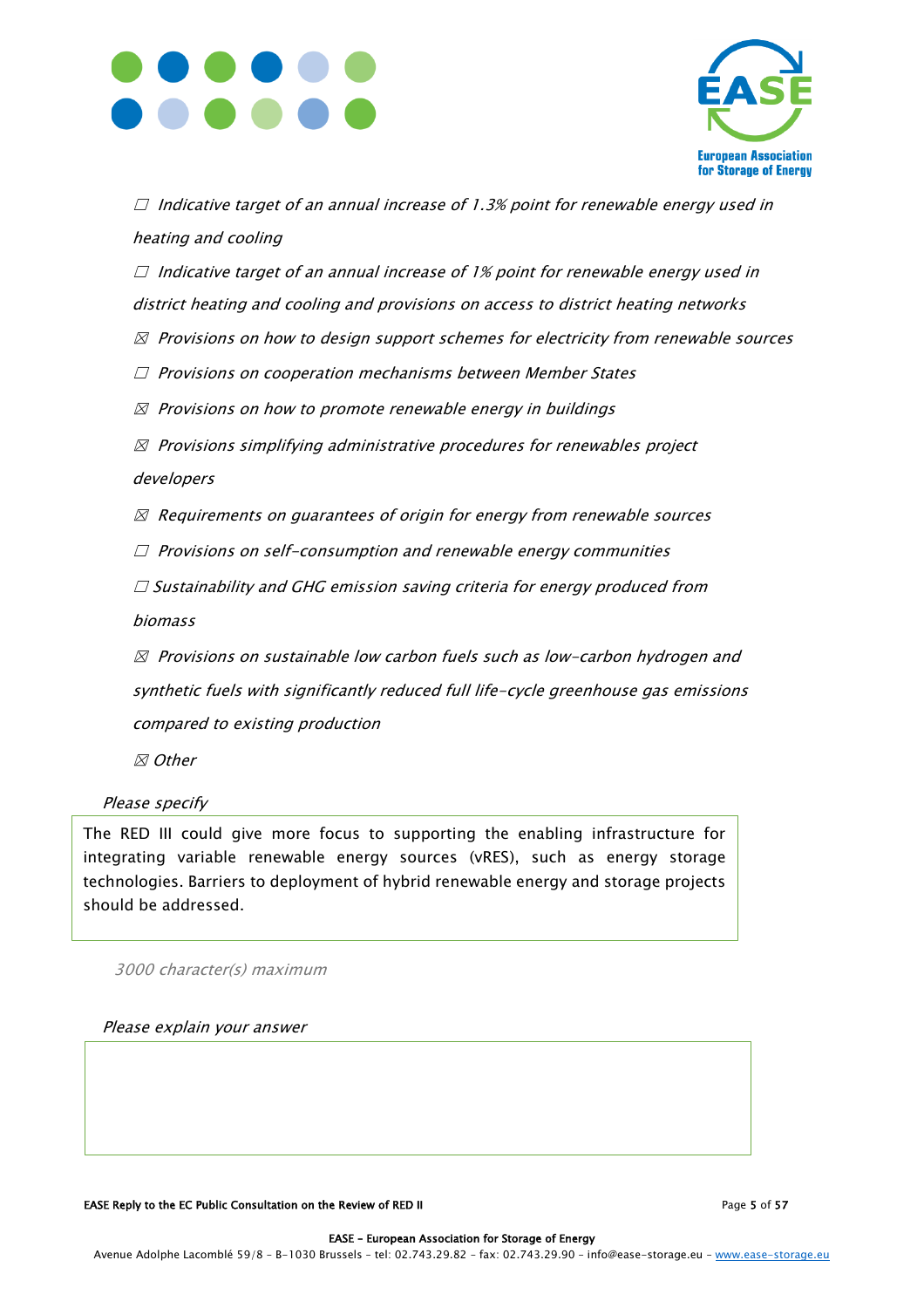☐ *Indicative target of an annual increase of 1.3% point for renewable energy used in heating and cooling*

☐ *Indicative target of an annual increase of 1% point for renewable energy used in district heating and cooling and provisions on access to district heating networks*

☒ *Provisions on how to design support schemes for electricity from renewable sources*

☐ *Provisions on cooperation mechanisms between Member States*

☒ *Provisions on how to promote renewable energy in buildings*

☒ *Provisions simplifying administrative procedures for renewables project developers*

☒ *Requirements on guarantees of origin for energy from renewable sources*

☐ *Provisions on self-consumption and renewable energy communities*

☐ *Sustainability and GHG emission saving criteria for energy produced from biomass*

☒ *Provisions on sustainable low carbon fuels such as low-carbon hydrogen and synthetic fuels with significantly reduced full life-cycle greenhouse gas emissions compared to existing production*

☒ *Other*

*Please specify*

The RED III could give more focus to supporting the enabling infrastructure for integrating variable renewable energy sources (vRES), such as energy storage technologies. Barriers to deployment of hybrid renewable energy and storage projects should be addressed.

*3000 character(s) maximum*

*Please explain your answer*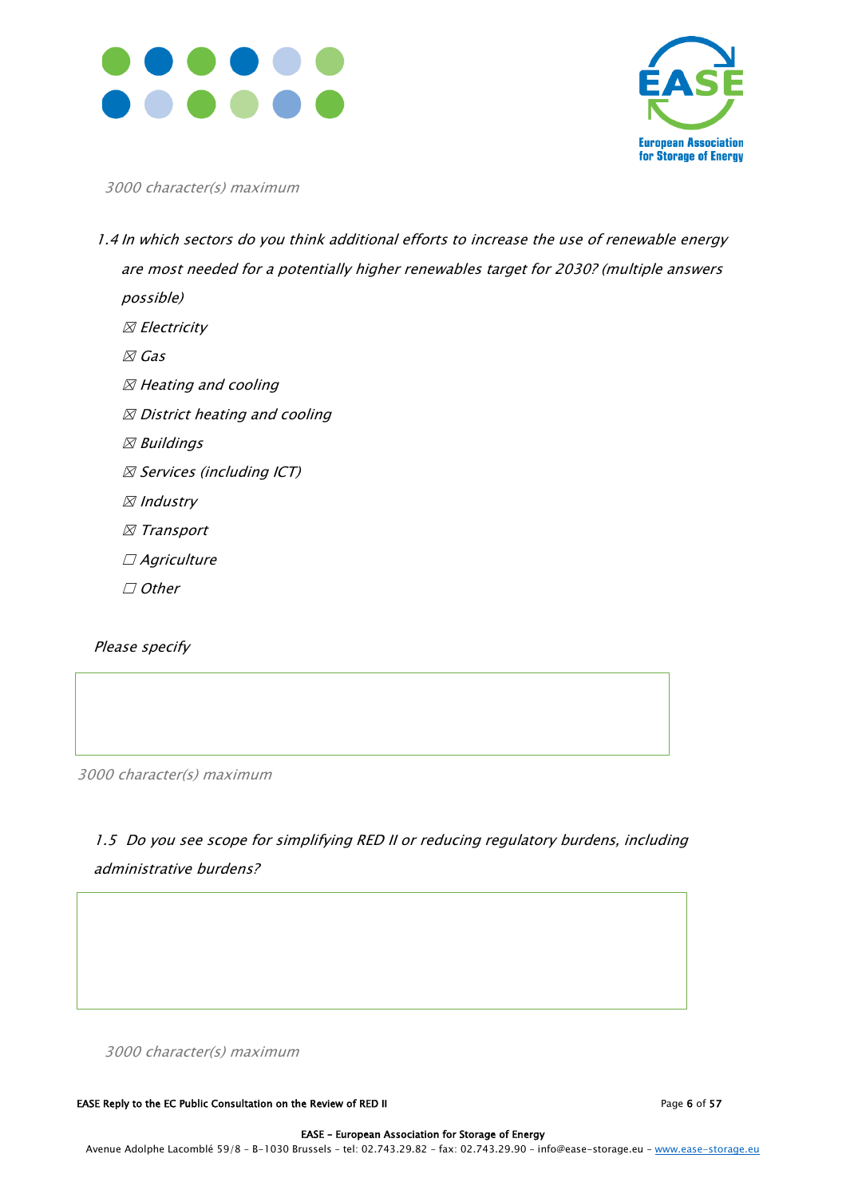*3000 character(s) maximum*

*1.4 In which sectors do you think additional efforts to increase the use of renewable energy are most needed for a potentially higher renewables target for 2030? (multiple answers possible)*

- ☒ *Electricity*
- ☒ *Gas*
- ☒ *Heating and cooling*
- ☒ *District heating and cooling*
- ☒ *Buildings*
- ☒ *Services (including ICT)*
- ☒ *Industry*
- ☒ *Transport*
- ☐ *Agriculture*
- ☐ *Other*

*Please specify*

*3000 character(s) maximum*

*1.5 Do you see scope for simplifying RED II or reducing regulatory burdens, including administrative burdens?*

*3000 character(s) maximum*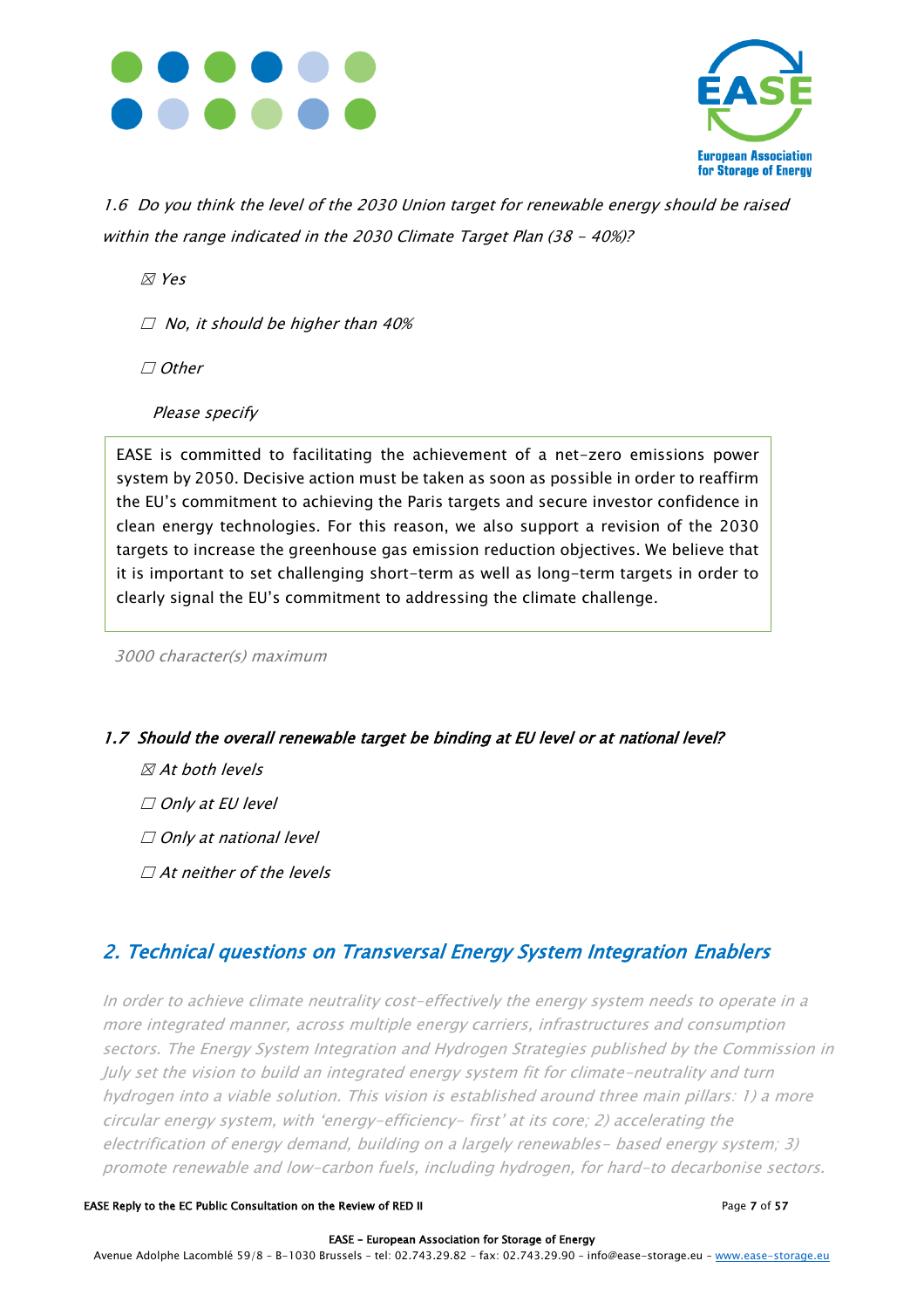*1.6 Do you think the level of the 2030 Union target for renewable energy should be raised within the range indicated in the 2030 Climate Target Plan (38 - 40%)?*

☒ *Yes*

☐ *No, it should be higher than 40%*

☐ *Other*

*Please specify*

EASE is committed to facilitating the achievement of a net-zero emissions power system by 2050. Decisive action must be taken as soon as possible in order to reaffirm the EU's commitment to achieving the Paris targets and secure investor confidence in clean energy technologies. For this reason, we also support a revision of the 2030 targets to increase the greenhouse gas emission reduction objectives. We believe that it is important to set challenging short-term as well as long-term targets in order to clearly signal the EU's commitment to addressing the climate challenge.

*3000 character(s) maximum*

***1.7 Should the overall renewable target be binding at EU level or at national level?***

☒ *At both levels*

☐ *Only at EU level*

☐ *Only at national level*

☐ *At neither of the levels*

## *2. Technical questions on Transversal Energy System Integration Enablers*

*In order to achieve climate neutrality cost-effectively the energy system needs to operate in a more integrated manner, across multiple energy carriers, infrastructures and consumption sectors. The Energy System Integration and Hydrogen Strategies published by the Commission in July set the vision to build an integrated energy system fit for climate-neutrality and turn hydrogen into a viable solution. This vision is established around three main pillars: 1) a more circular energy system, with 'energy-efficiency- first' at its core; 2) accelerating the electrification of energy demand, building on a largely renewables- based energy system; 3) promote renewable and low-carbon fuels, including hydrogen, for hard-to decarbonise sectors.*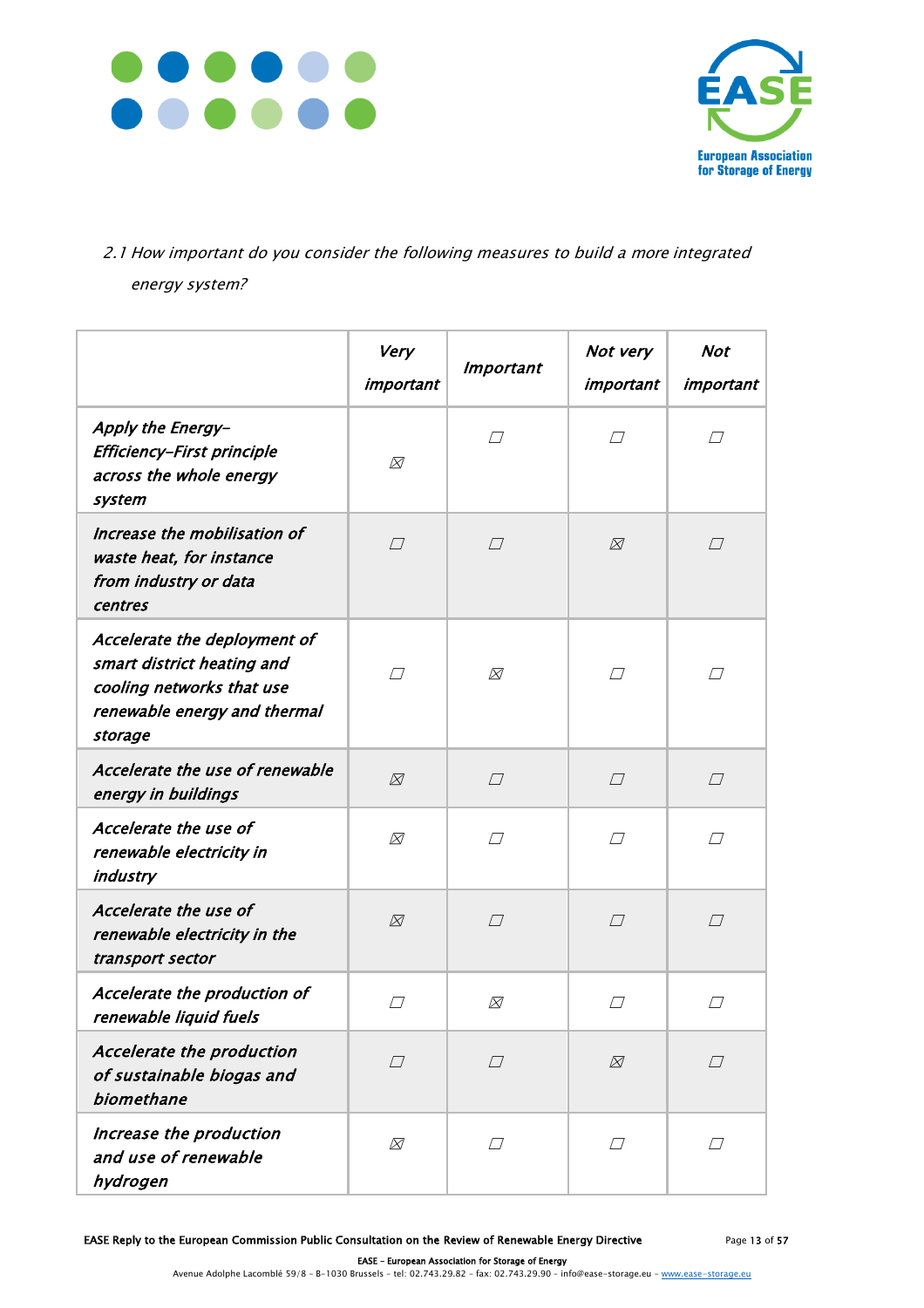*2.1 How important do you consider the following measures to build a more integrated energy system?*

| | *Very important* | *Important* | *Not very important* | *Not important* |
|---|---|---|---|---|
| *Apply the Energy-Efficiency-First principle across the whole energy system* | ☒ | ☐ | ☐ | ☐ |
| *Increase the mobilisation of waste heat, for instance from industry or data centres* | ☐ | ☐ | ☒ | ☐ |
| *Accelerate the deployment of smart district heating and cooling networks that use renewable energy and thermal storage* | ☐ | ☒ | ☐ | ☐ |
| *Accelerate the use of renewable energy in buildings* | ☒ | ☐ | ☐ | ☐ |
| *Accelerate the use of renewable electricity in industry* | ☒ | ☐ | ☐ | ☐ |
| *Accelerate the use of renewable electricity in the transport sector* | ☒ | ☐ | ☐ | ☐ |
| *Accelerate the production of renewable liquid fuels* | ☐ | ☒ | ☐ | ☐ |
| *Accelerate the production of sustainable biogas and biomethane* | ☐ | ☐ | ☒ | ☐ |
| *Increase the production and use of renewable hydrogen* | ☒ | ☐ | ☐ | ☐ |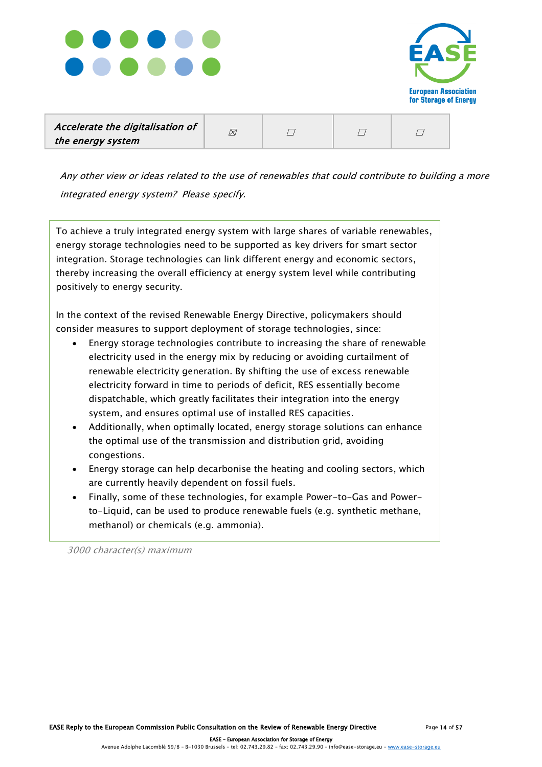| *Accelerate the digitalisation of the energy system* | ☒ | ☐ | ☐ | ☐ |
|---|---|---|---|---|

*Any other view or ideas related to the use of renewables that could contribute to building a more integrated energy system? Please specify.*

To achieve a truly integrated energy system with large shares of variable renewables, energy storage technologies need to be supported as key drivers for smart sector integration. Storage technologies can link different energy and economic sectors, thereby increasing the overall efficiency at energy system level while contributing positively to energy security.

In the context of the revised Renewable Energy Directive, policymakers should consider measures to support deployment of storage technologies, since:

- Energy storage technologies contribute to increasing the share of renewable electricity used in the energy mix by reducing or avoiding curtailment of renewable electricity generation. By shifting the use of excess renewable electricity forward in time to periods of deficit, RES essentially become dispatchable, which greatly facilitates their integration into the energy system, and ensures optimal use of installed RES capacities.
- Additionally, when optimally located, energy storage solutions can enhance the optimal use of the transmission and distribution grid, avoiding congestions.
- Energy storage can help decarbonise the heating and cooling sectors, which are currently heavily dependent on fossil fuels.
- Finally, some of these technologies, for example Power-to-Gas and Power-to-Liquid, can be used to produce renewable fuels (e.g. synthetic methane, methanol) or chemicals (e.g. ammonia).

*3000 character(s) maximum*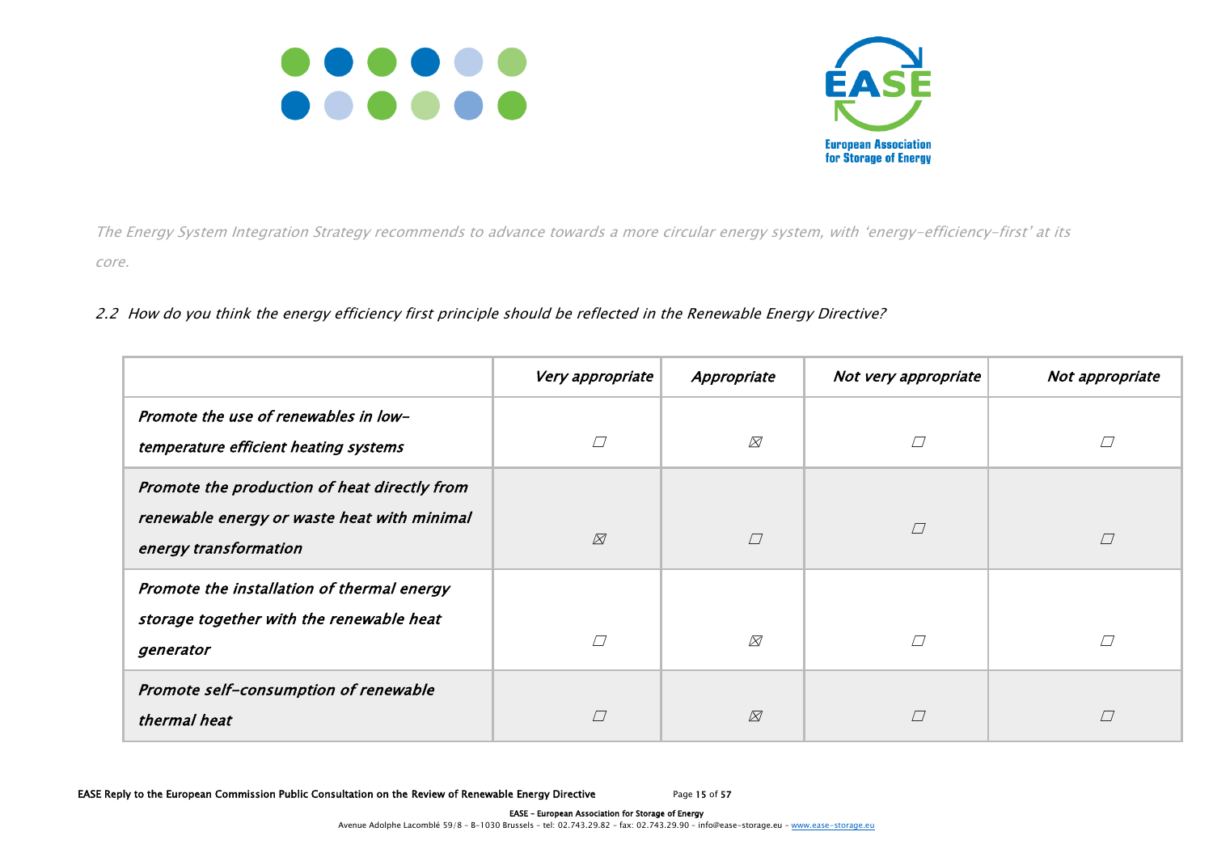*The Energy System Integration Strategy recommends to advance towards a more circular energy system, with 'energy-efficiency-first' at its core.*

*2.2 How do you think the energy efficiency first principle should be reflected in the Renewable Energy Directive?*

| | *Very appropriate* | *Appropriate* | *Not very appropriate* | *Not appropriate* |
|---|---|---|---|---|
| *Promote the use of renewables in low-temperature efficient heating systems* | ☐ | ☒ | ☐ | ☐ |
| *Promote the production of heat directly from renewable energy or waste heat with minimal energy transformation* | ☒ | ☐ | ☐ | ☐ |
| *Promote the installation of thermal energy storage together with the renewable heat generator* | ☐ | ☒ | ☐ | ☐ |
| *Promote self-consumption of renewable thermal heat* | ☐ | ☒ | ☐ | ☐ |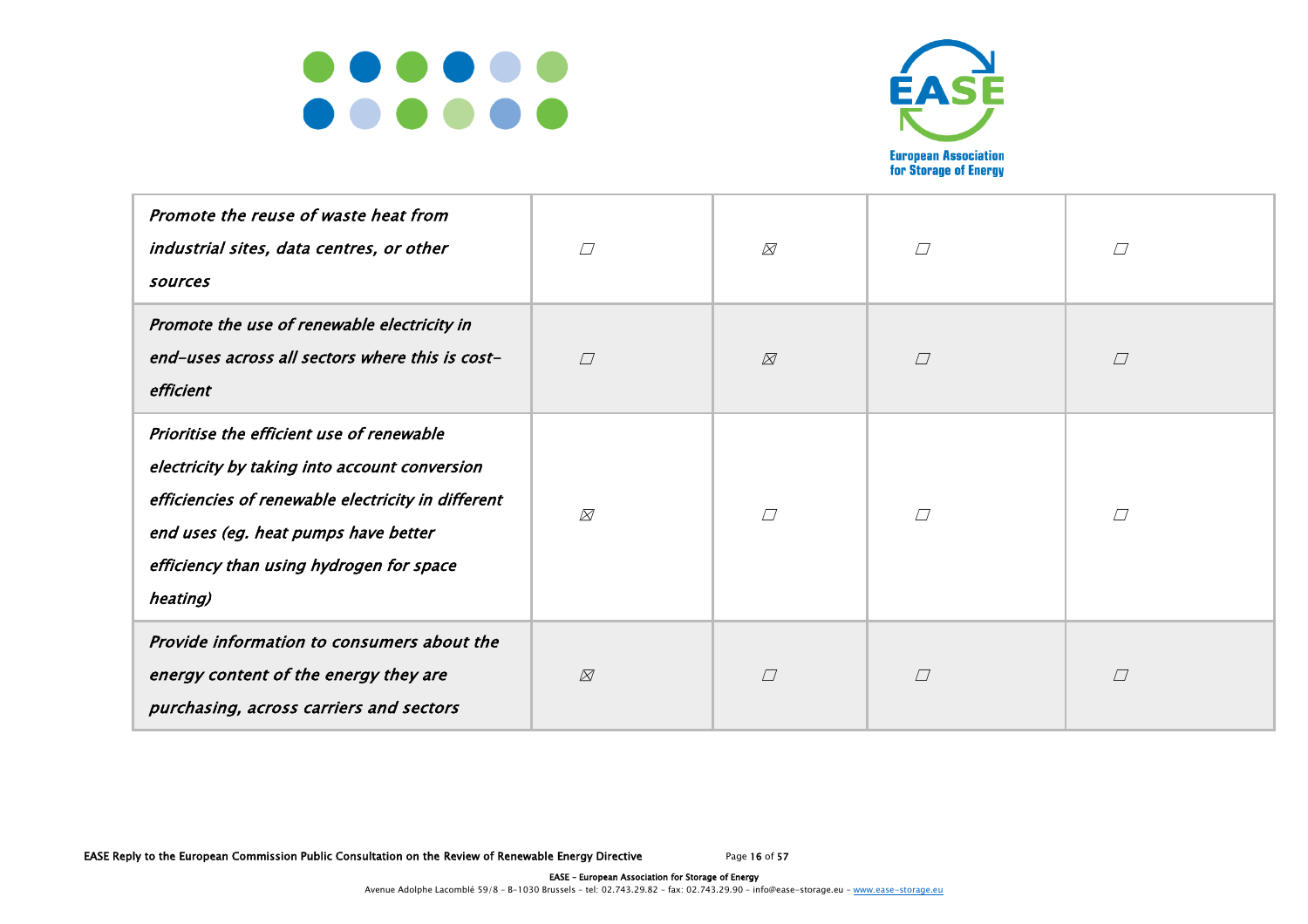| | | | | |
|---|---|---|---|---|
| *Promote the reuse of waste heat from industrial sites, data centres, or other sources* | ☐ | ☒ | ☐ | ☐ |
| *Promote the use of renewable electricity in end-uses across all sectors where this is cost-efficient* | ☐ | ☒ | ☐ | ☐ |
| *Prioritise the efficient use of renewable electricity by taking into account conversion efficiencies of renewable electricity in different end uses (eg. heat pumps have better efficiency than using hydrogen for space heating)* | ☒ | ☐ | ☐ | ☐ |
| *Provide information to consumers about the energy content of the energy they are purchasing, across carriers and sectors* | ☒ | ☐ | ☐ | ☐ |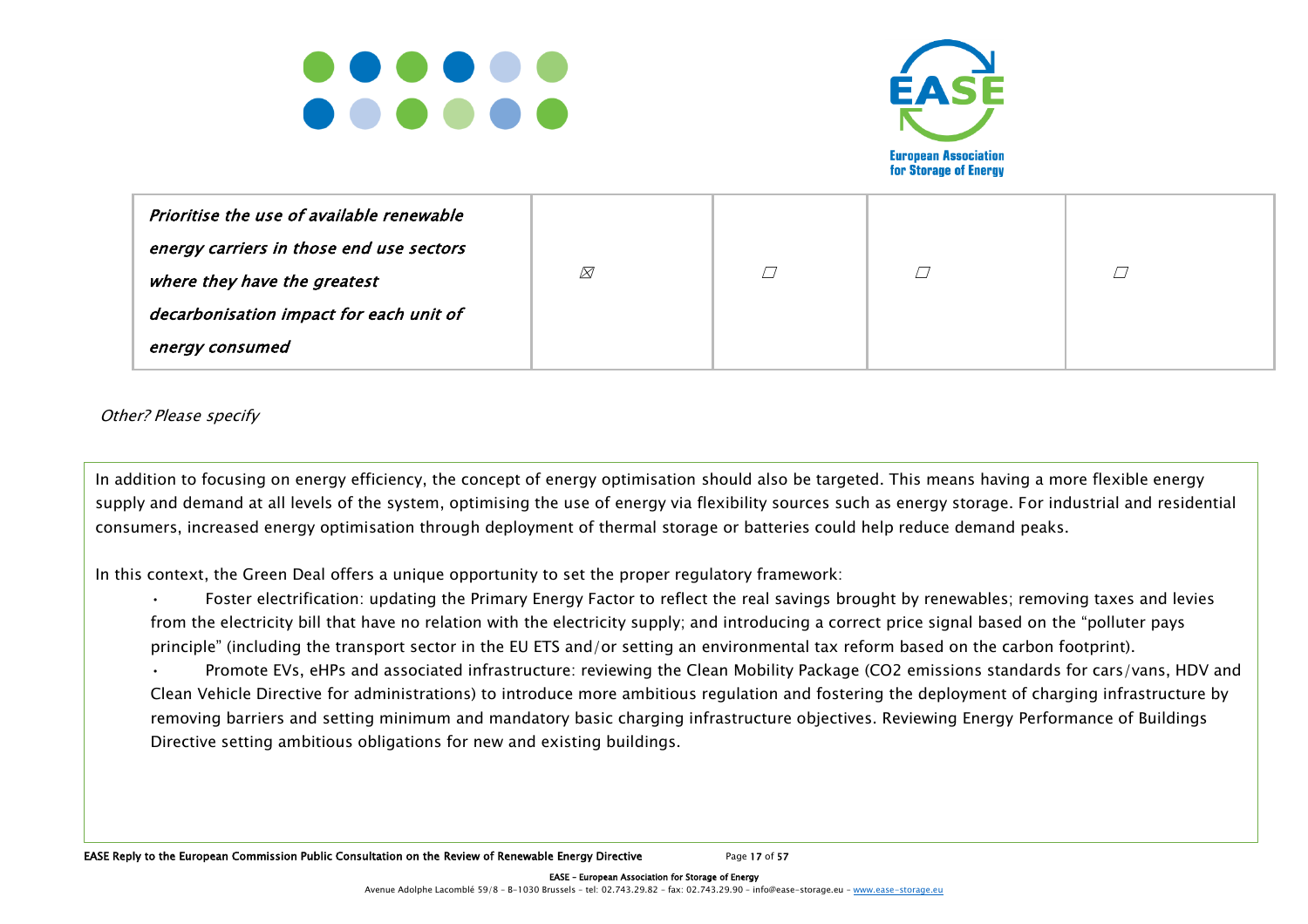| | | | | |
|---|---|---|---|---|
| *Prioritise the use of available renewable energy carriers in those end use sectors where they have the greatest decarbonisation impact for each unit of energy consumed* | ☒ | ☐ | ☐ | ☐ |

*Other? Please specify*

In addition to focusing on energy efficiency, the concept of energy optimisation should also be targeted. This means having a more flexible energy supply and demand at all levels of the system, optimising the use of energy via flexibility sources such as energy storage. For industrial and residential consumers, increased energy optimisation through deployment of thermal storage or batteries could help reduce demand peaks.

In this context, the Green Deal offers a unique opportunity to set the proper regulatory framework:

- Foster electrification: updating the Primary Energy Factor to reflect the real savings brought by renewables; removing taxes and levies from the electricity bill that have no relation with the electricity supply; and introducing a correct price signal based on the "polluter pays principle" (including the transport sector in the EU ETS and/or setting an environmental tax reform based on the carbon footprint).
- Promote EVs, eHPs and associated infrastructure: reviewing the Clean Mobility Package (CO2 emissions standards for cars/vans, HDV and Clean Vehicle Directive for administrations) to introduce more ambitious regulation and fostering the deployment of charging infrastructure by removing barriers and setting minimum and mandatory basic charging infrastructure objectives. Reviewing Energy Performance of Buildings Directive setting ambitious obligations for new and existing buildings.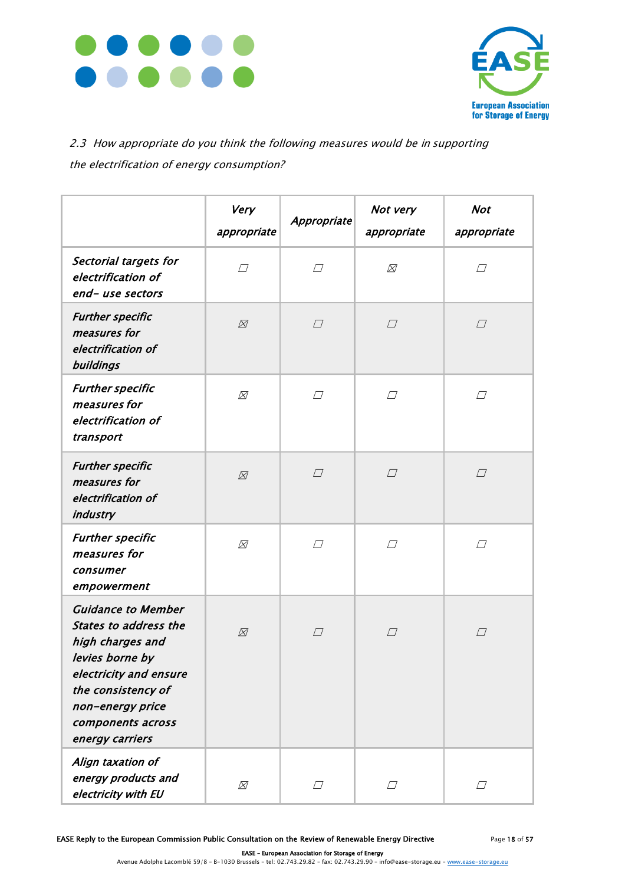*2.3 How appropriate do you think the following measures would be in supporting the electrification of energy consumption?*

| | *Very appropriate* | *Appropriate* | *Not very appropriate* | *Not appropriate* |
|---|---|---|---|---|
| *Sectorial targets for electrification of end- use sectors* | ☐ | ☐ | ☒ | ☐ |
| *Further specific measures for electrification of buildings* | ☒ | ☐ | ☐ | ☐ |
| *Further specific measures for electrification of transport* | ☒ | ☐ | ☐ | ☐ |
| *Further specific measures for electrification of industry* | ☒ | ☐ | ☐ | ☐ |
| *Further specific measures for consumer empowerment* | ☒ | ☐ | ☐ | ☐ |
| *Guidance to Member States to address the high charges and levies borne by electricity and ensure the consistency of non-energy price components across energy carriers* | ☒ | ☐ | ☐ | ☐ |
| *Align taxation of energy products and electricity with EU* | ☒ | ☐ | ☐ | ☐ |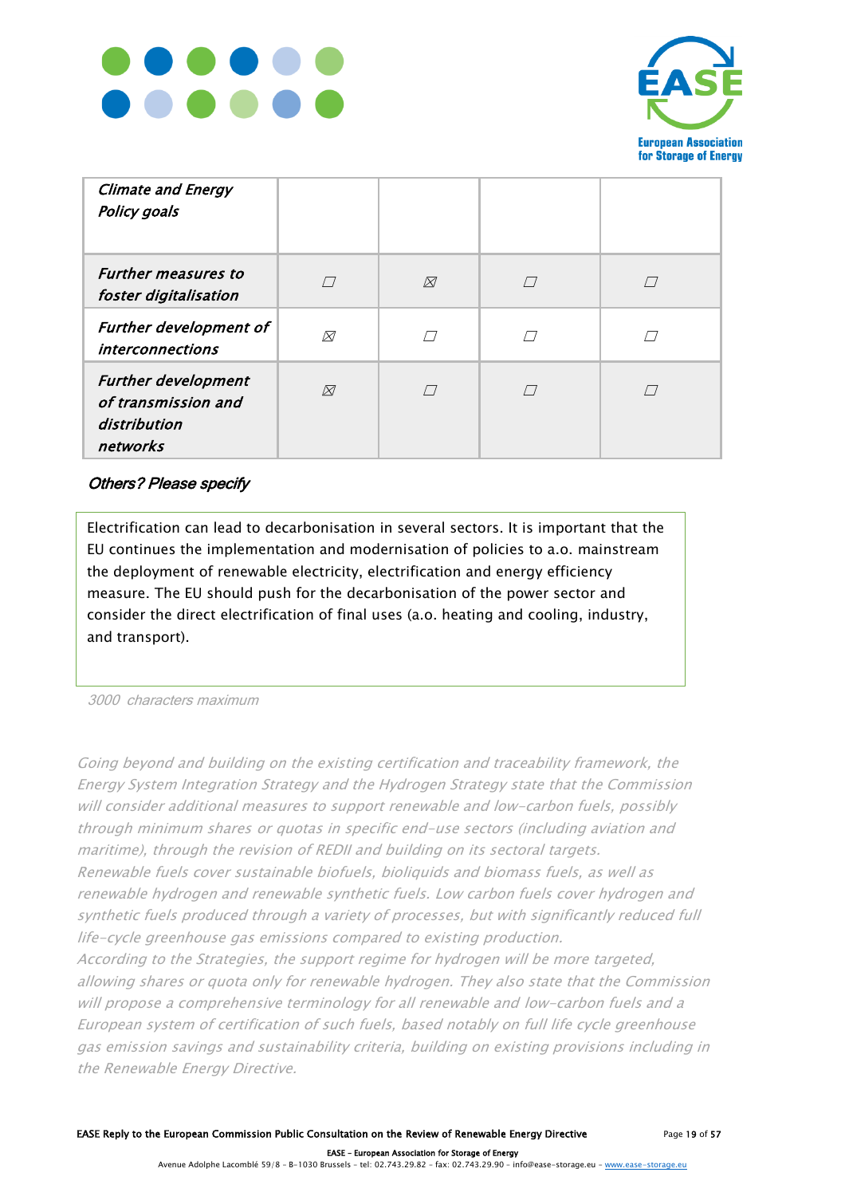| *Climate and Energy Policy goals* | | | | |
|---|---|---|---|---|
| *Further measures to foster digitalisation* | ☐ | ☒ | ☐ | ☐ |
| *Further development of interconnections* | ☒ | ☐ | ☐ | ☐ |
| *Further development of transmission and distribution networks* | ☒ | ☐ | ☐ | ☐ |

*Others? Please specify*

Electrification can lead to decarbonisation in several sectors. It is important that the EU continues the implementation and modernisation of policies to a.o. mainstream the deployment of renewable electricity, electrification and energy efficiency measure. The EU should push for the decarbonisation of the power sector and consider the direct electrification of final uses (a.o. heating and cooling, industry, and transport).

*3000 characters maximum*

*Going beyond and building on the existing certification and traceability framework, the Energy System Integration Strategy and the Hydrogen Strategy state that the Commission will consider additional measures to support renewable and low-carbon fuels, possibly through minimum shares or quotas in specific end-use sectors (including aviation and maritime), through the revision of REDII and building on its sectoral targets.*
*Renewable fuels cover sustainable biofuels, bioliquids and biomass fuels, as well as renewable hydrogen and renewable synthetic fuels. Low carbon fuels cover hydrogen and synthetic fuels produced through a variety of processes, but with significantly reduced full life-cycle greenhouse gas emissions compared to existing production.*
*According to the Strategies, the support regime for hydrogen will be more targeted, allowing shares or quota only for renewable hydrogen. They also state that the Commission will propose a comprehensive terminology for all renewable and low-carbon fuels and a European system of certification of such fuels, based notably on full life cycle greenhouse gas emission savings and sustainability criteria, building on existing provisions including in the Renewable Energy Directive.*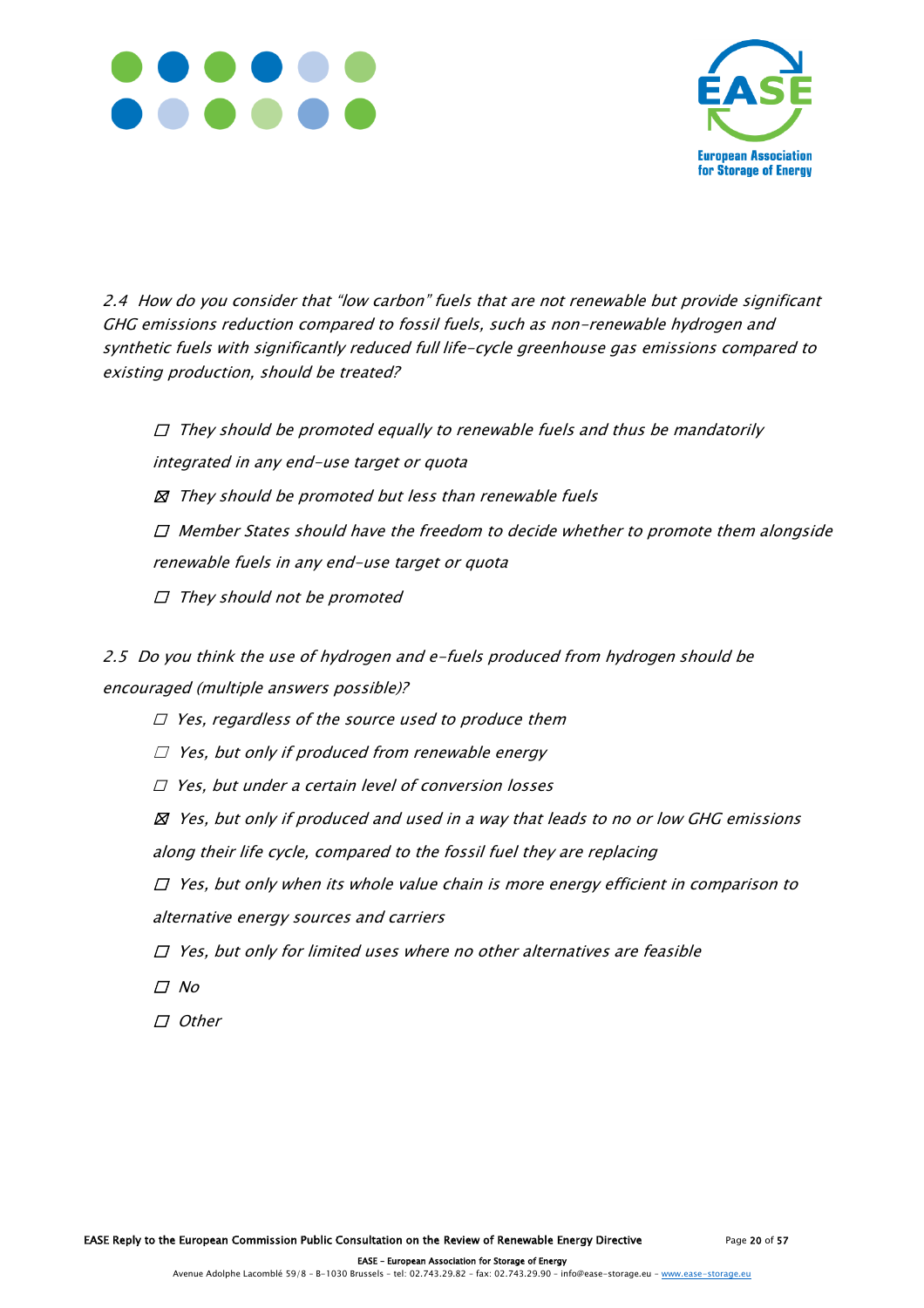*2.4 How do you consider that "low carbon" fuels that are not renewable but provide significant GHG emissions reduction compared to fossil fuels, such as non-renewable hydrogen and synthetic fuels with significantly reduced full life-cycle greenhouse gas emissions compared to existing production, should be treated?*

- ☐ *They should be promoted equally to renewable fuels and thus be mandatorily integrated in any end-use target or quota*
- ☒ *They should be promoted but less than renewable fuels*
- ☐ *Member States should have the freedom to decide whether to promote them alongside renewable fuels in any end-use target or quota*
- ☐ *They should not be promoted*

*2.5 Do you think the use of hydrogen and e-fuels produced from hydrogen should be encouraged (multiple answers possible)?*

- ☐ *Yes, regardless of the source used to produce them*
- ☐ *Yes, but only if produced from renewable energy*
- ☐ *Yes, but under a certain level of conversion losses*
- ☒ *Yes, but only if produced and used in a way that leads to no or low GHG emissions along their life cycle, compared to the fossil fuel they are replacing*
- ☐ *Yes, but only when its whole value chain is more energy efficient in comparison to alternative energy sources and carriers*
- ☐ *Yes, but only for limited uses where no other alternatives are feasible*
- ☐ *No*
- ☐ *Other*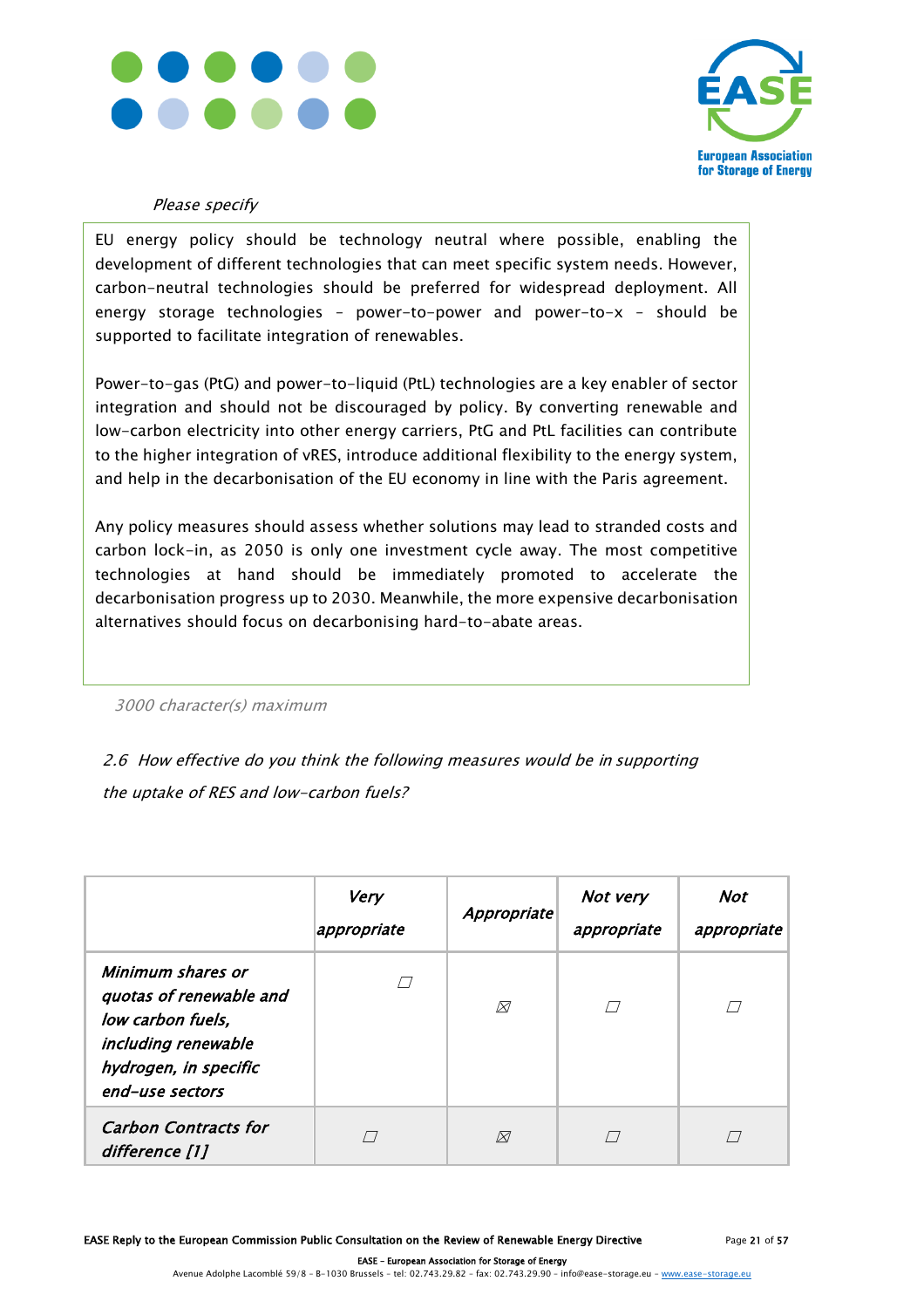*Please specify*

EU energy policy should be technology neutral where possible, enabling the development of different technologies that can meet specific system needs. However, carbon-neutral technologies should be preferred for widespread deployment. All energy storage technologies – power-to-power and power-to-x – should be supported to facilitate integration of renewables.

Power-to-gas (PtG) and power-to-liquid (PtL) technologies are a key enabler of sector integration and should not be discouraged by policy. By converting renewable and low-carbon electricity into other energy carriers, PtG and PtL facilities can contribute to the higher integration of vRES, introduce additional flexibility to the energy system, and help in the decarbonisation of the EU economy in line with the Paris agreement.

Any policy measures should assess whether solutions may lead to stranded costs and carbon lock-in, as 2050 is only one investment cycle away. The most competitive technologies at hand should be immediately promoted to accelerate the decarbonisation progress up to 2030. Meanwhile, the more expensive decarbonisation alternatives should focus on decarbonising hard-to-abate areas.

*3000 character(s) maximum*

*2.6 How effective do you think the following measures would be in supporting the uptake of RES and low-carbon fuels?*

| | *Very appropriate* | *Appropriate* | *Not very appropriate* | *Not appropriate* |
|---|---|---|---|---|
| *Minimum shares or quotas of renewable and low carbon fuels, including renewable hydrogen, in specific end-use sectors* | ☐ | ☒ | ☐ | ☐ |
| *Carbon Contracts for difference [1]* | ☐ | ☒ | ☐ | ☐ |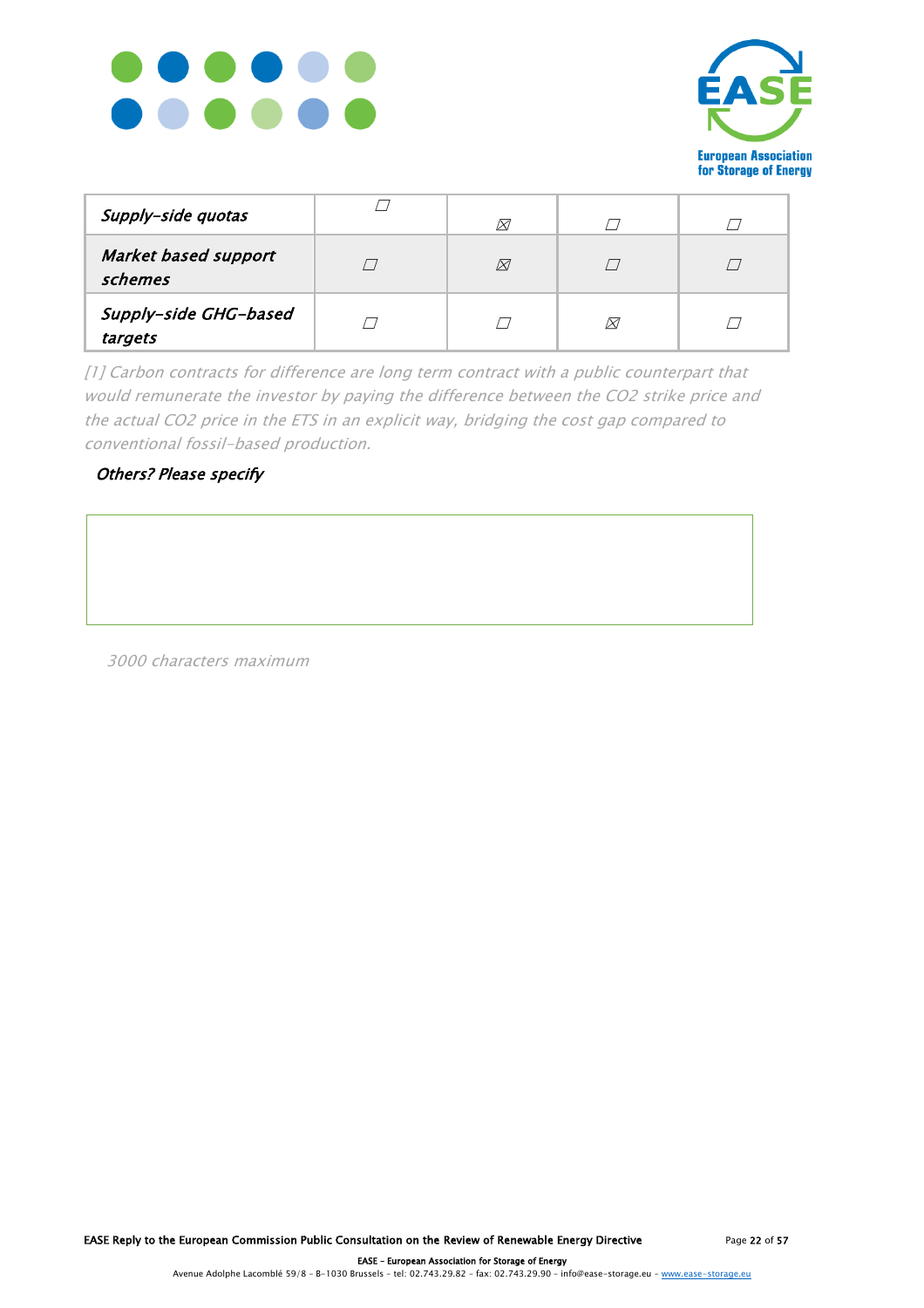| | | | | |
|---|---|---|---|---|
| *Supply-side quotas* | ☐ | ☒ | ☐ | ☐ |
| *Market based support schemes* | ☐ | ☒ | ☐ | ☐ |
| *Supply-side GHG-based targets* | ☐ | ☐ | ☒ | ☐ |

*[1] Carbon contracts for difference are long term contract with a public counterpart that would remunerate the investor by paying the difference between the CO2 strike price and the actual CO2 price in the ETS in an explicit way, bridging the cost gap compared to conventional fossil-based production.*

***Others? Please specify***

*3000 characters maximum*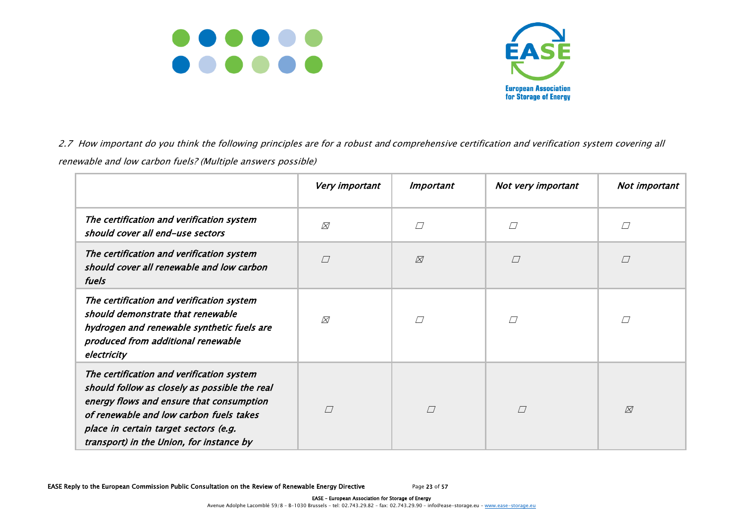*2.7 How important do you think the following principles are for a robust and comprehensive certification and verification system covering all renewable and low carbon fuels? (Multiple answers possible)*

| | *Very important* | *Important* | *Not very important* | *Not important* |
|---|---|---|---|---|
| ***The certification and verification system should cover all end-use sectors*** | ☒ | ☐ | ☐ | ☐ |
| ***The certification and verification system should cover all renewable and low carbon fuels*** | ☐ | ☒ | ☐ | ☐ |
| ***The certification and verification system should demonstrate that renewable hydrogen and renewable synthetic fuels are produced from additional renewable electricity*** | ☒ | ☐ | ☐ | ☐ |
| ***The certification and verification system should follow as closely as possible the real energy flows and ensure that consumption of renewable and low carbon fuels takes place in certain target sectors (e.g. transport) in the Union, for instance by*** | ☐ | ☐ | ☐ | ☒ |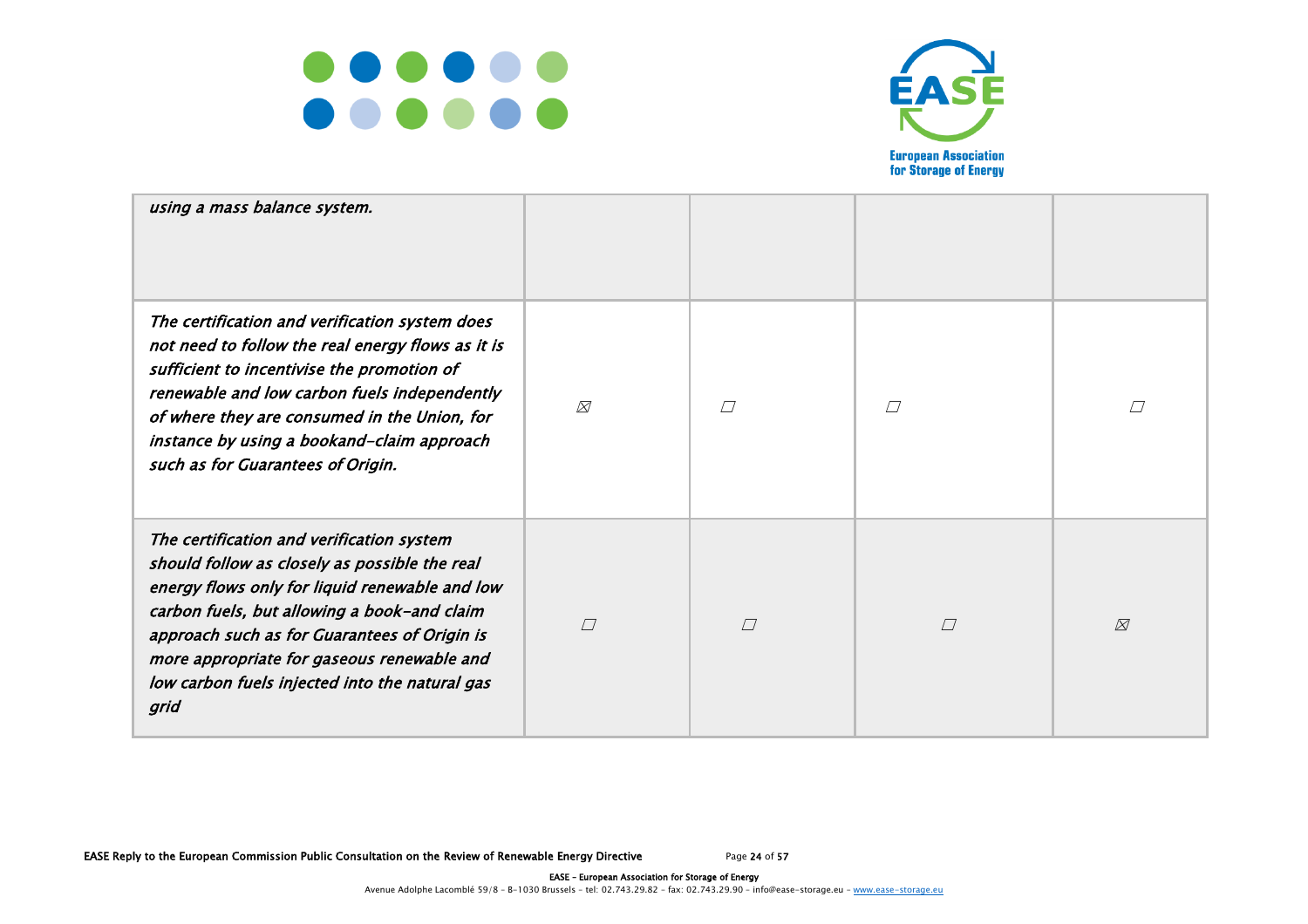| | | | | |
|---|---|---|---|---|
| *using a mass balance system.* | | | | |
| *The certification and verification system does not need to follow the real energy flows as it is sufficient to incentivise the promotion of renewable and low carbon fuels independently of where they are consumed in the Union, for instance by using a bookand-claim approach such as for Guarantees of Origin.* | ☒ | ☐ | ☐ | ☐ |
| *The certification and verification system should follow as closely as possible the real energy flows only for liquid renewable and low carbon fuels, but allowing a book-and claim approach such as for Guarantees of Origin is more appropriate for gaseous renewable and low carbon fuels injected into the natural gas grid* | ☐ | ☐ | ☐ | ☒ |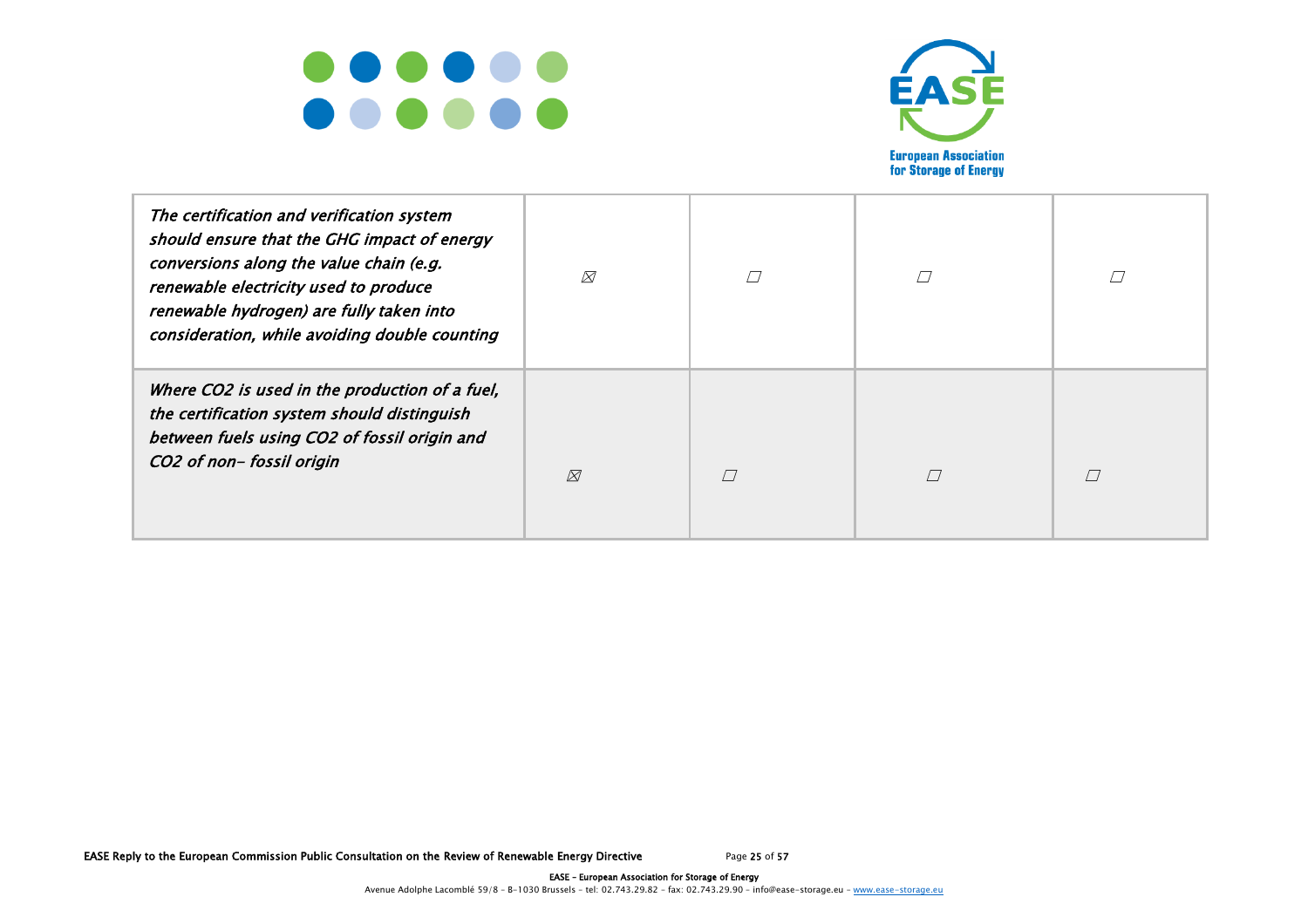| | | | | |
|---|---|---|---|---|
| *The certification and verification system should ensure that the GHG impact of energy conversions along the value chain (e.g. renewable electricity used to produce renewable hydrogen) are fully taken into consideration, while avoiding double counting* | ☒ | ☐ | ☐ | ☐ |
| *Where $CO_2$ is used in the production of a fuel, the certification system should distinguish between fuels using $CO_2$ of fossil origin and $CO_2$ of non- fossil origin* | ☒ | ☐ | ☐ | ☐ |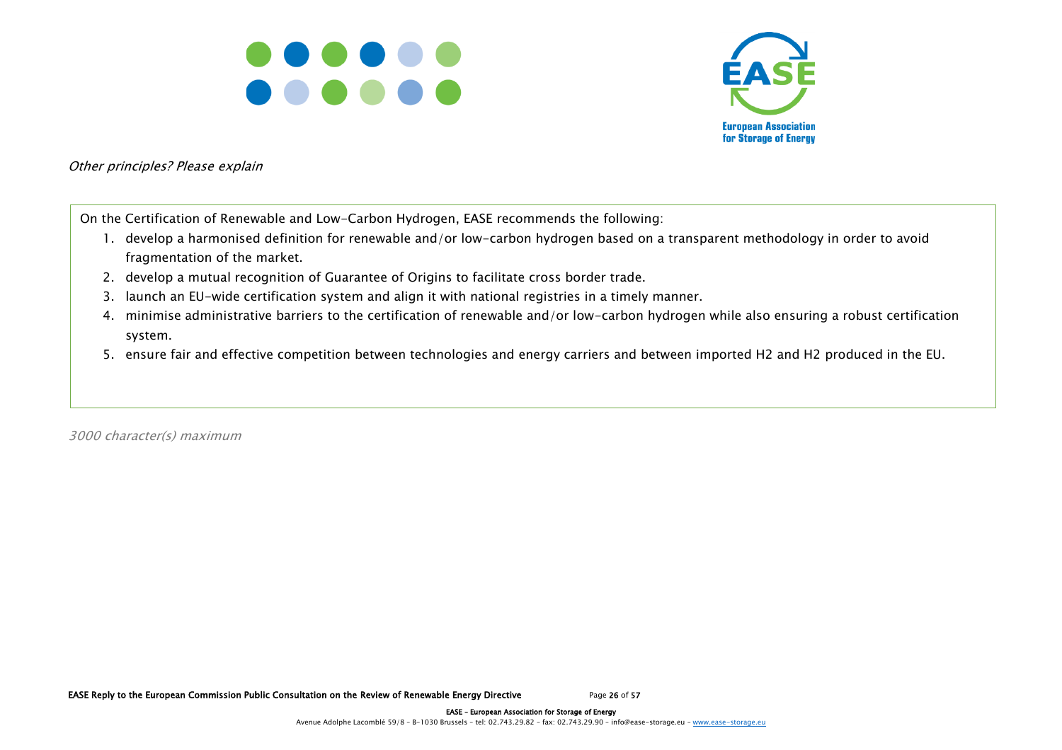*Other principles? Please explain*

On the Certification of Renewable and Low-Carbon Hydrogen, EASE recommends the following:

1. develop a harmonised definition for renewable and/or low-carbon hydrogen based on a transparent methodology in order to avoid fragmentation of the market.
2. develop a mutual recognition of Guarantee of Origins to facilitate cross border trade.
3. launch an EU-wide certification system and align it with national registries in a timely manner.
4. minimise administrative barriers to the certification of renewable and/or low-carbon hydrogen while also ensuring a robust certification system.
5. ensure fair and effective competition between technologies and energy carriers and between imported H2 and H2 produced in the EU.

*3000 character(s) maximum*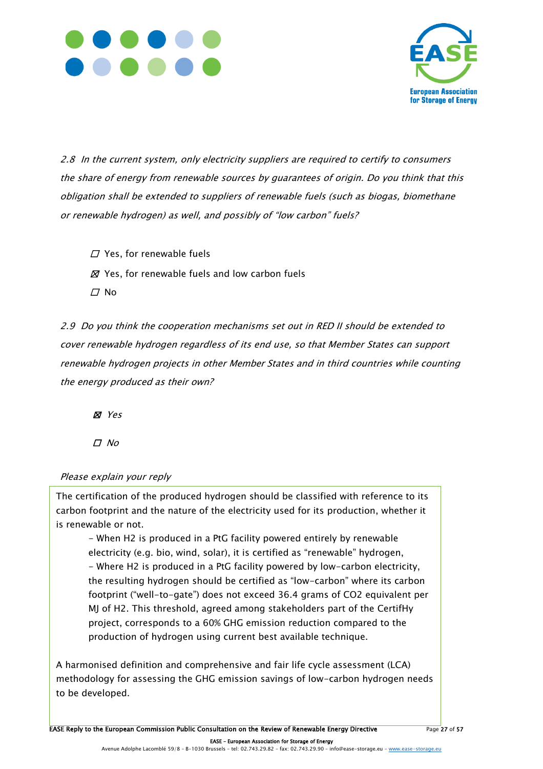*2.8 In the current system, only electricity suppliers are required to certify to consumers the share of energy from renewable sources by guarantees of origin. Do you think that this obligation shall be extended to suppliers of renewable fuels (such as biogas, biomethane or renewable hydrogen) as well, and possibly of "low carbon" fuels?*

- ☐ Yes, for renewable fuels
- ☒ Yes, for renewable fuels and low carbon fuels
- ☐ No

*2.9 Do you think the cooperation mechanisms set out in RED II should be extended to cover renewable hydrogen regardless of its end use, so that Member States can support renewable hydrogen projects in other Member States and in third countries while counting the energy produced as their own?*

- ☒ *Yes*
- ☐ *No*

*Please explain your reply*

The certification of the produced hydrogen should be classified with reference to its carbon footprint and the nature of the electricity used for its production, whether it is renewable or not.

- When H2 is produced in a PtG facility powered entirely by renewable electricity (e.g. bio, wind, solar), it is certified as "renewable" hydrogen,
- Where H2 is produced in a PtG facility powered by low-carbon electricity, the resulting hydrogen should be certified as "low-carbon" where its carbon footprint ("well-to-gate") does not exceed 36.4 grams of CO2 equivalent per MJ of H2. This threshold, agreed among stakeholders part of the CertifHy project, corresponds to a 60% GHG emission reduction compared to the production of hydrogen using current best available technique.

A harmonised definition and comprehensive and fair life cycle assessment (LCA) methodology for assessing the GHG emission savings of low-carbon hydrogen needs to be developed.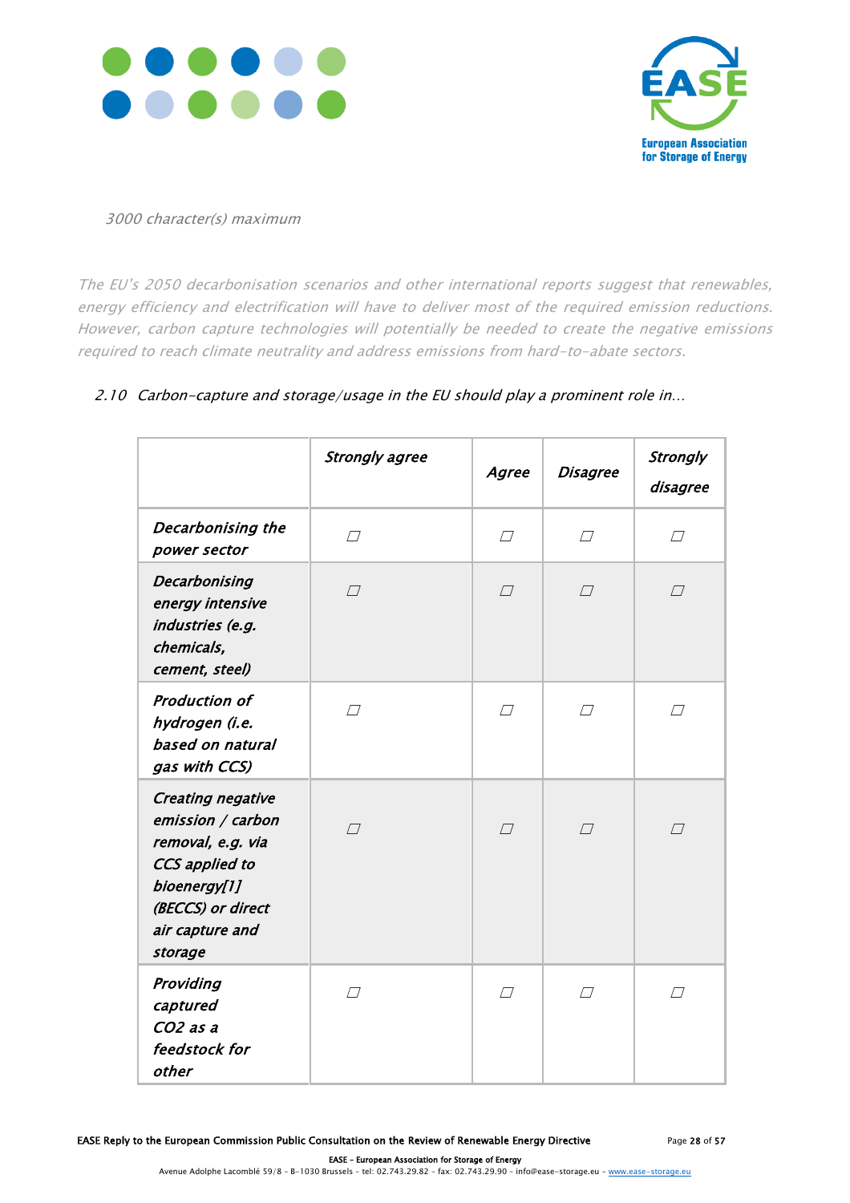*3000 character(s) maximum*

*The EU's 2050 decarbonisation scenarios and other international reports suggest that renewables, energy efficiency and electrification will have to deliver most of the required emission reductions. However, carbon capture technologies will potentially be needed to create the negative emissions required to reach climate neutrality and address emissions from hard-to-abate sectors.*

*2.10 Carbon-capture and storage/usage in the EU should play a prominent role in...*

| | ***Strongly agree*** | ***Agree*** | ***Disagree*** | ***Strongly disagree*** |
|---|---|---|---|---|
| ***Decarbonising the power sector*** | ☐ | ☐ | ☐ | ☐ |
| ***Decarbonising energy intensive industries (e.g. chemicals, cement, steel)*** | ☐ | ☐ | ☐ | ☐ |
| ***Production of hydrogen (i.e. based on natural gas with CCS)*** | ☐ | ☐ | ☐ | ☐ |
| ***Creating negative emission / carbon removal, e.g. via CCS applied to bioenergy[1] (BECCS) or direct air capture and storage*** | ☐ | ☐ | ☐ | ☐ |
| ***Providing captured $CO_2$ as a feedstock for other*** | ☐ | ☐ | ☐ | ☐ |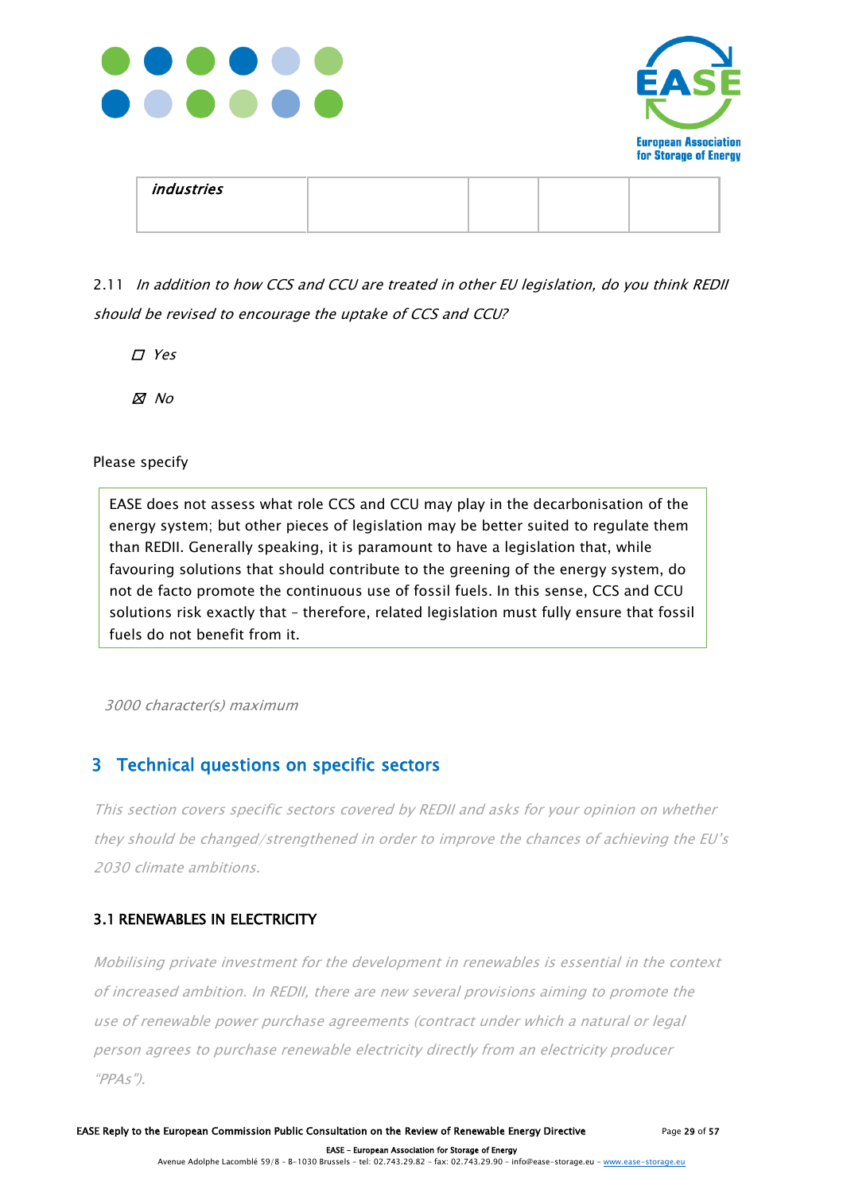| *industries* | | | | |
|---|---|---|---|---|

2.11 *In addition to how CCS and CCU are treated in other EU legislation, do you think REDII should be revised to encourage the uptake of CCS and CCU?*

☐ *Yes*

☒ *No*

Please specify

EASE does not assess what role CCS and CCU may play in the decarbonisation of the energy system; but other pieces of legislation may be better suited to regulate them than REDII. Generally speaking, it is paramount to have a legislation that, while favouring solutions that should contribute to the greening of the energy system, do not de facto promote the continuous use of fossil fuels. In this sense, CCS and CCU solutions risk exactly that – therefore, related legislation must fully ensure that fossil fuels do not benefit from it.

*3000 character(s) maximum*

## 3 Technical questions on specific sectors

*This section covers specific sectors covered by REDII and asks for your opinion on whether they should be changed/strengthened in order to improve the chances of achieving the EU's 2030 climate ambitions.*

### 3.1 RENEWABLES IN ELECTRICITY

*Mobilising private investment for the development in renewables is essential in the context of increased ambition. In REDII, there are new several provisions aiming to promote the use of renewable power purchase agreements (contract under which a natural or legal person agrees to purchase renewable electricity directly from an electricity producer "PPAs").*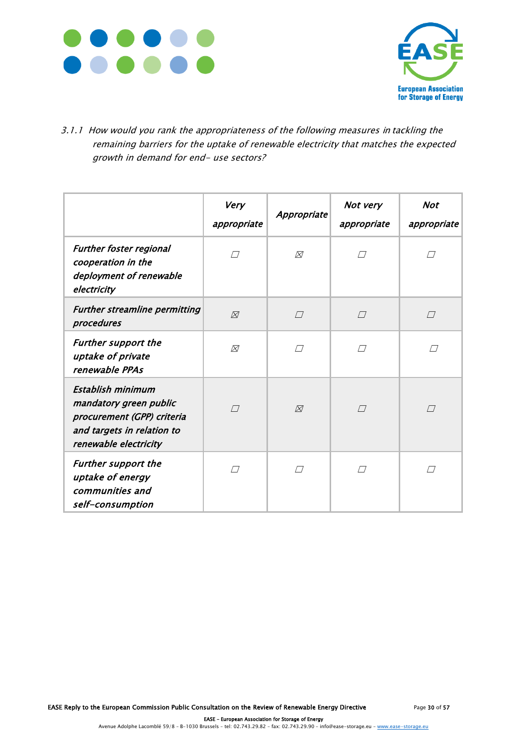*3.1.1 How would you rank the appropriateness of the following measures in tackling the remaining barriers for the uptake of renewable electricity that matches the expected growth in demand for end- use sectors?*

| | *Very appropriate* | *Appropriate* | *Not very appropriate* | *Not appropriate* |
|---|---|---|---|---|
| ***Further foster regional cooperation in the deployment of renewable electricity*** | ☐ | ☒ | ☐ | ☐ |
| ***Further streamline permitting procedures*** | ☒ | ☐ | ☐ | ☐ |
| ***Further support the uptake of private renewable PPAs*** | ☒ | ☐ | ☐ | ☐ |
| ***Establish minimum mandatory green public procurement (GPP) criteria and targets in relation to renewable electricity*** | ☐ | ☒ | ☐ | ☐ |
| ***Further support the uptake of energy communities and self-consumption*** | ☐ | ☐ | ☐ | ☐ |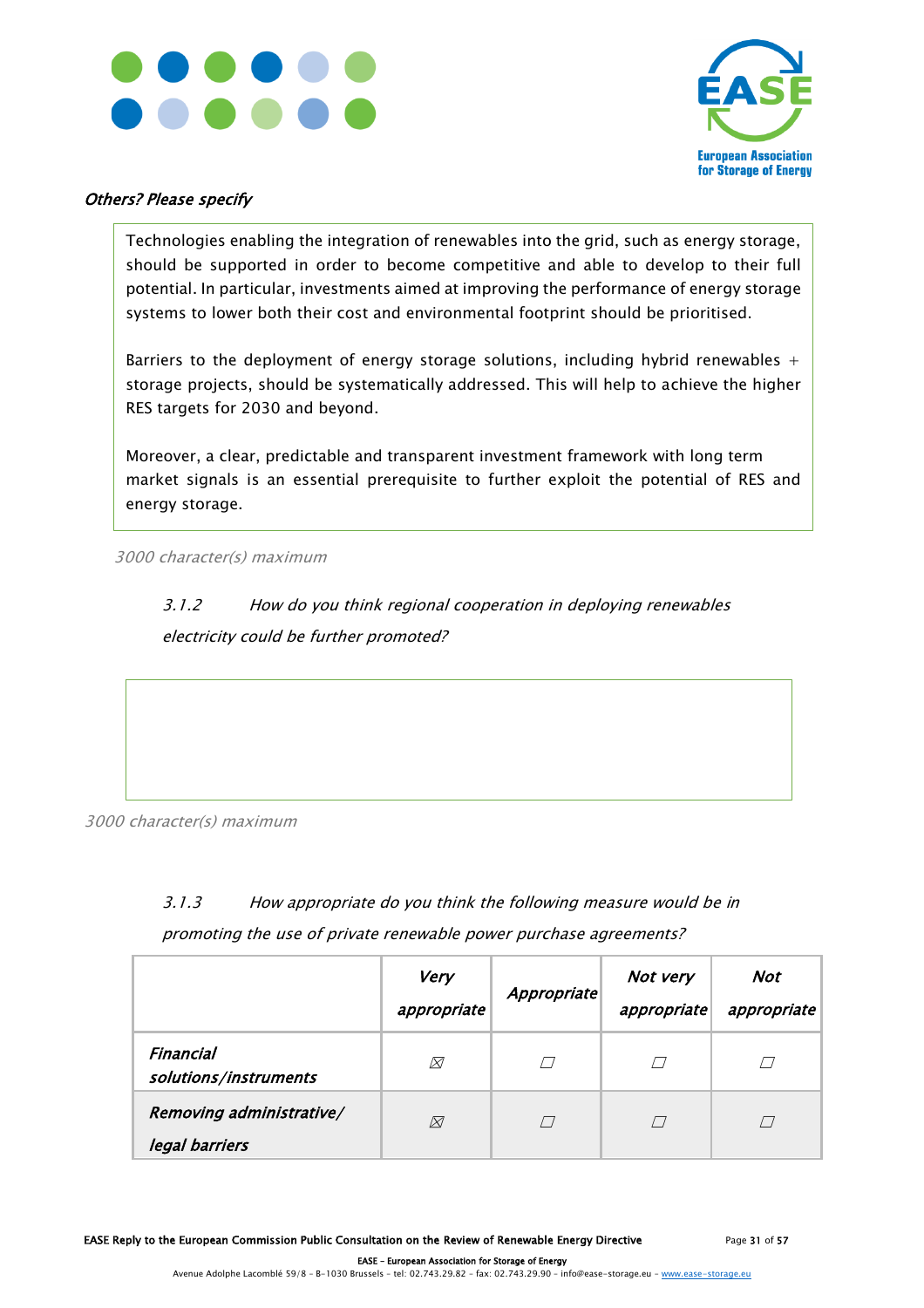*Others? Please specify*

Technologies enabling the integration of renewables into the grid, such as energy storage, should be supported in order to become competitive and able to develop to their full potential. In particular, investments aimed at improving the performance of energy storage systems to lower both their cost and environmental footprint should be prioritised.

Barriers to the deployment of energy storage solutions, including hybrid renewables + storage projects, should be systematically addressed. This will help to achieve the higher RES targets for 2030 and beyond.

Moreover, a clear, predictable and transparent investment framework with long term market signals is an essential prerequisite to further exploit the potential of RES and energy storage.

*3000 character(s) maximum*

*3.1.2 How do you think regional cooperation in deploying renewables electricity could be further promoted?*

*3000 character(s) maximum*

*3.1.3 How appropriate do you think the following measure would be in promoting the use of private renewable power purchase agreements?*

| | *Very appropriate* | *Appropriate* | *Not very appropriate* | *Not appropriate* |
|---|---|---|---|---|
| *Financial solutions/instruments* | ☒ | ☐ | ☐ | ☐ |
| *Removing administrative/ legal barriers* | ☒ | ☐ | ☐ | ☐ |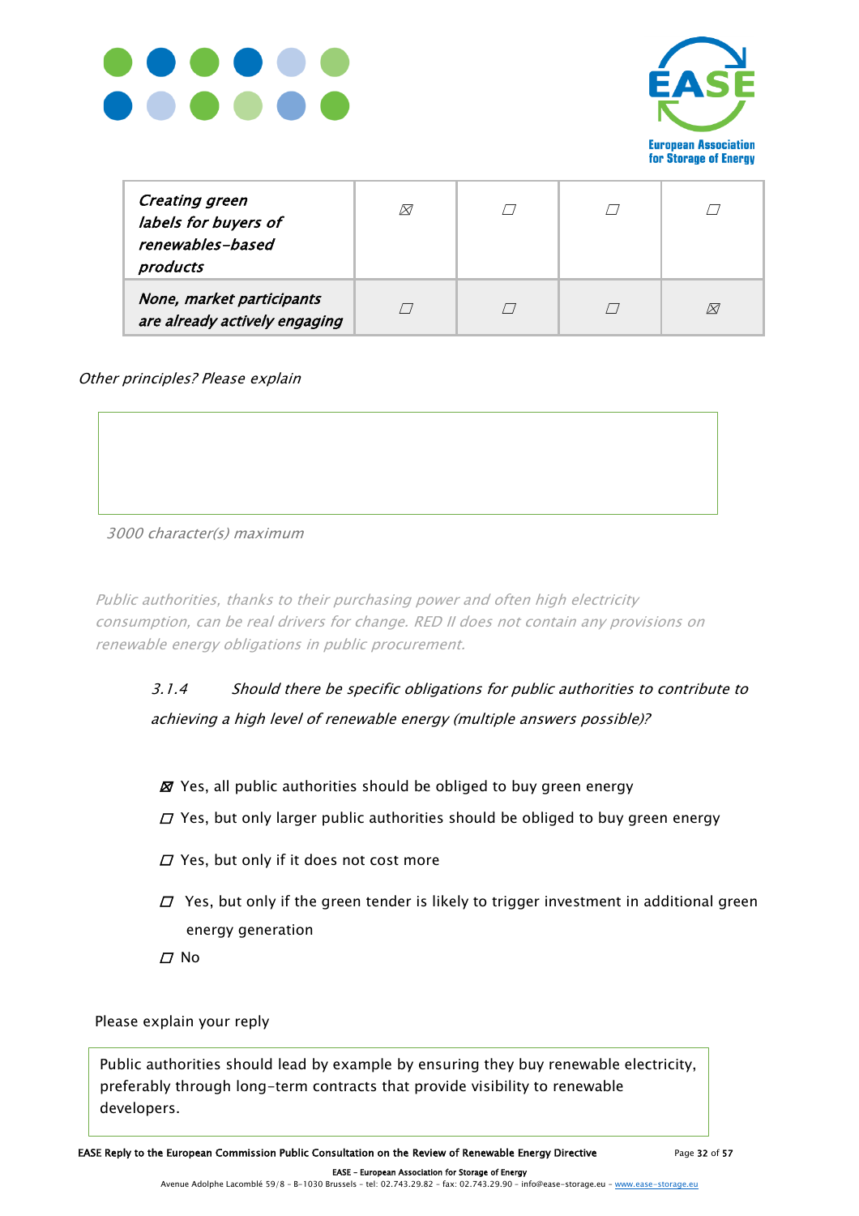| | | | | |
|---|---|---|---|---|
| *Creating green labels for buyers of renewables-based products* | ☒ | ☐ | ☐ | ☐ |
| *None, market participants are already actively engaging* | ☐ | ☐ | ☐ | ☒ |

*Other principles? Please explain*

*3000 character(s) maximum*

*Public authorities, thanks to their purchasing power and often high electricity consumption, can be real drivers for change. RED II does not contain any provisions on renewable energy obligations in public procurement.*

*3.1.4 Should there be specific obligations for public authorities to contribute to achieving a high level of renewable energy (multiple answers possible)?*

- ☒ Yes, all public authorities should be obliged to buy green energy
- ☐ Yes, but only larger public authorities should be obliged to buy green energy
- ☐ Yes, but only if it does not cost more
- ☐ Yes, but only if the green tender is likely to trigger investment in additional green energy generation
- ☐ No

Please explain your reply

Public authorities should lead by example by ensuring they buy renewable electricity, preferably through long-term contracts that provide visibility to renewable developers.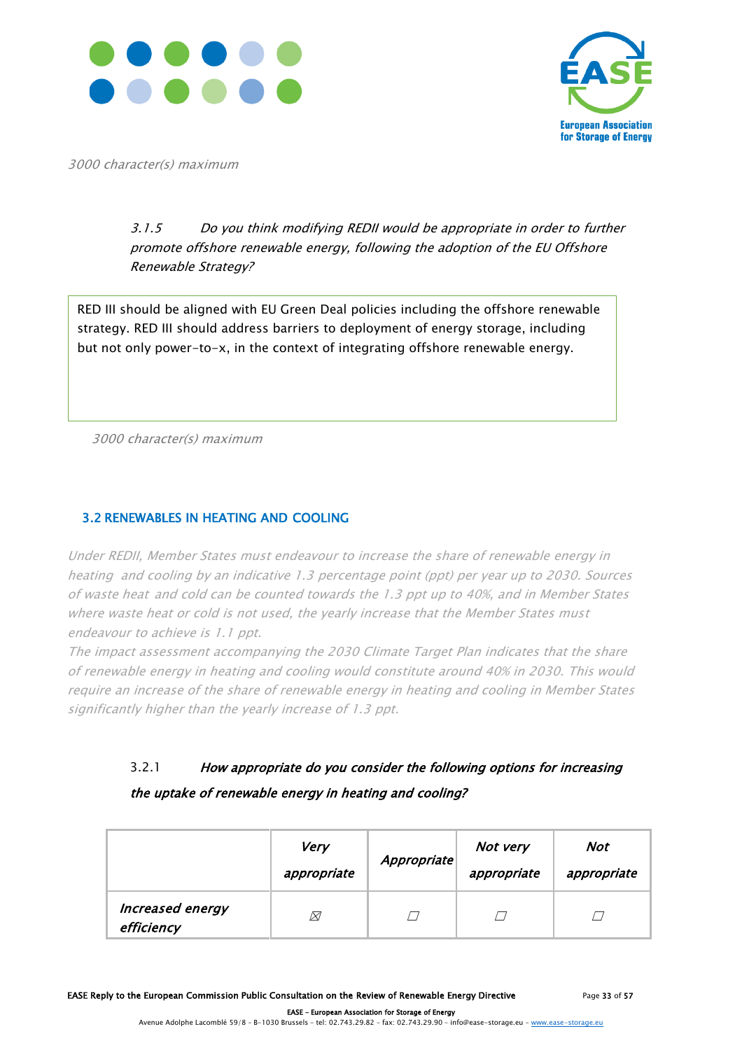*3000 character(s) maximum*

*3.1.5 Do you think modifying REDII would be appropriate in order to further promote offshore renewable energy, following the adoption of the EU Offshore Renewable Strategy?*

RED III should be aligned with EU Green Deal policies including the offshore renewable strategy. RED III should address barriers to deployment of energy storage, including but not only power-to-x, in the context of integrating offshore renewable energy.

*3000 character(s) maximum*

## 3.2 RENEWABLES IN HEATING AND COOLING

*Under REDII, Member States must endeavour to increase the share of renewable energy in heating and cooling by an indicative 1.3 percentage point (ppt) per year up to 2030. Sources of waste heat and cold can be counted towards the 1.3 ppt up to 40%, and in Member States where waste heat or cold is not used, the yearly increase that the Member States must endeavour to achieve is 1.1 ppt.*

*The impact assessment accompanying the 2030 Climate Target Plan indicates that the share of renewable energy in heating and cooling would constitute around 40% in 2030. This would require an increase of the share of renewable energy in heating and cooling in Member States significantly higher than the yearly increase of 1.3 ppt.*

3.2.1 ***How appropriate do you consider the following options for increasing the uptake of renewable energy in heating and cooling?***

| | *Very appropriate* | *Appropriate* | *Not very appropriate* | *Not appropriate* |
|---|---|---|---|---|
| *Increased energy efficiency* | ☒ | ☐ | ☐ | ☐ |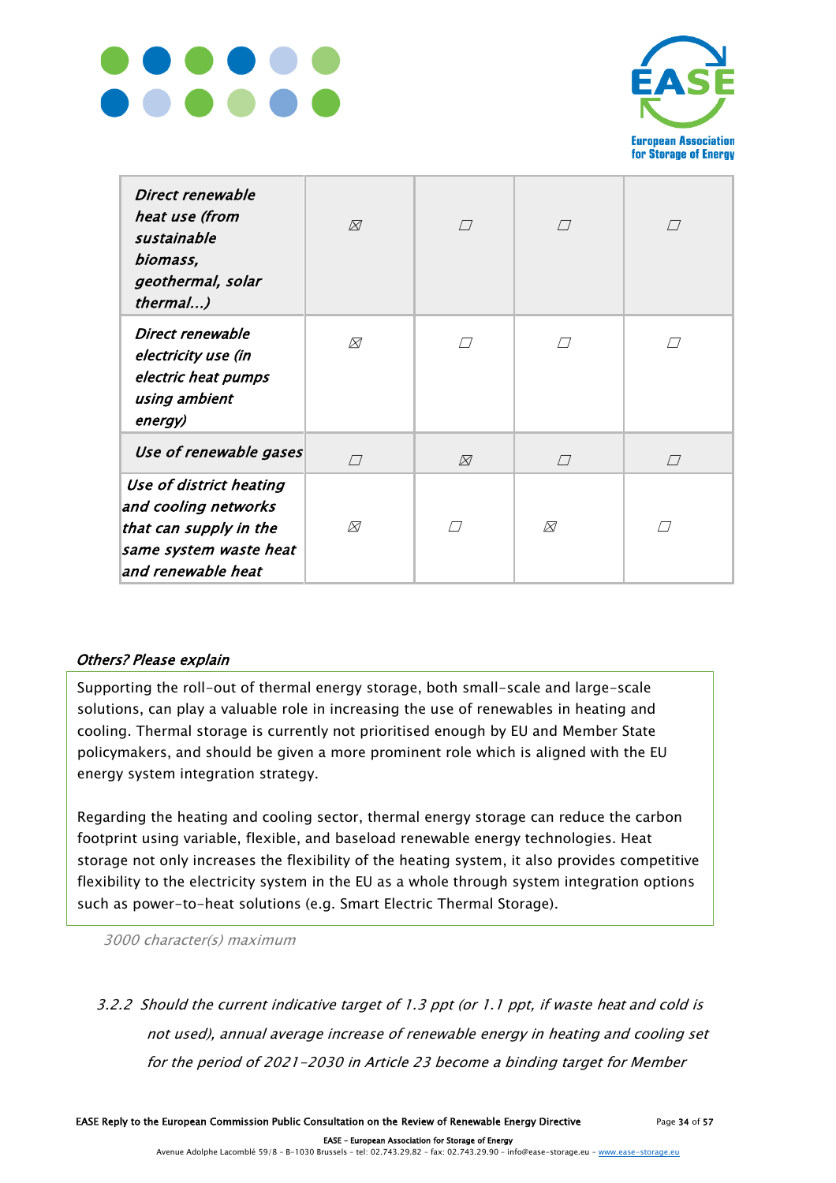| | | | | |
|---|---|---|---|---|
| *Direct renewable heat use (from sustainable biomass, geothermal, solar thermal...)* | ☒ | ☐ | ☐ | ☐ |
| *Direct renewable electricity use (in electric heat pumps using ambient energy)* | ☒ | ☐ | ☐ | ☐ |
| *Use of renewable gases* | ☐ | ☒ | ☐ | ☐ |
| *Use of district heating and cooling networks that can supply in the same system waste heat and renewable heat* | ☒ | ☐ | ☒ | ☐ |

*Others? Please explain*

Supporting the roll-out of thermal energy storage, both small-scale and large-scale solutions, can play a valuable role in increasing the use of renewables in heating and cooling. Thermal storage is currently not prioritised enough by EU and Member State policymakers, and should be given a more prominent role which is aligned with the EU energy system integration strategy.

Regarding the heating and cooling sector, thermal energy storage can reduce the carbon footprint using variable, flexible, and baseload renewable energy technologies. Heat storage not only increases the flexibility of the heating system, it also provides competitive flexibility to the electricity system in the EU as a whole through system integration options such as power-to-heat solutions (e.g. Smart Electric Thermal Storage).

*3000 character(s) maximum*

*3.2.2 Should the current indicative target of 1.3 ppt (or 1.1 ppt, if waste heat and cold is not used), annual average increase of renewable energy in heating and cooling set for the period of 2021-2030 in Article 23 become a binding target for Member*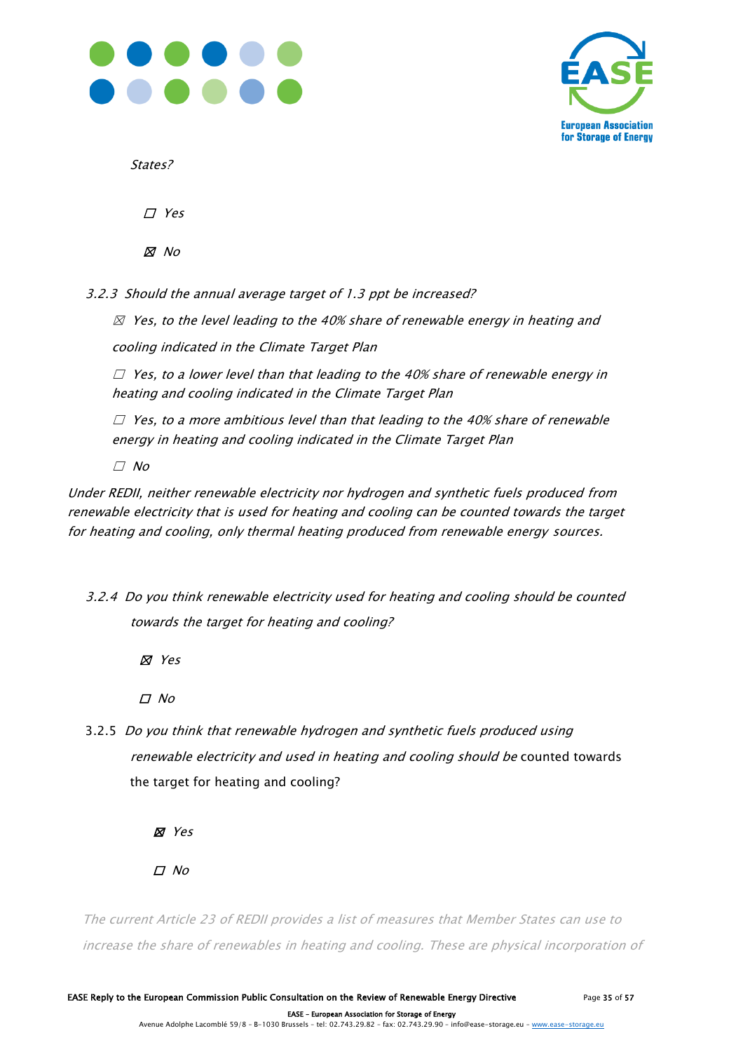*States?*

☐ *Yes*

☒ *No*

*3.2.3 Should the annual average target of 1.3 ppt be increased?*

☒ *Yes, to the level leading to the 40% share of renewable energy in heating and cooling indicated in the Climate Target Plan*

☐ *Yes, to a lower level than that leading to the 40% share of renewable energy in heating and cooling indicated in the Climate Target Plan*

☐ *Yes, to a more ambitious level than that leading to the 40% share of renewable energy in heating and cooling indicated in the Climate Target Plan*

☐ *No*

*Under REDII, neither renewable electricity nor hydrogen and synthetic fuels produced from renewable electricity that is used for heating and cooling can be counted towards the target for heating and cooling, only thermal heating produced from renewable energy sources.*

*3.2.4 Do you think renewable electricity used for heating and cooling should be counted towards the target for heating and cooling?*

☒ *Yes*

☐ *No*

3.2.5 *Do you think that renewable hydrogen and synthetic fuels produced using renewable electricity and used in heating and cooling should be* counted towards the target for heating and cooling?

☒ *Yes*

☐ *No*

*The current Article 23 of REDII provides a list of measures that Member States can use to increase the share of renewables in heating and cooling. These are physical incorporation of*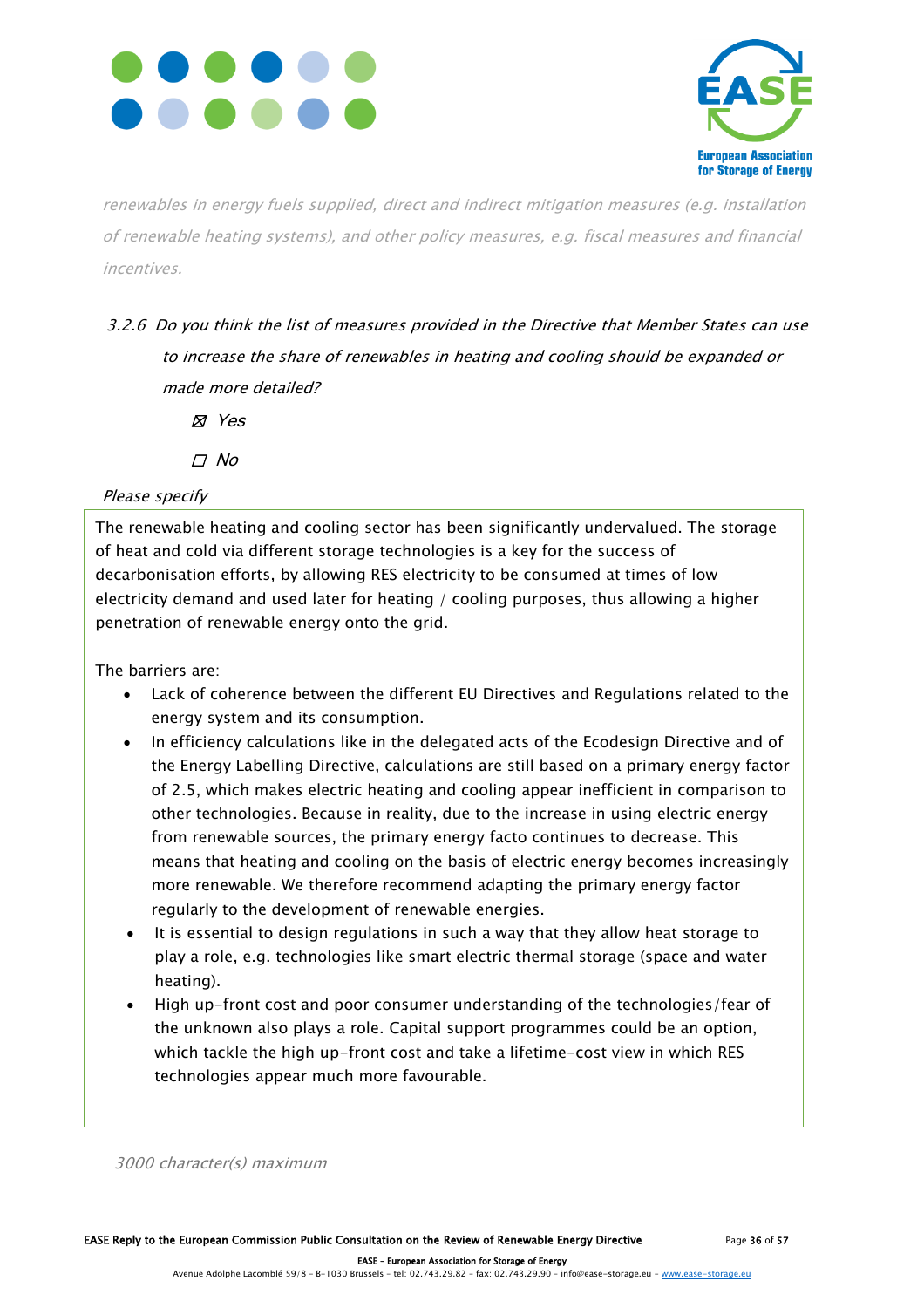*renewables in energy fuels supplied, direct and indirect mitigation measures (e.g. installation of renewable heating systems), and other policy measures, e.g. fiscal measures and financial incentives.*

*3.2.6 Do you think the list of measures provided in the Directive that Member States can use to increase the share of renewables in heating and cooling should be expanded or made more detailed?*

☒ *Yes*

☐ *No*

*Please specify*

The renewable heating and cooling sector has been significantly undervalued. The storage of heat and cold via different storage technologies is a key for the success of decarbonisation efforts, by allowing RES electricity to be consumed at times of low electricity demand and used later for heating / cooling purposes, thus allowing a higher penetration of renewable energy onto the grid.

The barriers are:

- Lack of coherence between the different EU Directives and Regulations related to the energy system and its consumption.
- In efficiency calculations like in the delegated acts of the Ecodesign Directive and of the Energy Labelling Directive, calculations are still based on a primary energy factor of 2.5, which makes electric heating and cooling appear inefficient in comparison to other technologies. Because in reality, due to the increase in using electric energy from renewable sources, the primary energy facto continues to decrease. This means that heating and cooling on the basis of electric energy becomes increasingly more renewable. We therefore recommend adapting the primary energy factor regularly to the development of renewable energies.
- It is essential to design regulations in such a way that they allow heat storage to play a role, e.g. technologies like smart electric thermal storage (space and water heating).
- High up-front cost and poor consumer understanding of the technologies/fear of the unknown also plays a role. Capital support programmes could be an option, which tackle the high up-front cost and take a lifetime-cost view in which RES technologies appear much more favourable.

*3000 character(s) maximum*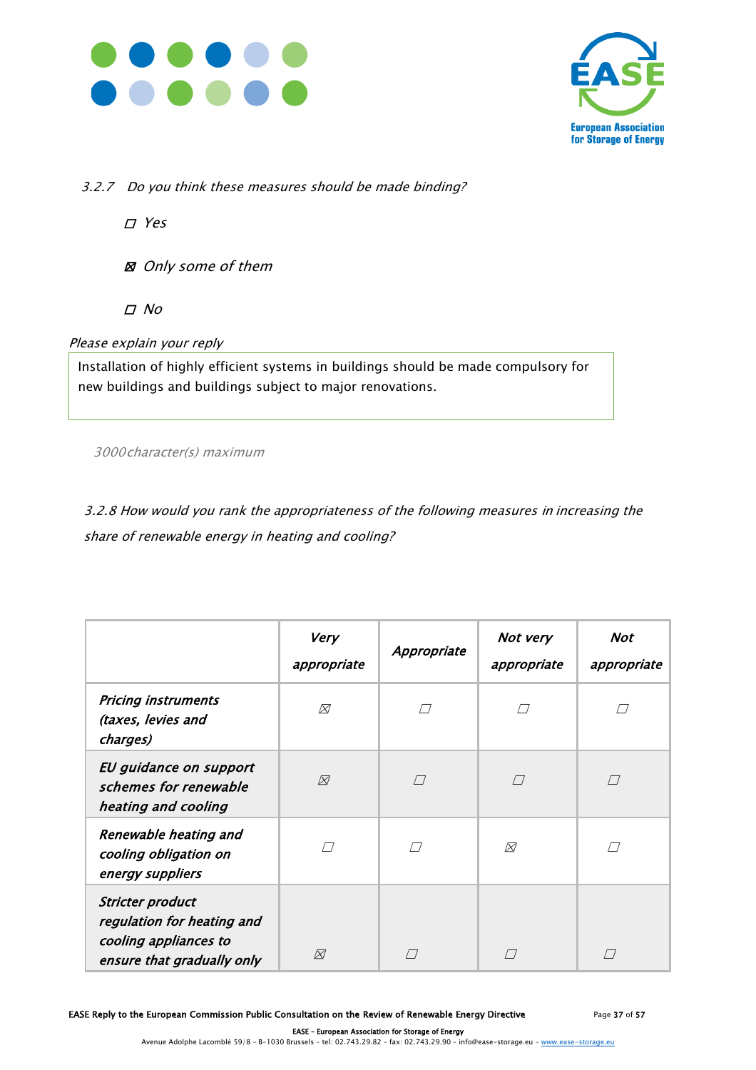*3.2.7 Do you think these measures should be made binding?*

☐ *Yes*

☒ *Only some of them*

☐ *No*

*Please explain your reply*

Installation of highly efficient systems in buildings should be made compulsory for new buildings and buildings subject to major renovations.

*3000character(s) maximum*

*3.2.8 How would you rank the appropriateness of the following measures in increasing the share of renewable energy in heating and cooling?*

| | *Very appropriate* | *Appropriate* | *Not very appropriate* | *Not appropriate* |
|---|---|---|---|---|
| *Pricing instruments (taxes, levies and charges)* | ☒ | ☐ | ☐ | ☐ |
| *EU guidance on support schemes for renewable heating and cooling* | ☒ | ☐ | ☐ | ☐ |
| *Renewable heating and cooling obligation on energy suppliers* | ☐ | ☐ | ☒ | ☐ |
| *Stricter product regulation for heating and cooling appliances to ensure that gradually only* | ☒ | ☐ | ☐ | ☐ |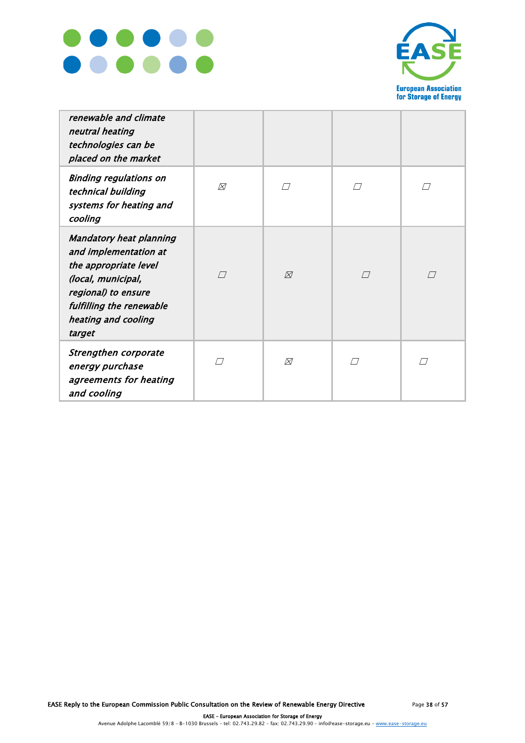| | | | | |
|---|---|---|---|---|
| *renewable and climate neutral heating technologies can be placed on the market* | | | | |
| *Binding regulations on technical building systems for heating and cooling* | ☒ | ☐ | ☐ | ☐ |
| *Mandatory heat planning and implementation at the appropriate level (local, municipal, regional) to ensure fulfilling the renewable heating and cooling target* | ☐ | ☒ | ☐ | ☐ |
| *Strengthen corporate energy purchase agreements for heating and cooling* | ☐ | ☒ | ☐ | ☐ |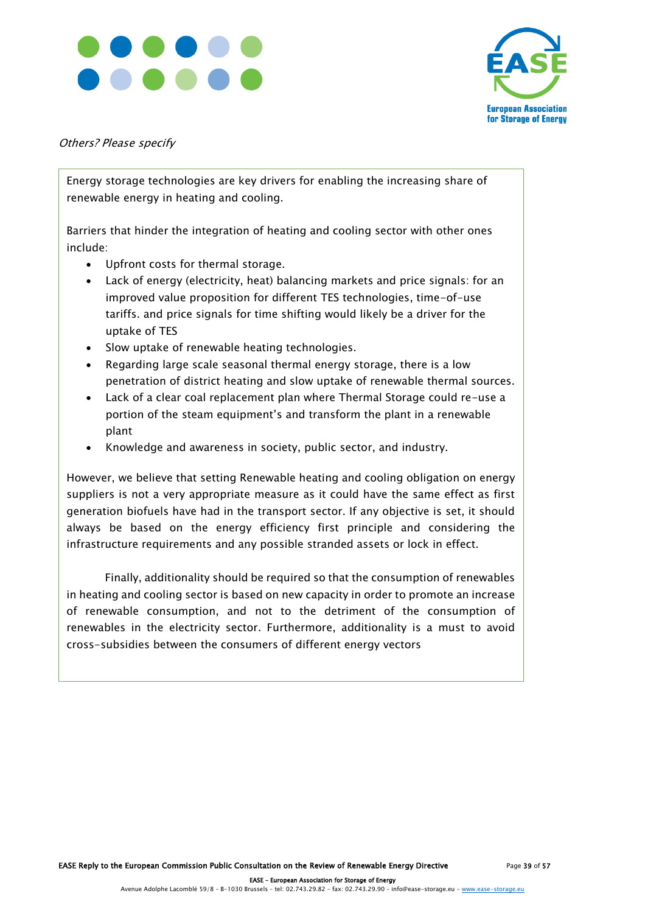*Others? Please specify*

Energy storage technologies are key drivers for enabling the increasing share of renewable energy in heating and cooling.

Barriers that hinder the integration of heating and cooling sector with other ones include:

- Upfront costs for thermal storage.
- Lack of energy (electricity, heat) balancing markets and price signals: for an improved value proposition for different TES technologies, time-of-use tariffs. and price signals for time shifting would likely be a driver for the uptake of TES
- Slow uptake of renewable heating technologies.
- Regarding large scale seasonal thermal energy storage, there is a low penetration of district heating and slow uptake of renewable thermal sources.
- Lack of a clear coal replacement plan where Thermal Storage could re-use a portion of the steam equipment's and transform the plant in a renewable plant
- Knowledge and awareness in society, public sector, and industry.

However, we believe that setting Renewable heating and cooling obligation on energy suppliers is not a very appropriate measure as it could have the same effect as first generation biofuels have had in the transport sector. If any objective is set, it should always be based on the energy efficiency first principle and considering the infrastructure requirements and any possible stranded assets or lock in effect.

Finally, additionality should be required so that the consumption of renewables in heating and cooling sector is based on new capacity in order to promote an increase of renewable consumption, and not to the detriment of the consumption of renewables in the electricity sector. Furthermore, additionality is a must to avoid cross-subsidies between the consumers of different energy vectors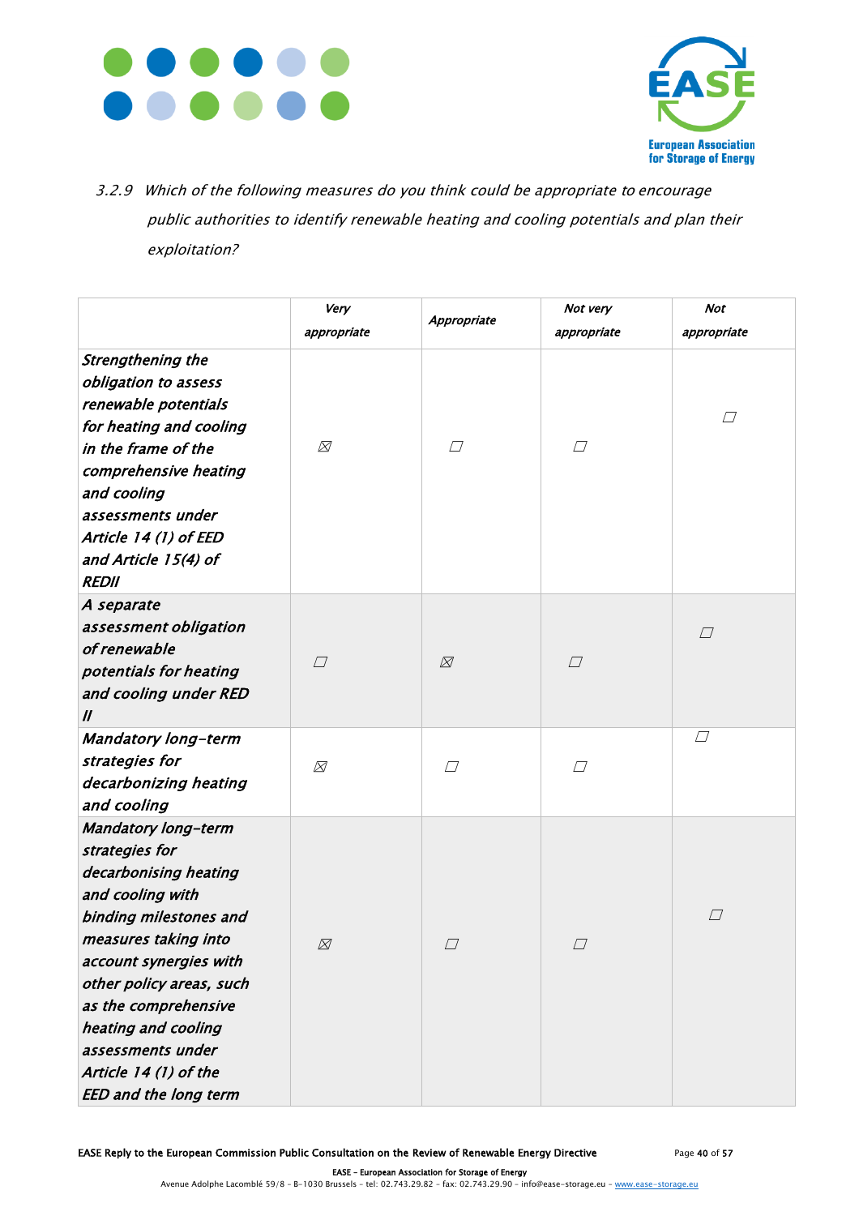*3.2.9 Which of the following measures do you think could be appropriate to encourage public authorities to identify renewable heating and cooling potentials and plan their exploitation?*

| | *Very appropriate* | *Appropriate* | *Not very appropriate* | *Not appropriate* |
|---|---|---|---|---|
| *Strengthening the obligation to assess renewable potentials for heating and cooling in the frame of the comprehensive heating and cooling assessments under Article 14 (1) of EED and Article 15(4) of REDII* | ☒ | ☐ | ☐ | ☐ |
| *A separate assessment obligation of renewable potentials for heating and cooling under RED II* | ☐ | ☒ | ☐ | ☐ |
| *Mandatory long-term strategies for decarbonizing heating and cooling* | ☒ | ☐ | ☐ | ☐ |
| *Mandatory long-term strategies for decarbonising heating and cooling with binding milestones and measures taking into account synergies with other policy areas, such as the comprehensive heating and cooling assessments under Article 14 (1) of the EED and the long term* | ☒ | ☐ | ☐ | ☐ |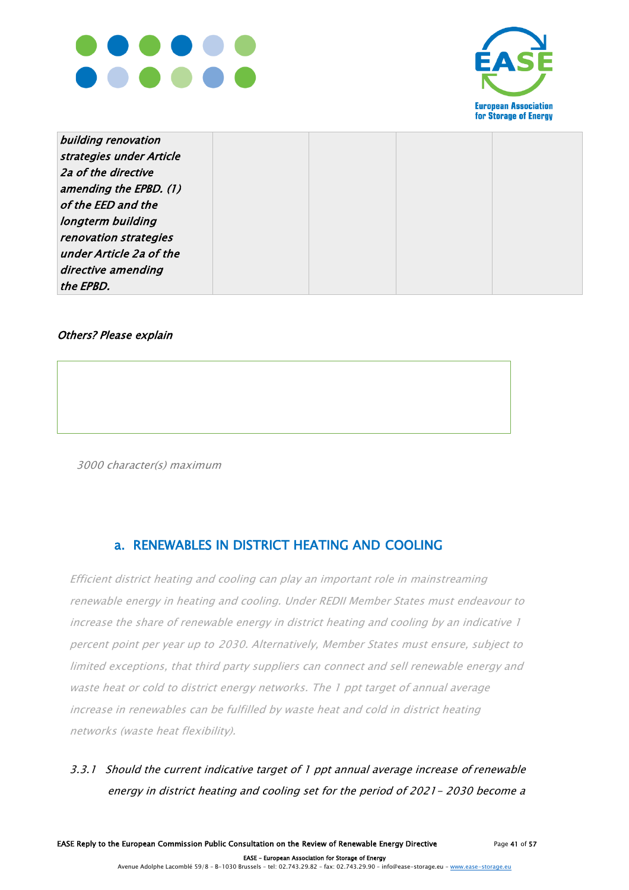| *building renovation strategies under Article 2a of the directive amending the EPBD. (1) of the EED and the longterm building renovation strategies under Article 2a of the directive amending the EPBD.* | | | | |
|---|---|---|---|---|

*Others? Please explain*

*3000 character(s) maximum*

## a. RENEWABLES IN DISTRICT HEATING AND COOLING

*Efficient district heating and cooling can play an important role in mainstreaming renewable energy in heating and cooling. Under REDII Member States must endeavour to increase the share of renewable energy in district heating and cooling by an indicative 1 percent point per year up to 2030. Alternatively, Member States must ensure, subject to limited exceptions, that third party suppliers can connect and sell renewable energy and waste heat or cold to district energy networks. The 1 ppt target of annual average increase in renewables can be fulfilled by waste heat and cold in district heating networks (waste heat flexibility).*

*3.3.1 Should the current indicative target of 1 ppt annual average increase of renewable energy in district heating and cooling set for the period of 2021- 2030 become a*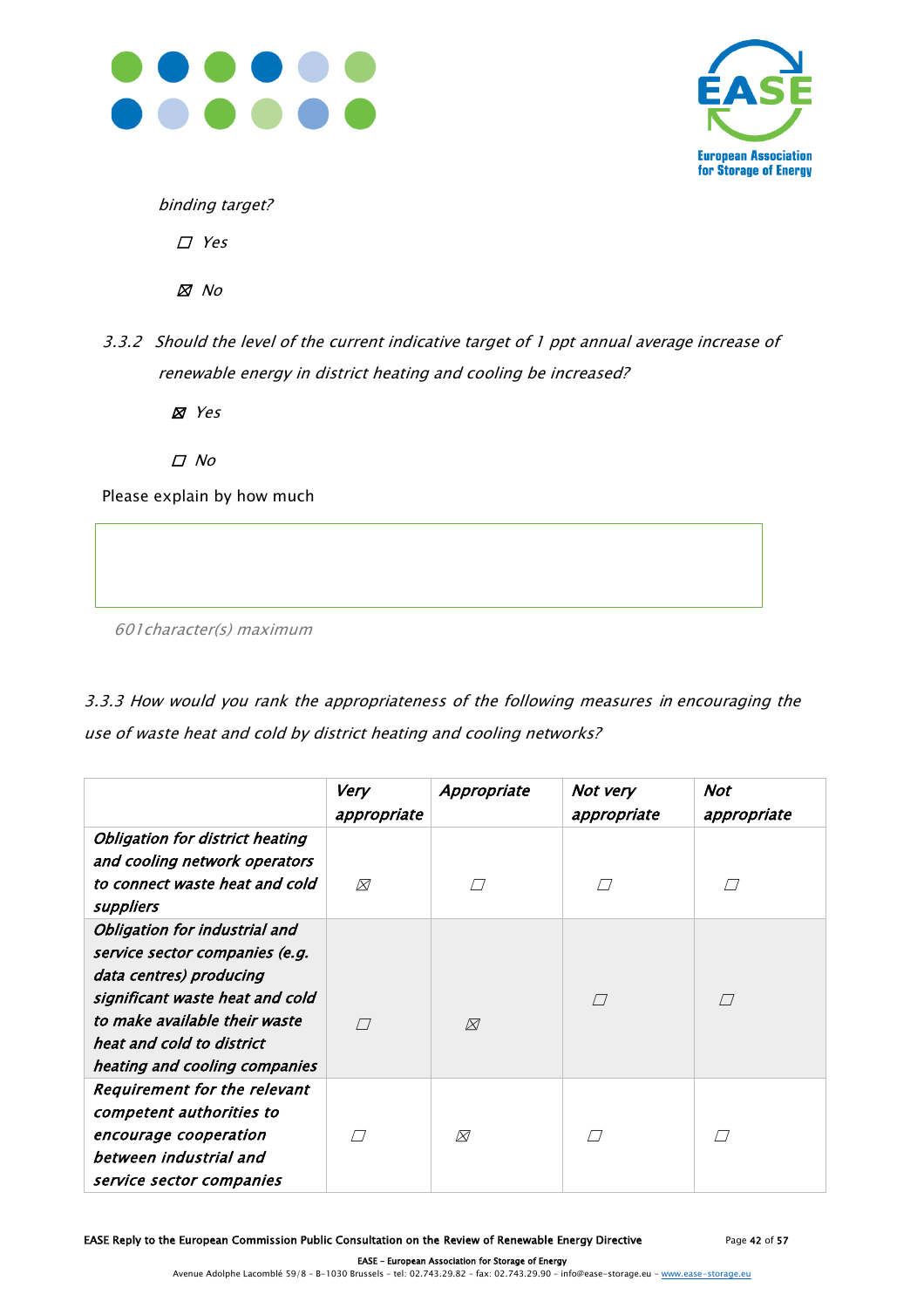*binding target?*

☐ *Yes*

☒ *No*

*3.3.2 Should the level of the current indicative target of 1 ppt annual average increase of renewable energy in district heating and cooling be increased?*

☒ *Yes*

☐ *No*

Please explain by how much

601character(s) maximum

*3.3.3 How would you rank the appropriateness of the following measures in encouraging the use of waste heat and cold by district heating and cooling networks?*

| | ***Very appropriate*** | ***Appropriate*** | ***Not very appropriate*** | ***Not appropriate*** |
|---|---|---|---|---|
| ***Obligation for district heating and cooling network operators to connect waste heat and cold suppliers*** | ☒ | ☐ | ☐ | ☐ |
| ***Obligation for industrial and service sector companies (e.g. data centres) producing significant waste heat and cold to make available their waste heat and cold to district heating and cooling companies*** | ☐ | ☒ | ☐ | ☐ |
| ***Requirement for the relevant competent authorities to encourage cooperation between industrial and service sector companies*** | ☐ | ☒ | ☐ | ☐ |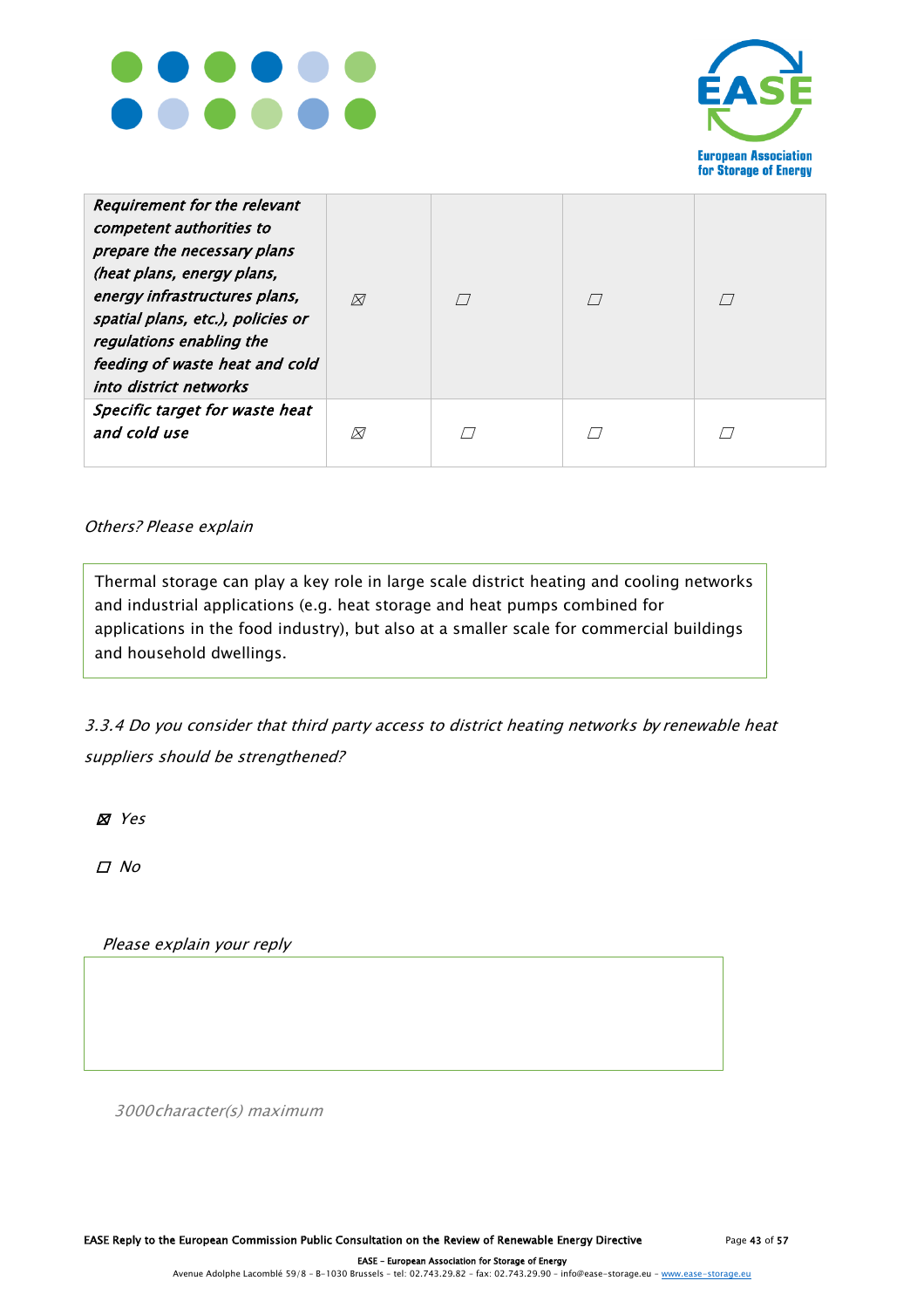| | | | | |
|---|---|---|---|---|
| *Requirement for the relevant competent authorities to prepare the necessary plans (heat plans, energy plans, energy infrastructures plans, spatial plans, etc.), policies or regulations enabling the feeding of waste heat and cold into district networks* | ☒ | ☐ | ☐ | ☐ |
| *Specific target for waste heat and cold use* | ☒ | ☐ | ☐ | ☐ |

*Others? Please explain*

Thermal storage can play a key role in large scale district heating and cooling networks and industrial applications (e.g. heat storage and heat pumps combined for applications in the food industry), but also at a smaller scale for commercial buildings and household dwellings.

*3.3.4 Do you consider that third party access to district heating networks by renewable heat suppliers should be strengthened?*

☒ *Yes*

☐ *No*

*Please explain your reply*

*3000character(s) maximum*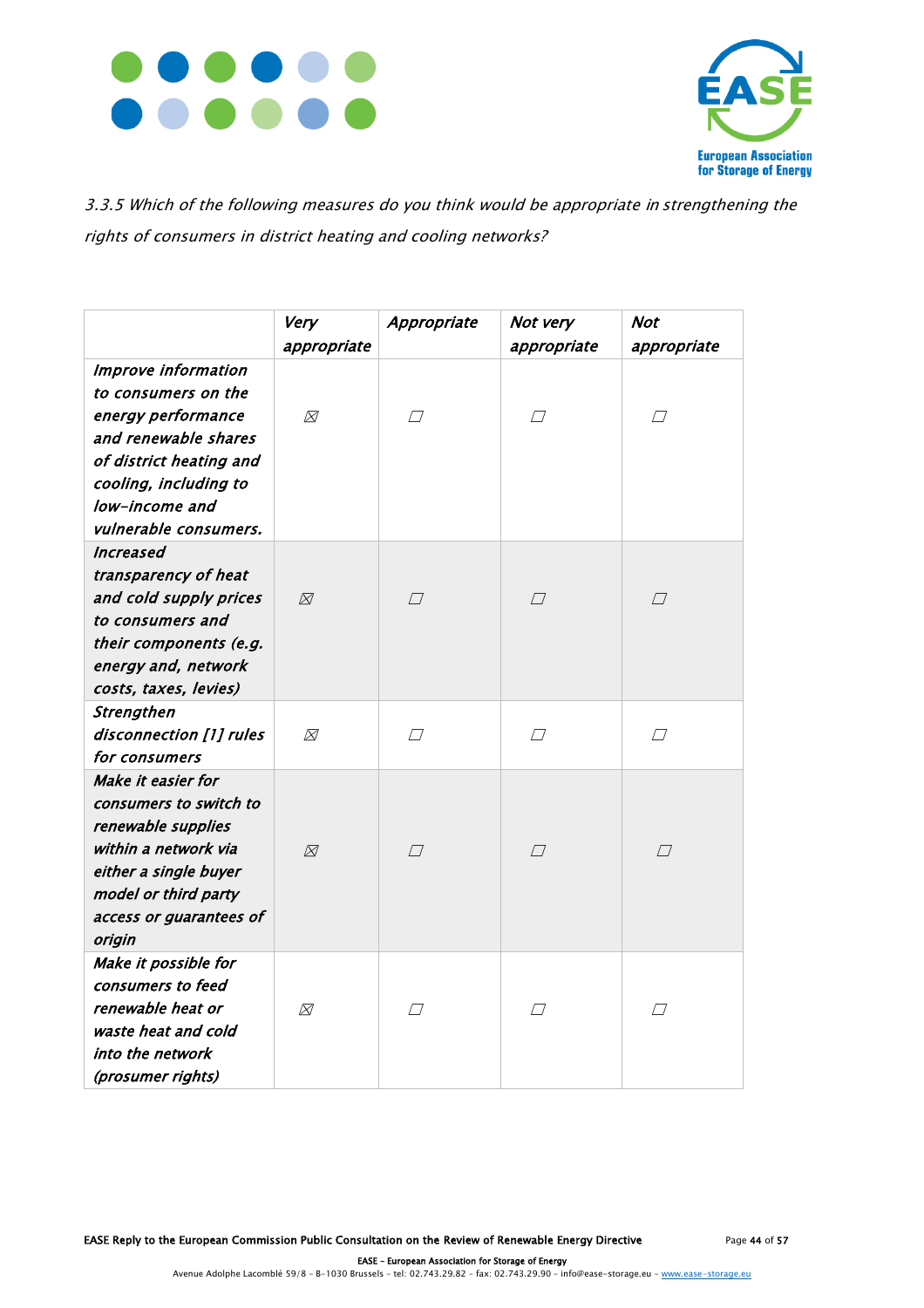*3.3.5 Which of the following measures do you think would be appropriate in strengthening the rights of consumers in district heating and cooling networks?*

| | *Very appropriate* | *Appropriate* | *Not very appropriate* | *Not appropriate* |
|---|---|---|---|---|
| *Improve information to consumers on the energy performance and renewable shares of district heating and cooling, including to low-income and vulnerable consumers.* | ☒ | ☐ | ☐ | ☐ |
| *Increased transparency of heat and cold supply prices to consumers and their components (e.g. energy and, network costs, taxes, levies)* | ☒ | ☐ | ☐ | ☐ |
| *Strengthen disconnection [1] rules for consumers* | ☒ | ☐ | ☐ | ☐ |
| *Make it easier for consumers to switch to renewable supplies within a network via either a single buyer model or third party access or guarantees of origin* | ☒ | ☐ | ☐ | ☐ |
| *Make it possible for consumers to feed renewable heat or waste heat and cold into the network (prosumer rights)* | ☒ | ☐ | ☐ | ☐ |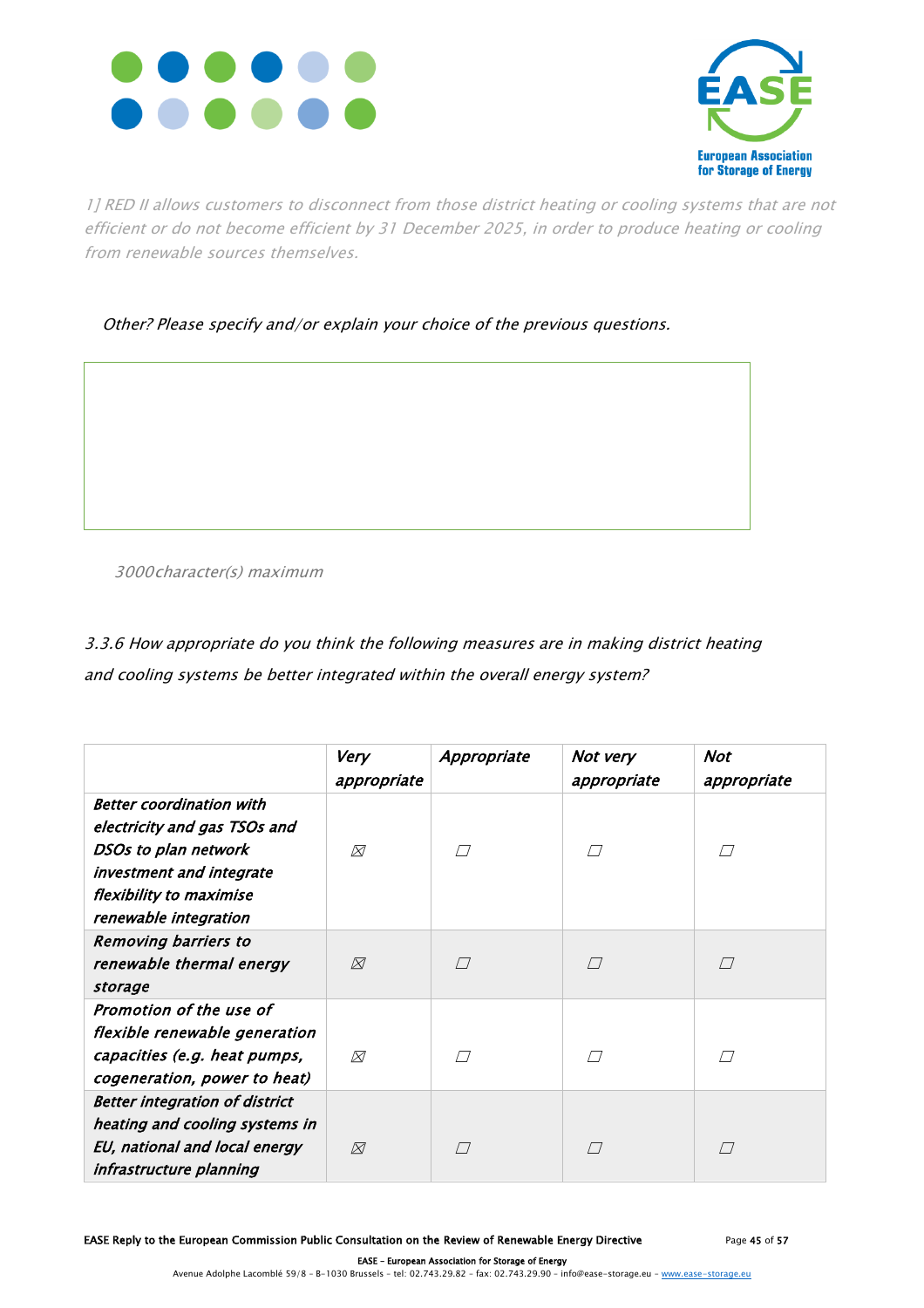*1] RED II allows customers to disconnect from those district heating or cooling systems that are not efficient or do not become efficient by 31 December 2025, in order to produce heating or cooling from renewable sources themselves.*

*Other? Please specify and/or explain your choice of the previous questions.*

*3000character(s) maximum*

*3.3.6 How appropriate do you think the following measures are in making district heating and cooling systems be better integrated within the overall energy system?*

| | *Very appropriate* | *Appropriate* | *Not very appropriate* | *Not appropriate* |
|---|---|---|---|---|
| ***Better coordination with electricity and gas TSOs and DSOs to plan network investment and integrate flexibility to maximise renewable integration*** | ☒ | ☐ | ☐ | ☐ |
| ***Removing barriers to renewable thermal energy storage*** | ☒ | ☐ | ☐ | ☐ |
| ***Promotion of the use of flexible renewable generation capacities (e.g. heat pumps, cogeneration, power to heat)*** | ☒ | ☐ | ☐ | ☐ |
| ***Better integration of district heating and cooling systems in EU, national and local energy infrastructure planning*** | ☒ | ☐ | ☐ | ☐ |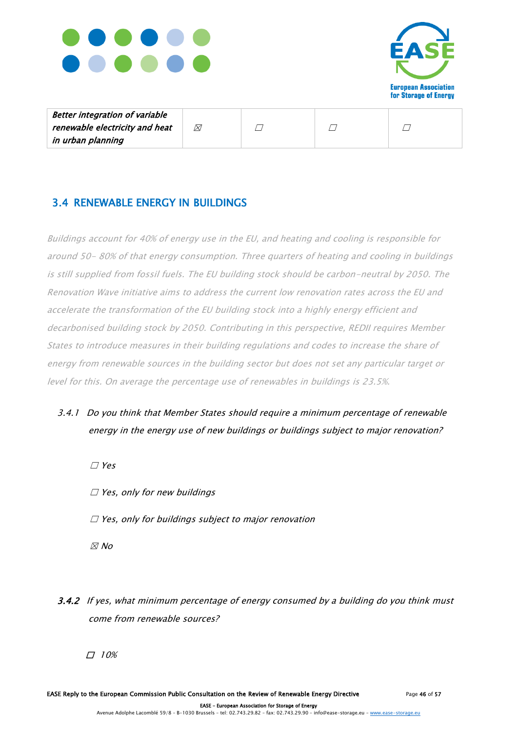| *Better integration of variable renewable electricity and heat in urban planning* | ☒ | ☐ | ☐ | ☐ |
|---|---|---|---|---|

## 3.4 RENEWABLE ENERGY IN BUILDINGS

*Buildings account for 40% of energy use in the EU, and heating and cooling is responsible for around 50- 80% of that energy consumption. Three quarters of heating and cooling in buildings is still supplied from fossil fuels. The EU building stock should be carbon-neutral by 2050. The Renovation Wave initiative aims to address the current low renovation rates across the EU and accelerate the transformation of the EU building stock into a highly energy efficient and decarbonised building stock by 2050. Contributing in this perspective, REDII requires Member States to introduce measures in their building regulations and codes to increase the share of energy from renewable sources in the building sector but does not set any particular target or level for this. On average the percentage use of renewables in buildings is 23.5%.*

*3.4.1 Do you think that Member States should require a minimum percentage of renewable energy in the energy use of new buildings or buildings subject to major renovation?*

☐ *Yes*

☐ *Yes, only for new buildings*

☐ *Yes, only for buildings subject to major renovation*

☒ *No*

***3.4.2*** *If yes, what minimum percentage of energy consumed by a building do you think must come from renewable sources?*

☐ *10%*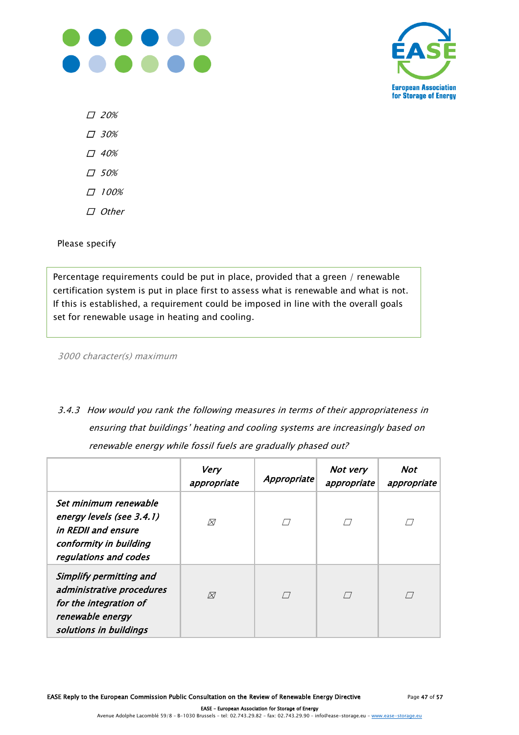- ☐ *20%*
- ☐ *30%*
- ☐ *40%*
- ☐ *50%*
- ☐ *100%*
- ☐ *Other*

Please specify

Percentage requirements could be put in place, provided that a green / renewable certification system is put in place first to assess what is renewable and what is not. If this is established, a requirement could be imposed in line with the overall goals set for renewable usage in heating and cooling.

*3000 character(s) maximum*

*3.4.3 How would you rank the following measures in terms of their appropriateness in ensuring that buildings' heating and cooling systems are increasingly based on renewable energy while fossil fuels are gradually phased out?*

| | ***Very appropriate*** | ***Appropriate*** | ***Not very appropriate*** | ***Not appropriate*** |
|---|---|---|---|---|
| ***Set minimum renewable energy levels (see 3.4.1) in REDII and ensure conformity in building regulations and codes*** | ☒ | ☐ | ☐ | ☐ |
| ***Simplify permitting and administrative procedures for the integration of renewable energy solutions in buildings*** | ☒ | ☐ | ☐ | ☐ |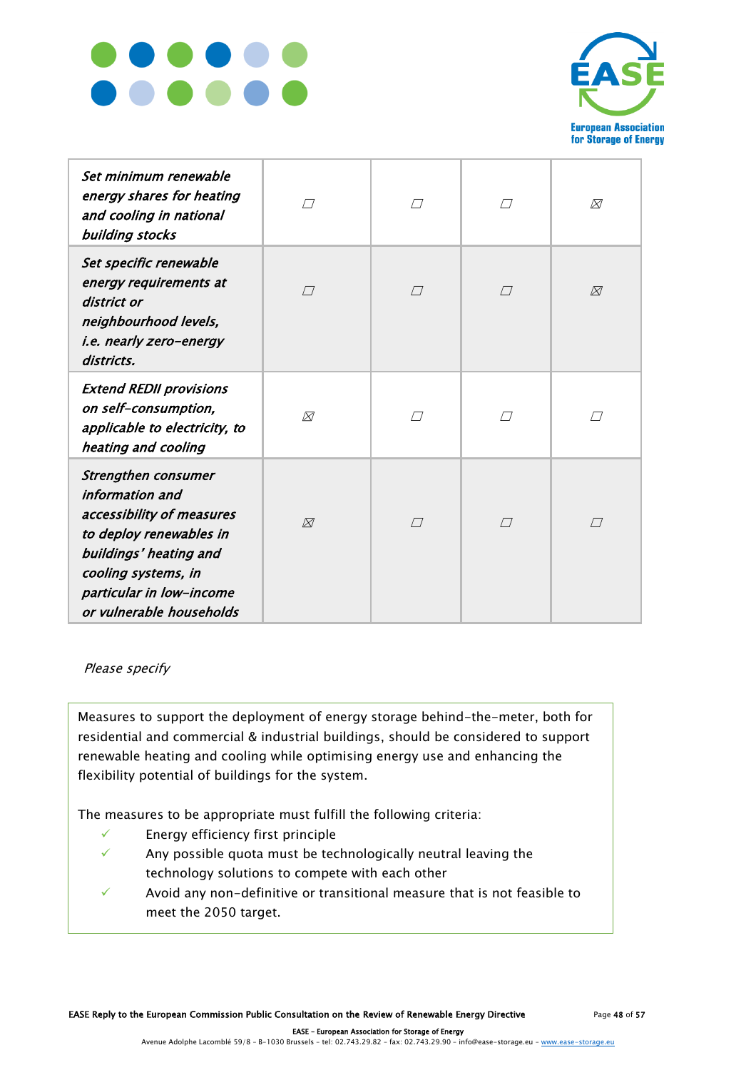| | | | | |
|---|---|---|---|---|
| *Set minimum renewable energy shares for heating and cooling in national building stocks* | ☐ | ☐ | ☐ | ☒ |
| *Set specific renewable energy requirements at district or neighbourhood levels, i.e. nearly zero-energy districts.* | ☐ | ☐ | ☐ | ☒ |
| *Extend REDII provisions on self-consumption, applicable to electricity, to heating and cooling* | ☒ | ☐ | ☐ | ☐ |
| *Strengthen consumer information and accessibility of measures to deploy renewables in buildings' heating and cooling systems, in particular in low-income or vulnerable households* | ☒ | ☐ | ☐ | ☐ |

*Please specify*

Measures to support the deployment of energy storage behind-the-meter, both for residential and commercial & industrial buildings, should be considered to support renewable heating and cooling while optimising energy use and enhancing the flexibility potential of buildings for the system.

The measures to be appropriate must fulfill the following criteria:

- ✓ Energy efficiency first principle
- ✓ Any possible quota must be technologically neutral leaving the technology solutions to compete with each other
- ✓ Avoid any non-definitive or transitional measure that is not feasible to meet the 2050 target.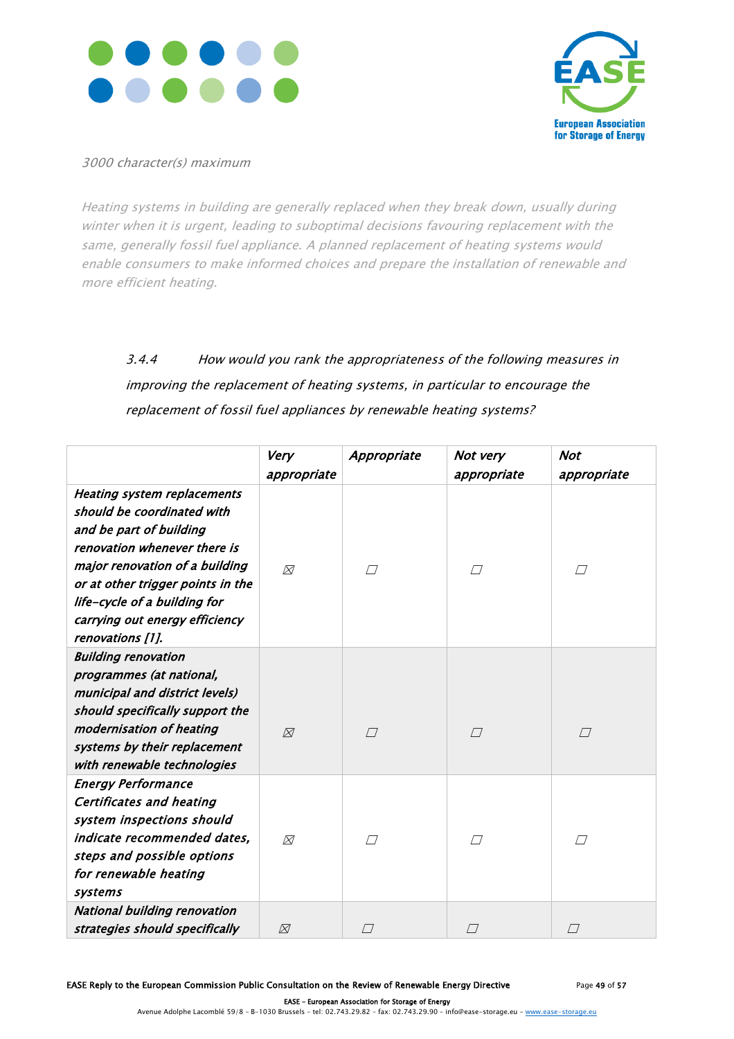*3000 character(s) maximum*

*Heating systems in building are generally replaced when they break down, usually during winter when it is urgent, leading to suboptimal decisions favouring replacement with the same, generally fossil fuel appliance. A planned replacement of heating systems would enable consumers to make informed choices and prepare the installation of renewable and more efficient heating.*

*3.4.4 How would you rank the appropriateness of the following measures in improving the replacement of heating systems, in particular to encourage the replacement of fossil fuel appliances by renewable heating systems?*

| | ***Very appropriate*** | ***Appropriate*** | ***Not very appropriate*** | ***Not appropriate*** |
|---|---|---|---|---|
| ***Heating system replacements should be coordinated with and be part of building renovation whenever there is major renovation of a building or at other trigger points in the life-cycle of a building for carrying out energy efficiency renovations [1].*** | ☒ | ☐ | ☐ | ☐ |
| ***Building renovation programmes (at national, municipal and district levels) should specifically support the modernisation of heating systems by their replacement with renewable technologies*** | ☒ | ☐ | ☐ | ☐ |
| ***Energy Performance Certificates and heating system inspections should indicate recommended dates, steps and possible options for renewable heating systems*** | ☒ | ☐ | ☐ | ☐ |
| ***National building renovation strategies should specifically*** | ☒ | ☐ | ☐ | ☐ |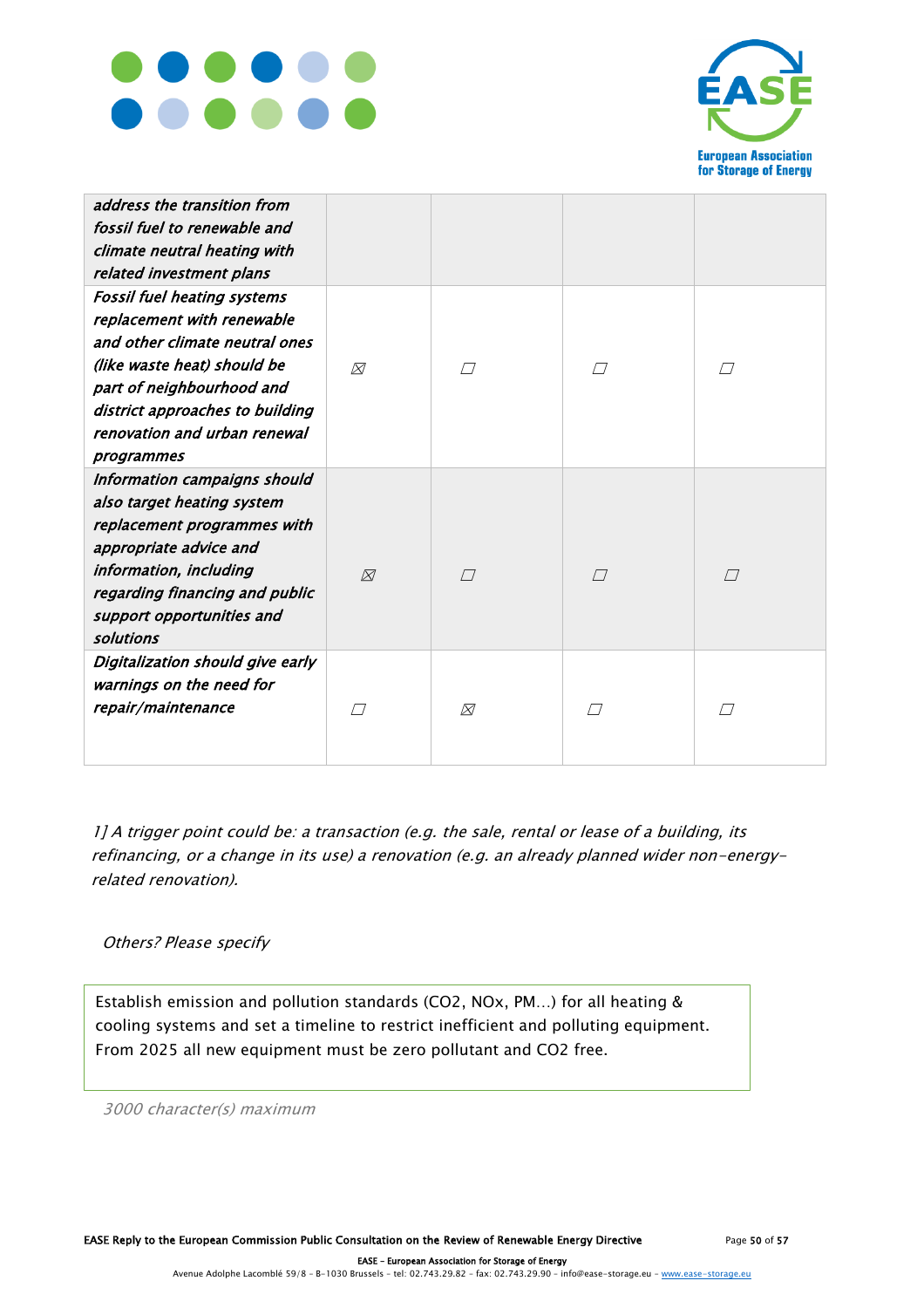| | | | | |
|---|---|---|---|---|
| *address the transition from fossil fuel to renewable and climate neutral heating with related investment plans* | | | | |
| *Fossil fuel heating systems replacement with renewable and other climate neutral ones (like waste heat) should be part of neighbourhood and district approaches to building renovation and urban renewal programmes* | ☒ | ☐ | ☐ | ☐ |
| *Information campaigns should also target heating system replacement programmes with appropriate advice and information, including regarding financing and public support opportunities and solutions* | ☒ | ☐ | ☐ | ☐ |
| *Digitalization should give early warnings on the need for repair/maintenance* | ☐ | ☒ | ☐ | ☐ |

*1] A trigger point could be: a transaction (e.g. the sale, rental or lease of a building, its refinancing, or a change in its use) a renovation (e.g. an already planned wider non-energy-related renovation).*

*Others? Please specify*

Establish emission and pollution standards ($CO_2$, NOx, PM…) for all heating & cooling systems and set a timeline to restrict inefficient and polluting equipment. From 2025 all new equipment must be zero pollutant and $CO_2$ free.

*3000 character(s) maximum*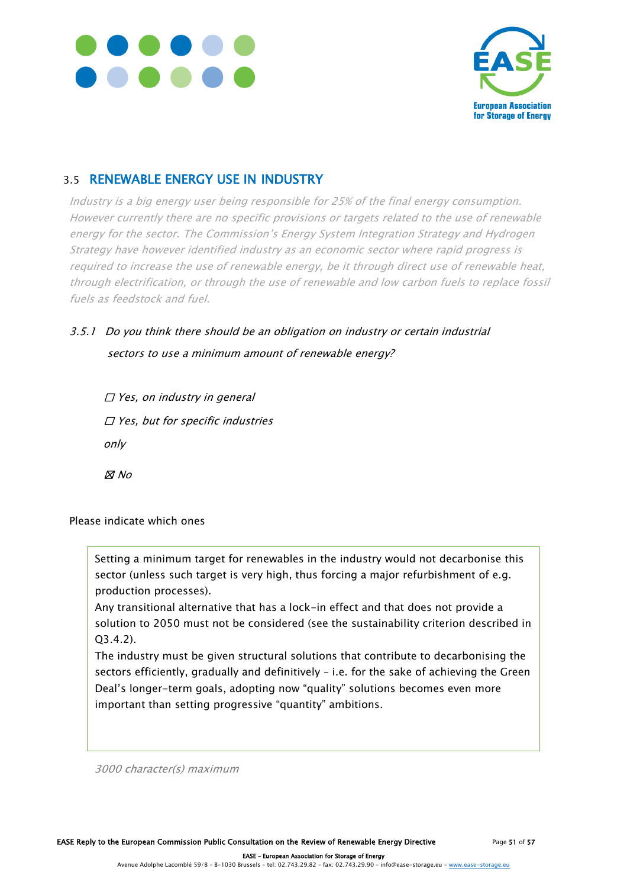## 3.5 RENEWABLE ENERGY USE IN INDUSTRY

*Industry is a big energy user being responsible for 25% of the final energy consumption. However currently there are no specific provisions or targets related to the use of renewable energy for the sector. The Commission's Energy System Integration Strategy and Hydrogen Strategy have however identified industry as an economic sector where rapid progress is required to increase the use of renewable energy, be it through direct use of renewable heat, through electrification, or through the use of renewable and low carbon fuels to replace fossil fuels as feedstock and fuel.*

*3.5.1 Do you think there should be an obligation on industry or certain industrial sectors to use a minimum amount of renewable energy?*

☐ *Yes, on industry in general*

☐ *Yes, but for specific industries only*

☒ *No*

Please indicate which ones

Setting a minimum target for renewables in the industry would not decarbonise this sector (unless such target is very high, thus forcing a major refurbishment of e.g. production processes).
Any transitional alternative that has a lock-in effect and that does not provide a solution to 2050 must not be considered (see the sustainability criterion described in Q3.4.2).
The industry must be given structural solutions that contribute to decarbonising the sectors efficiently, gradually and definitively – i.e. for the sake of achieving the Green Deal's longer-term goals, adopting now "quality" solutions becomes even more important than setting progressive "quantity" ambitions.

*3000 character(s) maximum*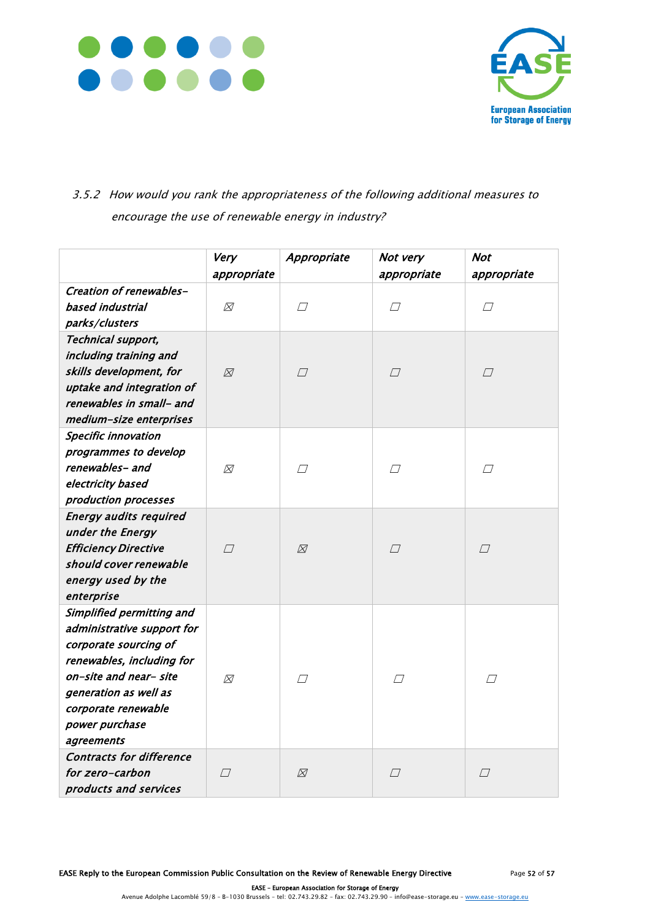### 3.5.2 How would you rank the appropriateness of the following additional measures to encourage the use of renewable energy in industry?

| | Very appropriate | Appropriate | Not very appropriate | Not appropriate |
|---|---|---|---|---|
| Creation of renewables-based industrial parks/clusters | ☒ | ☐ | ☐ | ☐ |
| Technical support, including training and skills development, for uptake and integration of renewables in small- and medium-size enterprises | ☒ | ☐ | ☐ | ☐ |
| Specific innovation programmes to develop renewables- and electricity based production processes | ☒ | ☐ | ☐ | ☐ |
| Energy audits required under the Energy Efficiency Directive should cover renewable energy used by the enterprise | ☐ | ☒ | ☐ | ☐ |
| Simplified permitting and administrative support for corporate sourcing of renewables, including for on-site and near- site generation as well as corporate renewable power purchase agreements | ☒ | ☐ | ☐ | ☐ |
| Contracts for difference for zero-carbon products and services | ☐ | ☒ | ☐ | ☐ |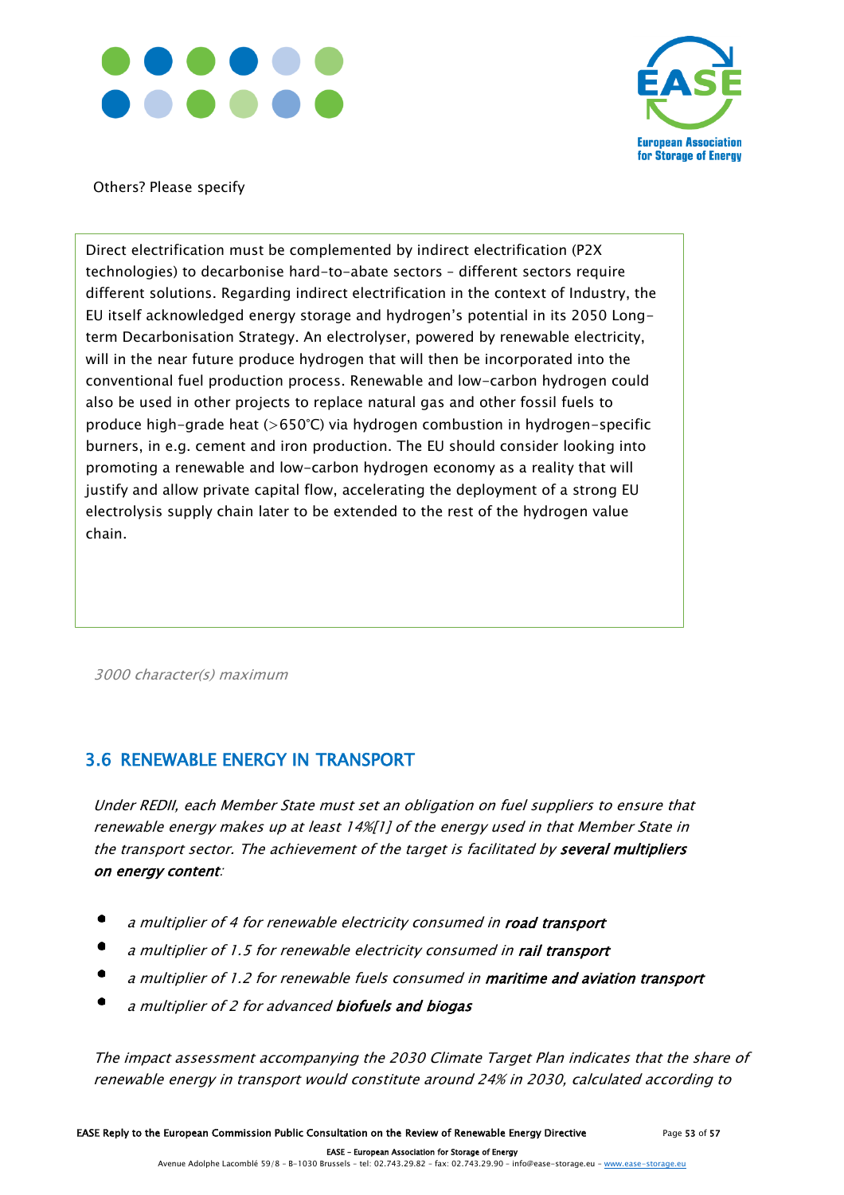Others? Please specify

Direct electrification must be complemented by indirect electrification (P2X technologies) to decarbonise hard-to-abate sectors – different sectors require different solutions. Regarding indirect electrification in the context of Industry, the EU itself acknowledged energy storage and hydrogen's potential in its 2050 Long-term Decarbonisation Strategy. An electrolyser, powered by renewable electricity, will in the near future produce hydrogen that will then be incorporated into the conventional fuel production process. Renewable and low-carbon hydrogen could also be used in other projects to replace natural gas and other fossil fuels to produce high-grade heat (>650°C) via hydrogen combustion in hydrogen-specific burners, in e.g. cement and iron production. The EU should consider looking into promoting a renewable and low-carbon hydrogen economy as a reality that will justify and allow private capital flow, accelerating the deployment of a strong EU electrolysis supply chain later to be extended to the rest of the hydrogen value chain.

*3000 character(s) maximum*

## 3.6 RENEWABLE ENERGY IN TRANSPORT

*Under REDII, each Member State must set an obligation on fuel suppliers to ensure that renewable energy makes up at least 14%[1] of the energy used in that Member State in the transport sector. The achievement of the target is facilitated by* ***several multipliers on energy content****:*

- *a multiplier of 4 for renewable electricity consumed in* ***road transport***
- *a multiplier of 1.5 for renewable electricity consumed in* ***rail transport***
- *a multiplier of 1.2 for renewable fuels consumed in* ***maritime and aviation transport***
- *a multiplier of 2 for advanced* ***biofuels and biogas***

*The impact assessment accompanying the 2030 Climate Target Plan indicates that the share of renewable energy in transport would constitute around 24% in 2030, calculated according to*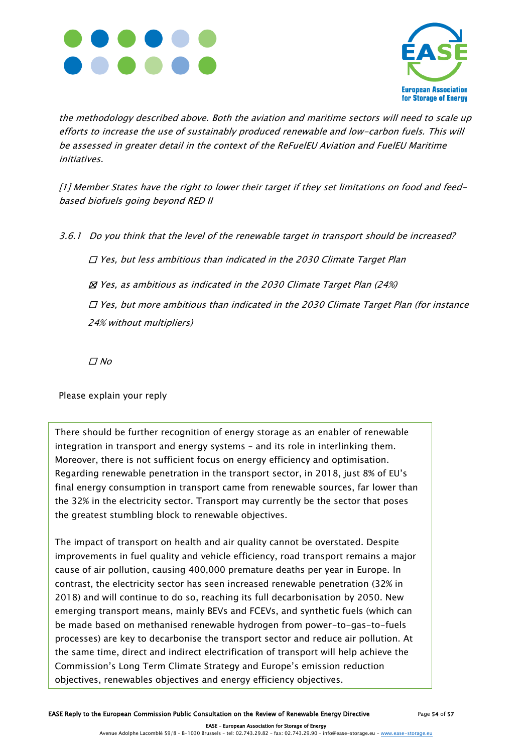*the methodology described above. Both the aviation and maritime sectors will need to scale up efforts to increase the use of sustainably produced renewable and low-carbon fuels. This will be assessed in greater detail in the context of the ReFuelEU Aviation and FuelEU Maritime initiatives.*

*[1] Member States have the right to lower their target if they set limitations on food and feed-based biofuels going beyond RED II*

*3.6.1 Do you think that the level of the renewable target in transport should be increased?*

*☐ Yes, but less ambitious than indicated in the 2030 Climate Target Plan*

*☒ Yes, as ambitious as indicated in the 2030 Climate Target Plan (24%)*

*☐ Yes, but more ambitious than indicated in the 2030 Climate Target Plan (for instance 24% without multipliers)*

*☐ No*

Please explain your reply

There should be further recognition of energy storage as an enabler of renewable integration in transport and energy systems – and its role in interlinking them. Moreover, there is not sufficient focus on energy efficiency and optimisation. Regarding renewable penetration in the transport sector, in 2018, just 8% of EU's final energy consumption in transport came from renewable sources, far lower than the 32% in the electricity sector. Transport may currently be the sector that poses the greatest stumbling block to renewable objectives.

The impact of transport on health and air quality cannot be overstated. Despite improvements in fuel quality and vehicle efficiency, road transport remains a major cause of air pollution, causing 400,000 premature deaths per year in Europe. In contrast, the electricity sector has seen increased renewable penetration (32% in 2018) and will continue to do so, reaching its full decarbonisation by 2050. New emerging transport means, mainly BEVs and FCEVs, and synthetic fuels (which can be made based on methanised renewable hydrogen from power-to-gas-to-fuels processes) are key to decarbonise the transport sector and reduce air pollution. At the same time, direct and indirect electrification of transport will help achieve the Commission's Long Term Climate Strategy and Europe's emission reduction objectives, renewables objectives and energy efficiency objectives.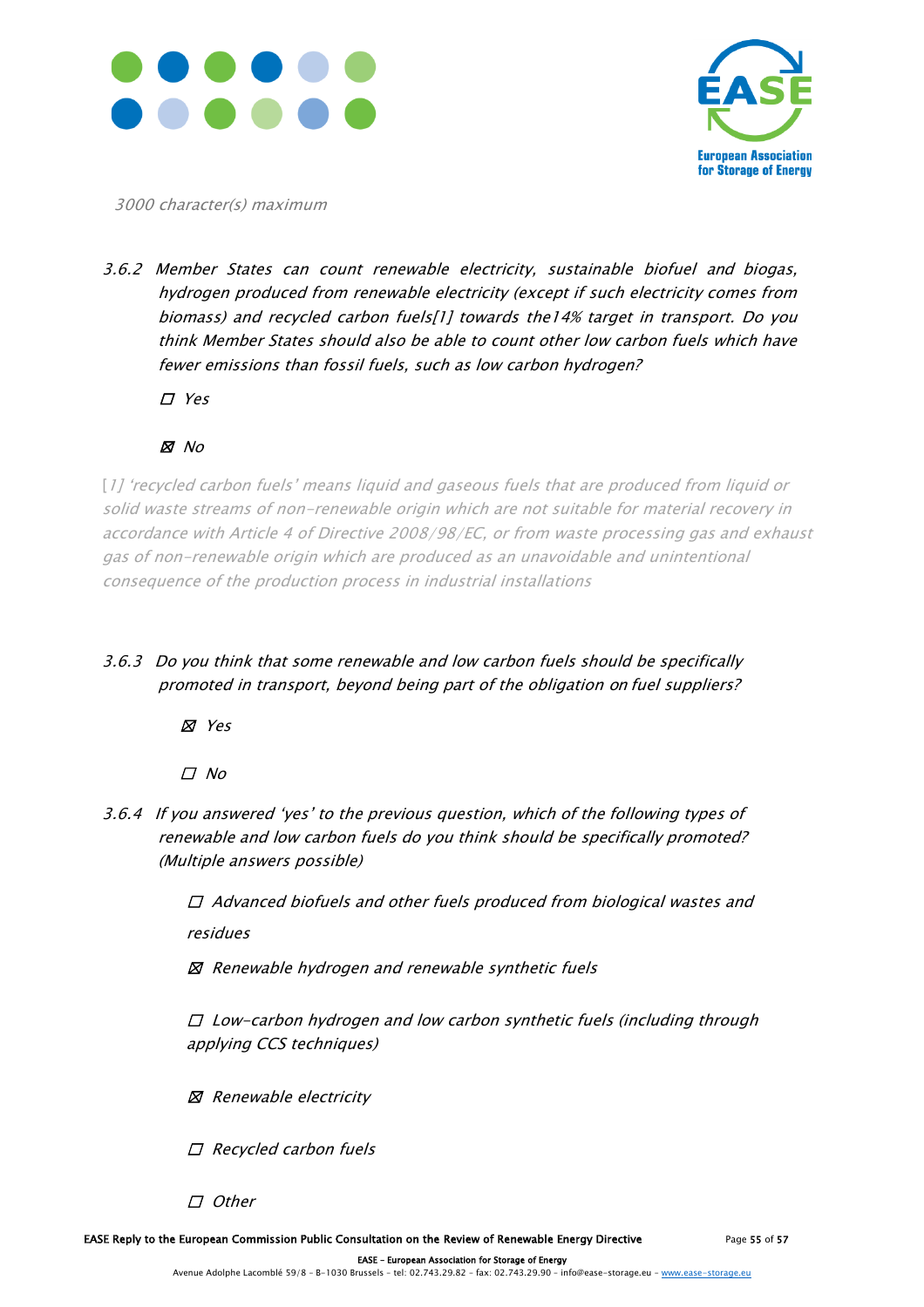*3000 character(s) maximum*

*3.6.2 Member States can count renewable electricity, sustainable biofuel and biogas, hydrogen produced from renewable electricity (except if such electricity comes from biomass) and recycled carbon fuels[1] towards the14% target in transport. Do you think Member States should also be able to count other low carbon fuels which have fewer emissions than fossil fuels, such as low carbon hydrogen?*

☐ *Yes*

☒ *No*

*[1] 'recycled carbon fuels' means liquid and gaseous fuels that are produced from liquid or solid waste streams of non-renewable origin which are not suitable for material recovery in accordance with Article 4 of Directive 2008/98/EC, or from waste processing gas and exhaust gas of non-renewable origin which are produced as an unavoidable and unintentional consequence of the production process in industrial installations*

*3.6.3 Do you think that some renewable and low carbon fuels should be specifically promoted in transport, beyond being part of the obligation on fuel suppliers?*

☒ *Yes*

☐ *No*

*3.6.4 If you answered 'yes' to the previous question, which of the following types of renewable and low carbon fuels do you think should be specifically promoted? (Multiple answers possible)*

☐ *Advanced biofuels and other fuels produced from biological wastes and residues*

☒ *Renewable hydrogen and renewable synthetic fuels*

☐ *Low-carbon hydrogen and low carbon synthetic fuels (including through applying CCS techniques)*

☒ *Renewable electricity*

☐ *Recycled carbon fuels*

☐ *Other*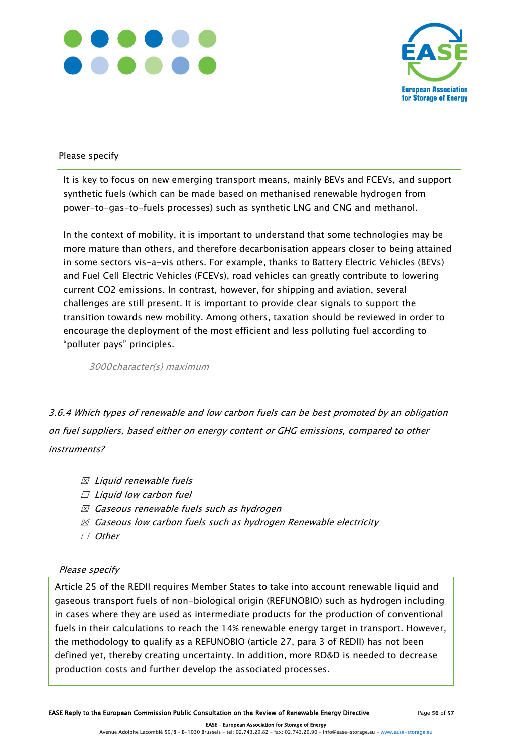Please specify

> It is key to focus on new emerging transport means, mainly BEVs and FCEVs, and support synthetic fuels (which can be made based on methanised renewable hydrogen from power-to-gas-to-fuels processes) such as synthetic LNG and CNG and methanol.
>
> In the context of mobility, it is important to understand that some technologies may be more mature than others, and therefore decarbonisation appears closer to being attained in some sectors vis-a-vis others. For example, thanks to Battery Electric Vehicles (BEVs) and Fuel Cell Electric Vehicles (FCEVs), road vehicles can greatly contribute to lowering current CO2 emissions. In contrast, however, for shipping and aviation, several challenges are still present. It is important to provide clear signals to support the transition towards new mobility. Among others, taxation should be reviewed in order to encourage the deployment of the most efficient and less polluting fuel according to "polluter pays" principles.

*3000character(s) maximum*

*3.6.4 Which types of renewable and low carbon fuels can be best promoted by an obligation on fuel suppliers, based either on energy content or GHG emissions, compared to other instruments?*

- ☒ *Liquid renewable fuels*
- ☐ *Liquid low carbon fuel*
- ☒ *Gaseous renewable fuels such as hydrogen*
- ☒ *Gaseous low carbon fuels such as hydrogen Renewable electricity*
- ☐ *Other*

*Please specify*

> Article 25 of the REDII requires Member States to take into account renewable liquid and gaseous transport fuels of non-biological origin (REFUNOBIO) such as hydrogen including in cases where they are used as intermediate products for the production of conventional fuels in their calculations to reach the 14% renewable energy target in transport. However, the methodology to qualify as a REFUNOBIO (article 27, para 3 of REDII) has not been defined yet, thereby creating uncertainty. In addition, more RD&D is needed to decrease production costs and further develop the associated processes.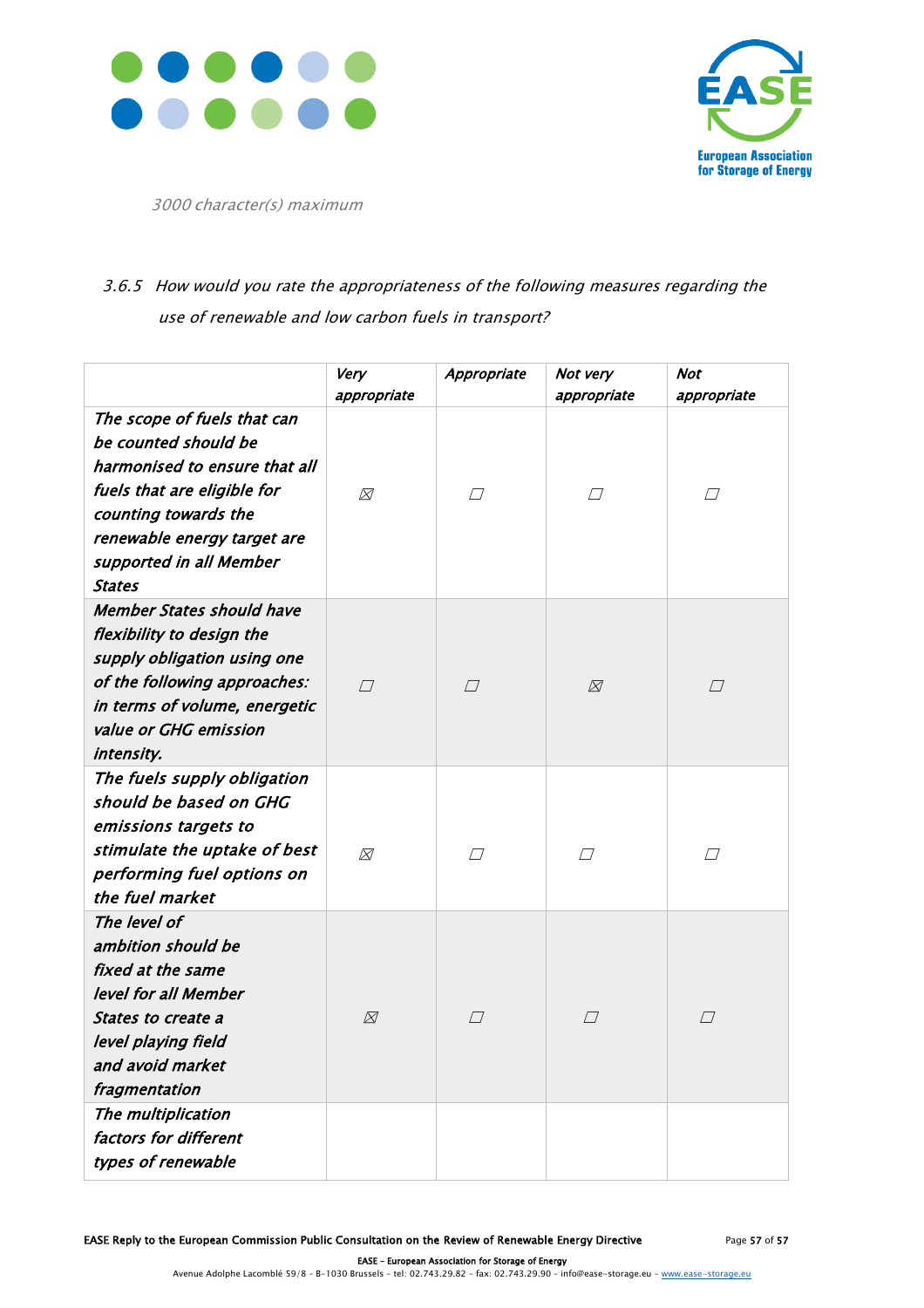*3000 character(s) maximum*

*3.6.5 How would you rate the appropriateness of the following measures regarding the use of renewable and low carbon fuels in transport?*

| | *Very appropriate* | *Appropriate* | *Not very appropriate* | *Not appropriate* |
|---|---|---|---|---|
| *The scope of fuels that can be counted should be harmonised to ensure that all fuels that are eligible for counting towards the renewable energy target are supported in all Member States* | ☒ | ☐ | ☐ | ☐ |
| *Member States should have flexibility to design the supply obligation using one of the following approaches: in terms of volume, energetic value or GHG emission intensity.* | ☐ | ☐ | ☒ | ☐ |
| *The fuels supply obligation should be based on GHG emissions targets to stimulate the uptake of best performing fuel options on the fuel market* | ☒ | ☐ | ☐ | ☐ |
| *The level of ambition should be fixed at the same level for all Member States to create a level playing field and avoid market fragmentation* | ☒ | ☐ | ☐ | ☐ |
| *The multiplication factors for different types of renewable* | | | | |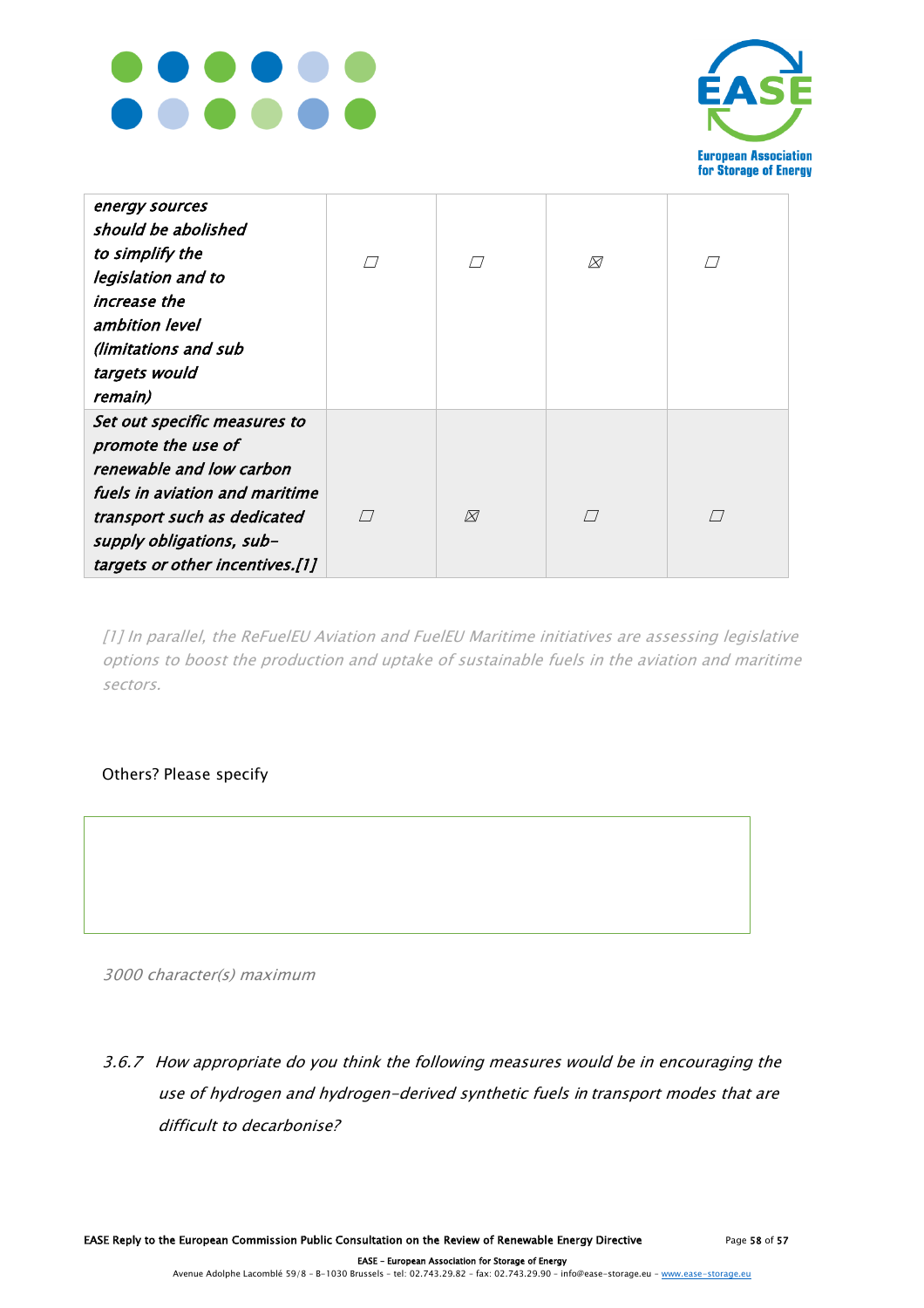| | | | | |
|---|---|---|---|---|
| *energy sources should be abolished to simplify the legislation and to increase the ambition level (limitations and sub targets would remain)* | ☐ | ☐ | ☒ | ☐ |
| *Set out specific measures to promote the use of renewable and low carbon fuels in aviation and maritime transport such as dedicated supply obligations, sub-targets or other incentives.[1]* | ☐ | ☒ | ☐ | ☐ |

*[1] In parallel, the ReFuelEU Aviation and FuelEU Maritime initiatives are assessing legislative options to boost the production and uptake of sustainable fuels in the aviation and maritime sectors.*

Others? Please specify

*3000 character(s) maximum*

*3.6.7 How appropriate do you think the following measures would be in encouraging the use of hydrogen and hydrogen-derived synthetic fuels in transport modes that are difficult to decarbonise?*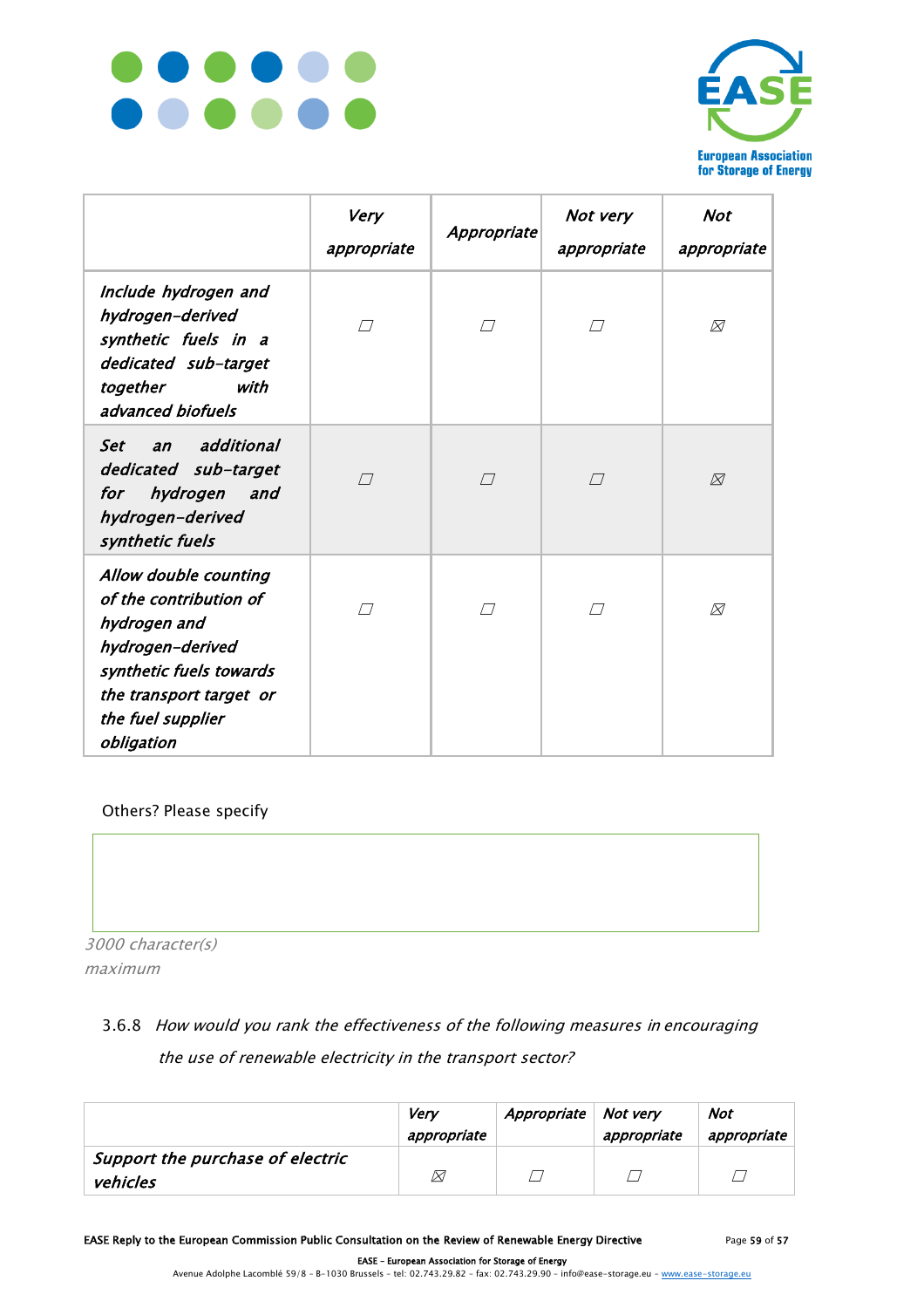| | *Very appropriate* | *Appropriate* | *Not very appropriate* | *Not appropriate* |
|---|---|---|---|---|
| *Include hydrogen and hydrogen-derived synthetic fuels in a dedicated sub-target together with advanced biofuels* | ☐ | ☐ | ☐ | ☒ |
| *Set an additional dedicated sub-target for hydrogen and hydrogen-derived synthetic fuels* | ☐ | ☐ | ☐ | ☒ |
| *Allow double counting of the contribution of hydrogen and hydrogen-derived synthetic fuels towards the transport target or the fuel supplier obligation* | ☐ | ☐ | ☐ | ☒ |

Others? Please specify

*3000 character(s) maximum*

3.6.8 *How would you rank the effectiveness of the following measures in encouraging the use of renewable electricity in the transport sector?*

| | *Very appropriate* | *Appropriate* | *Not very appropriate* | *Not appropriate* |
|---|---|---|---|---|
| *Support the purchase of electric vehicles* | ☒ | ☐ | ☐ | ☐ |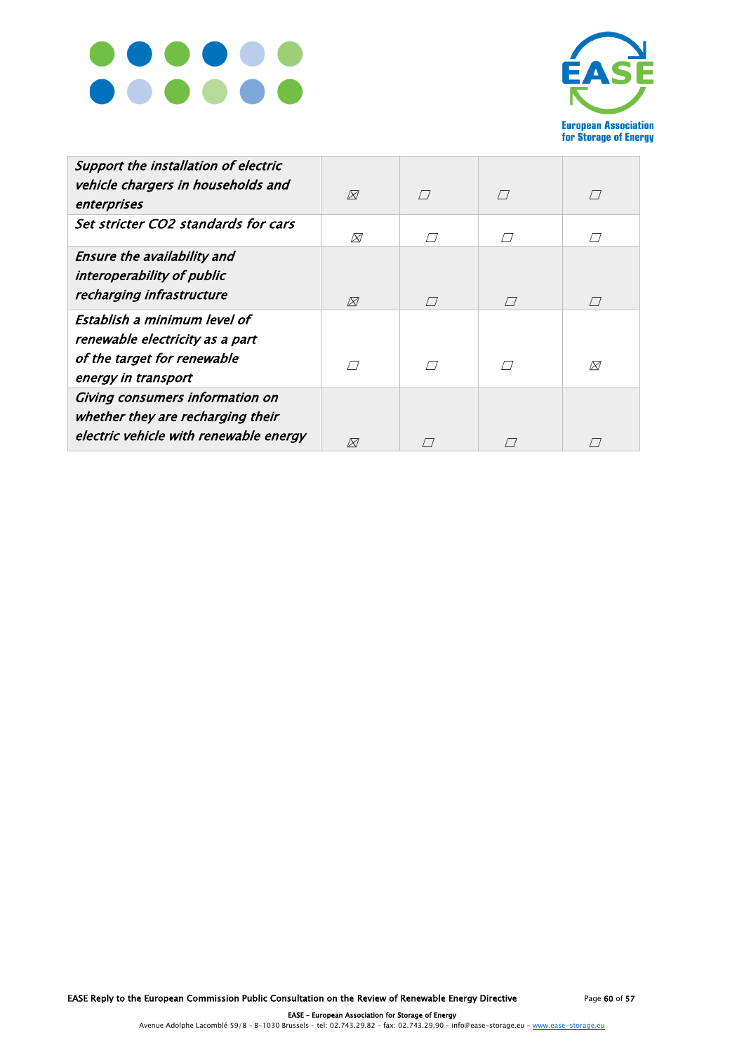| | | | | |
|---|---|---|---|---|
| *Support the installation of electric vehicle chargers in households and enterprises* | ☒ | ☐ | ☐ | ☐ |
| *Set stricter CO2 standards for cars* | ☒ | ☐ | ☐ | ☐ |
| *Ensure the availability and interoperability of public recharging infrastructure* | ☒ | ☐ | ☐ | ☐ |
| *Establish a minimum level of renewable electricity as a part of the target for renewable energy in transport* | ☐ | ☐ | ☐ | ☒ |
| *Giving consumers information on whether they are recharging their electric vehicle with renewable energy* | ☒ | ☐ | ☐ | ☐ |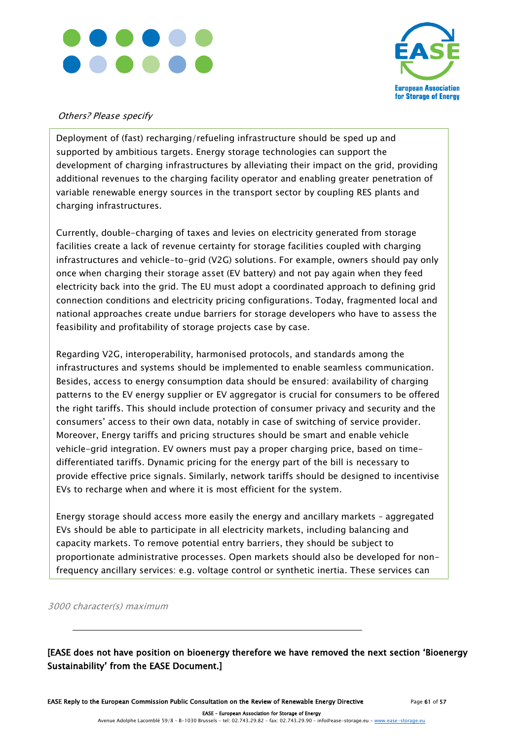*Others? Please specify*

Deployment of (fast) recharging/refueling infrastructure should be sped up and supported by ambitious targets. Energy storage technologies can support the development of charging infrastructures by alleviating their impact on the grid, providing additional revenues to the charging facility operator and enabling greater penetration of variable renewable energy sources in the transport sector by coupling RES plants and charging infrastructures.

Currently, double-charging of taxes and levies on electricity generated from storage facilities create a lack of revenue certainty for storage facilities coupled with charging infrastructures and vehicle-to-grid (V2G) solutions. For example, owners should pay only once when charging their storage asset (EV battery) and not pay again when they feed electricity back into the grid. The EU must adopt a coordinated approach to defining grid connection conditions and electricity pricing configurations. Today, fragmented local and national approaches create undue barriers for storage developers who have to assess the feasibility and profitability of storage projects case by case.

Regarding V2G, interoperability, harmonised protocols, and standards among the infrastructures and systems should be implemented to enable seamless communication. Besides, access to energy consumption data should be ensured: availability of charging patterns to the EV energy supplier or EV aggregator is crucial for consumers to be offered the right tariffs. This should include protection of consumer privacy and security and the consumers' access to their own data, notably in case of switching of service provider. Moreover, Energy tariffs and pricing structures should be smart and enable vehicle vehicle-grid integration. EV owners must pay a proper charging price, based on time-differentiated tariffs. Dynamic pricing for the energy part of the bill is necessary to provide effective price signals. Similarly, network tariffs should be designed to incentivise EVs to recharge when and where it is most efficient for the system.

Energy storage should access more easily the energy and ancillary markets – aggregated EVs should be able to participate in all electricity markets, including balancing and capacity markets. To remove potential entry barriers, they should be subject to proportionate administrative processes. Open markets should also be developed for non-frequency ancillary services: e.g. voltage control or synthetic inertia. These services can

*3000 character(s) maximum*

---

**[EASE does not have position on bioenergy therefore we have removed the next section 'Bioenergy Sustainability' from the EASE Document.]**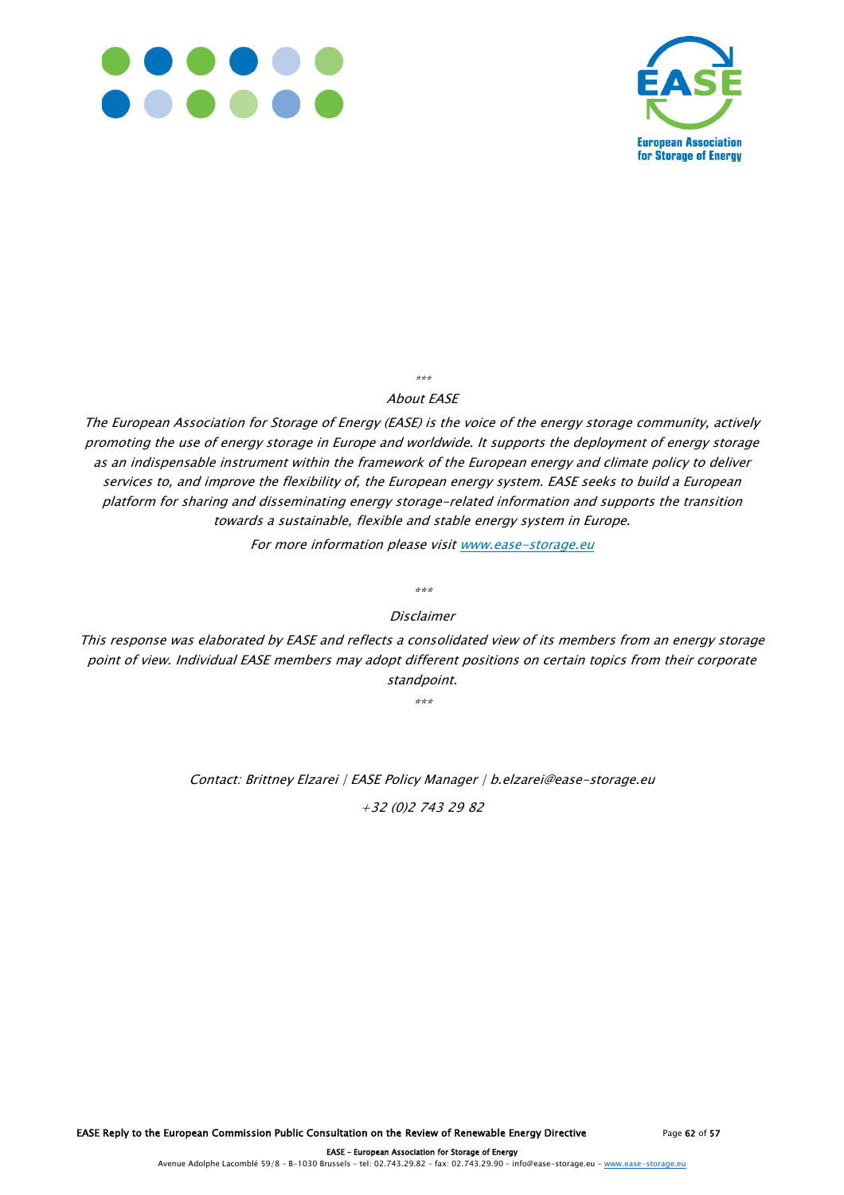\*\*\*

*About EASE*

*The European Association for Storage of Energy (EASE) is the voice of the energy storage community, actively promoting the use of energy storage in Europe and worldwide. It supports the deployment of energy storage as an indispensable instrument within the framework of the European energy and climate policy to deliver services to, and improve the flexibility of, the European energy system. EASE seeks to build a European platform for sharing and disseminating energy storage-related information and supports the transition towards a sustainable, flexible and stable energy system in Europe.*

*For more information please visit [www.ease-storage.eu](http://www.ease-storage.eu)*

\*\*\*

*Disclaimer*

*This response was elaborated by EASE and reflects a consolidated view of its members from an energy storage point of view. Individual EASE members may adopt different positions on certain topics from their corporate standpoint.*

\*\*\*

*Contact: Brittney Elzarei | EASE Policy Manager | b.elzarei@ease-storage.eu*

*+32 (0)2 743 29 82*